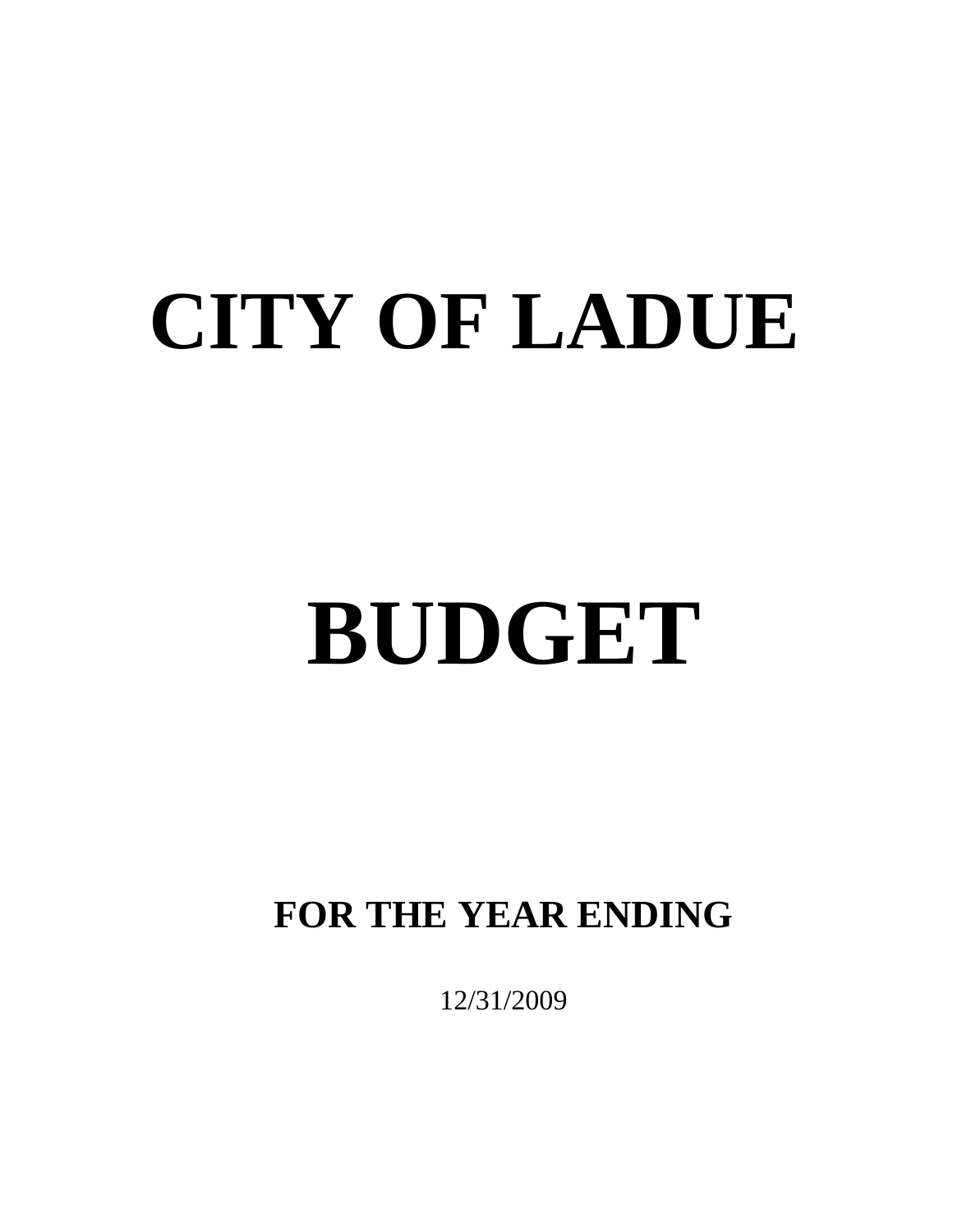# CITY OF LADUE

# BUDGET

## FOR THE YEAR ENDING

12/31/2009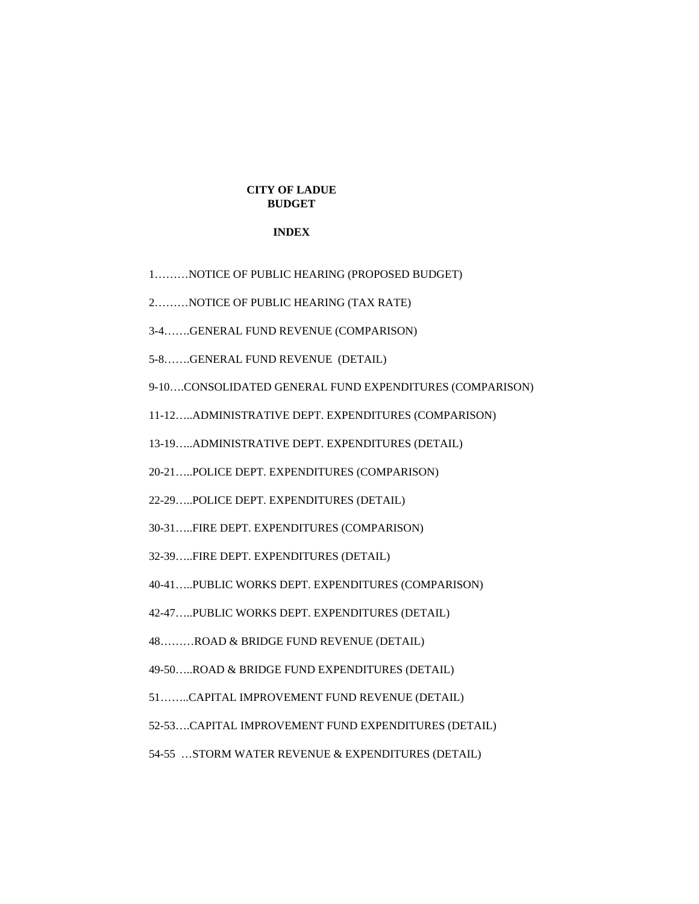# CITY OF LADUE
## BUDGET

### INDEX

1………NOTICE OF PUBLIC HEARING (PROPOSED BUDGET)

2………NOTICE OF PUBLIC HEARING (TAX RATE)

3-4…….GENERAL FUND REVENUE (COMPARISON)

5-8…….GENERAL FUND REVENUE (DETAIL)

9-10….CONSOLIDATED GENERAL FUND EXPENDITURES (COMPARISON)

11-12…..ADMINISTRATIVE DEPT. EXPENDITURES (COMPARISON)

13-19…..ADMINISTRATIVE DEPT. EXPENDITURES (DETAIL)

20-21…..POLICE DEPT. EXPENDITURES (COMPARISON)

22-29…..POLICE DEPT. EXPENDITURES (DETAIL)

30-31…..FIRE DEPT. EXPENDITURES (COMPARISON)

32-39…..FIRE DEPT. EXPENDITURES (DETAIL)

40-41…..PUBLIC WORKS DEPT. EXPENDITURES (COMPARISON)

42-47…..PUBLIC WORKS DEPT. EXPENDITURES (DETAIL)

48………ROAD & BRIDGE FUND REVENUE (DETAIL)

49-50…..ROAD & BRIDGE FUND EXPENDITURES (DETAIL)

51……..CAPITAL IMPROVEMENT FUND REVENUE (DETAIL)

52-53….CAPITAL IMPROVEMENT FUND EXPENDITURES (DETAIL)

54-55 …STORM WATER REVENUE & EXPENDITURES (DETAIL)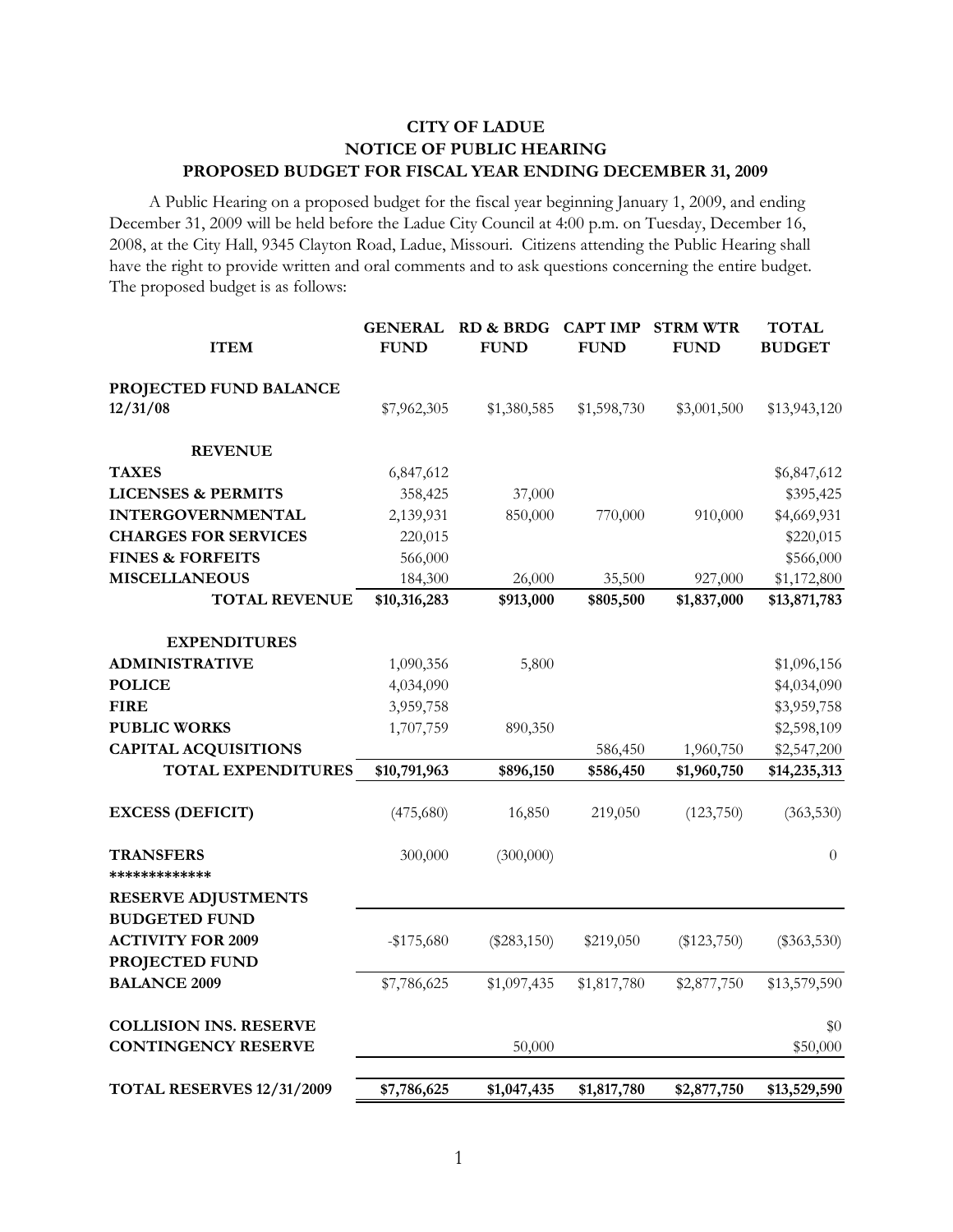**CITY OF LADUE**
**NOTICE OF PUBLIC HEARING**
**PROPOSED BUDGET FOR FISCAL YEAR ENDING DECEMBER 31, 2009**

A Public Hearing on a proposed budget for the fiscal year beginning January 1, 2009, and ending December 31, 2009 will be held before the Ladue City Council at 4:00 p.m. on Tuesday, December 16, 2008, at the City Hall, 9345 Clayton Road, Ladue, Missouri. Citizens attending the Public Hearing shall have the right to provide written and oral comments and to ask questions concerning the entire budget. The proposed budget is as follows:

| ITEM | GENERAL FUND | RD & BRDG FUND | CAPT IMP FUND | STRM WTR FUND | TOTAL BUDGET |
|---|---|---|---|---|---|
| **PROJECTED FUND BALANCE 12/31/08** | $7,962,305 | $1,380,585 | $1,598,730 | $3,001,500 | $13,943,120 |
| **REVENUE** | | | | | |
| **TAXES** | 6,847,612 | | | | $6,847,612 |
| **LICENSES & PERMITS** | 358,425 | 37,000 | | | $395,425 |
| **INTERGOVERNMENTAL** | 2,139,931 | 850,000 | 770,000 | 910,000 | $4,669,931 |
| **CHARGES FOR SERVICES** | 220,015 | | | | $220,015 |
| **FINES & FORFEITS** | 566,000 | | | | $566,000 |
| **MISCELLANEOUS** | 184,300 | 26,000 | 35,500 | 927,000 | $1,172,800 |
| **TOTAL REVENUE** | **$10,316,283** | **$913,000** | **$805,500** | **$1,837,000** | **$13,871,783** |
| **EXPENDITURES** | | | | | |
| **ADMINISTRATIVE** | 1,090,356 | 5,800 | | | $1,096,156 |
| **POLICE** | 4,034,090 | | | | $4,034,090 |
| **FIRE** | 3,959,758 | | | | $3,959,758 |
| **PUBLIC WORKS** | 1,707,759 | 890,350 | | | $2,598,109 |
| **CAPITAL ACQUISITIONS** | | | 586,450 | 1,960,750 | $2,547,200 |
| **TOTAL EXPENDITURES** | **$10,791,963** | **$896,150** | **$586,450** | **$1,960,750** | **$14,235,313** |
| **EXCESS (DEFICIT)** | (475,680) | 16,850 | 219,050 | (123,750) | (363,530) |
| **TRANSFERS** | 300,000 | (300,000) | | | 0 |
| ************* | | | | | |
| **RESERVE ADJUSTMENTS** | | | | | |
| **BUDGETED FUND ACTIVITY FOR 2009** | -$175,680 | ($283,150) | $219,050 | ($123,750) | ($363,530) |
| **PROJECTED FUND BALANCE 2009** | $7,786,625 | $1,097,435 | $1,817,780 | $2,877,750 | $13,579,590 |
| **COLLISION INS. RESERVE** | | | | | $0 |
| **CONTINGENCY RESERVE** | | 50,000 | | | $50,000 |
| **TOTAL RESERVES 12/31/2009** | **$7,786,625** | **$1,047,435** | **$1,817,780** | **$2,877,750** | **$13,529,590** |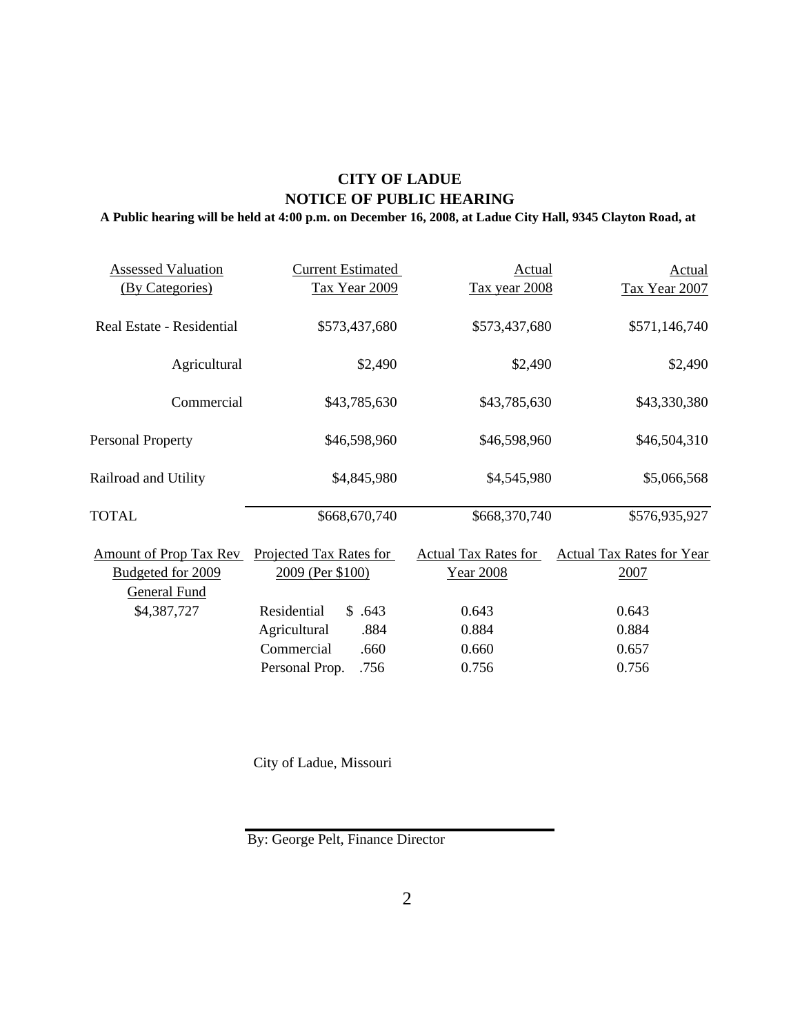**CITY OF LADUE**
**NOTICE OF PUBLIC HEARING**

**A Public hearing will be held at 4:00 p.m. on December 16, 2008, at Ladue City Hall, 9345 Clayton Road, at**

| Assessed Valuation (By Categories) | Current Estimated Tax Year 2009 | Actual Tax year 2008 | Actual Tax Year 2007 |
|---|---|---|---|
| Real Estate - Residential | $573,437,680 | $573,437,680 | $571,146,740 |
| Agricultural | $2,490 | $2,490 | $2,490 |
| Commercial | $43,785,630 | $43,785,630 | $43,330,380 |
| Personal Property | $46,598,960 | $46,598,960 | $46,504,310 |
| Railroad and Utility | $4,845,980 | $4,545,980 | $5,066,568 |
| TOTAL | $668,670,740 | $668,370,740 | $576,935,927 |

| Amount of Prop Tax Rev Budgeted for 2009 General Fund | Projected Tax Rates for 2009 (Per $100) | | Actual Tax Rates for Year 2008 | Actual Tax Rates for Year 2007 |
|---|---|---|---|---|
| $4,387,727 | Residential | $ .643 | 0.643 | 0.643 |
| | Agricultural | .884 | 0.884 | 0.884 |
| | Commercial | .660 | 0.660 | 0.657 |
| | Personal Prop. | .756 | 0.756 | 0.756 |

City of Ladue, Missouri

By: George Pelt, Finance Director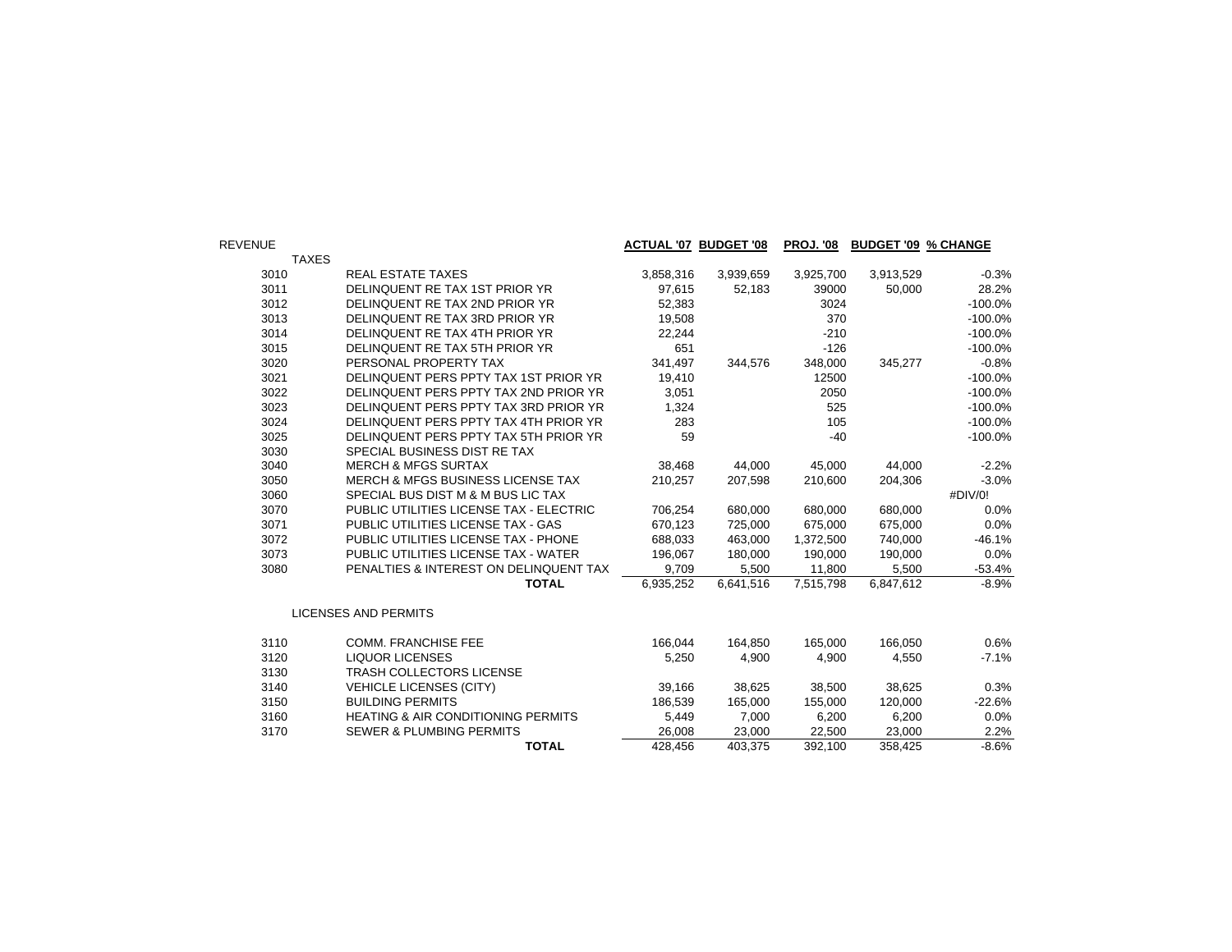| REVENUE | | ACTUAL '07 | BUDGET '08 | PROJ. '08 | BUDGET '09 | % CHANGE |
|---|---|---|---|---|---|---|
| TAXES | | | | | | |
| 3010 | REAL ESTATE TAXES | 3,858,316 | 3,939,659 | 3,925,700 | 3,913,529 | -0.3% |
| 3011 | DELINQUENT RE TAX 1ST PRIOR YR | 97,615 | 52,183 | 39000 | 50,000 | 28.2% |
| 3012 | DELINQUENT RE TAX 2ND PRIOR YR | 52,383 | | 3024 | | -100.0% |
| 3013 | DELINQUENT RE TAX 3RD PRIOR YR | 19,508 | | 370 | | -100.0% |
| 3014 | DELINQUENT RE TAX 4TH PRIOR YR | 22,244 | | -210 | | -100.0% |
| 3015 | DELINQUENT RE TAX 5TH PRIOR YR | 651 | | -126 | | -100.0% |
| 3020 | PERSONAL PROPERTY TAX | 341,497 | 344,576 | 348,000 | 345,277 | -0.8% |
| 3021 | DELINQUENT PERS PPTY TAX 1ST PRIOR YR | 19,410 | | 12500 | | -100.0% |
| 3022 | DELINQUENT PERS PPTY TAX 2ND PRIOR YR | 3,051 | | 2050 | | -100.0% |
| 3023 | DELINQUENT PERS PPTY TAX 3RD PRIOR YR | 1,324 | | 525 | | -100.0% |
| 3024 | DELINQUENT PERS PPTY TAX 4TH PRIOR YR | 283 | | 105 | | -100.0% |
| 3025 | DELINQUENT PERS PPTY TAX 5TH PRIOR YR | 59 | | -40 | | -100.0% |
| 3030 | SPECIAL BUSINESS DIST RE TAX | | | | | |
| 3040 | MERCH & MFGS SURTAX | 38,468 | 44,000 | 45,000 | 44,000 | -2.2% |
| 3050 | MERCH & MFGS BUSINESS LICENSE TAX | 210,257 | 207,598 | 210,600 | 204,306 | -3.0% |
| 3060 | SPECIAL BUS DIST M & M BUS LIC TAX | | | | | #DIV/0! |
| 3070 | PUBLIC UTILITIES LICENSE TAX - ELECTRIC | 706,254 | 680,000 | 680,000 | 680,000 | 0.0% |
| 3071 | PUBLIC UTILITIES LICENSE TAX - GAS | 670,123 | 725,000 | 675,000 | 675,000 | 0.0% |
| 3072 | PUBLIC UTILITIES LICENSE TAX - PHONE | 688,033 | 463,000 | 1,372,500 | 740,000 | -46.1% |
| 3073 | PUBLIC UTILITIES LICENSE TAX - WATER | 196,067 | 180,000 | 190,000 | 190,000 | 0.0% |
| 3080 | PENALTIES & INTEREST ON DELINQUENT TAX | 9,709 | 5,500 | 11,800 | 5,500 | -53.4% |
| | **TOTAL** | 6,935,252 | 6,641,516 | 7,515,798 | 6,847,612 | -8.9% |
| LICENSES AND PERMITS | | | | | | |
| 3110 | COMM. FRANCHISE FEE | 166,044 | 164,850 | 165,000 | 166,050 | 0.6% |
| 3120 | LIQUOR LICENSES | 5,250 | 4,900 | 4,900 | 4,550 | -7.1% |
| 3130 | TRASH COLLECTORS LICENSE | | | | | |
| 3140 | VEHICLE LICENSES (CITY) | 39,166 | 38,625 | 38,500 | 38,625 | 0.3% |
| 3150 | BUILDING PERMITS | 186,539 | 165,000 | 155,000 | 120,000 | -22.6% |
| 3160 | HEATING & AIR CONDITIONING PERMITS | 5,449 | 7,000 | 6,200 | 6,200 | 0.0% |
| 3170 | SEWER & PLUMBING PERMITS | 26,008 | 23,000 | 22,500 | 23,000 | 2.2% |
| | **TOTAL** | 428,456 | 403,375 | 392,100 | 358,425 | -8.6% |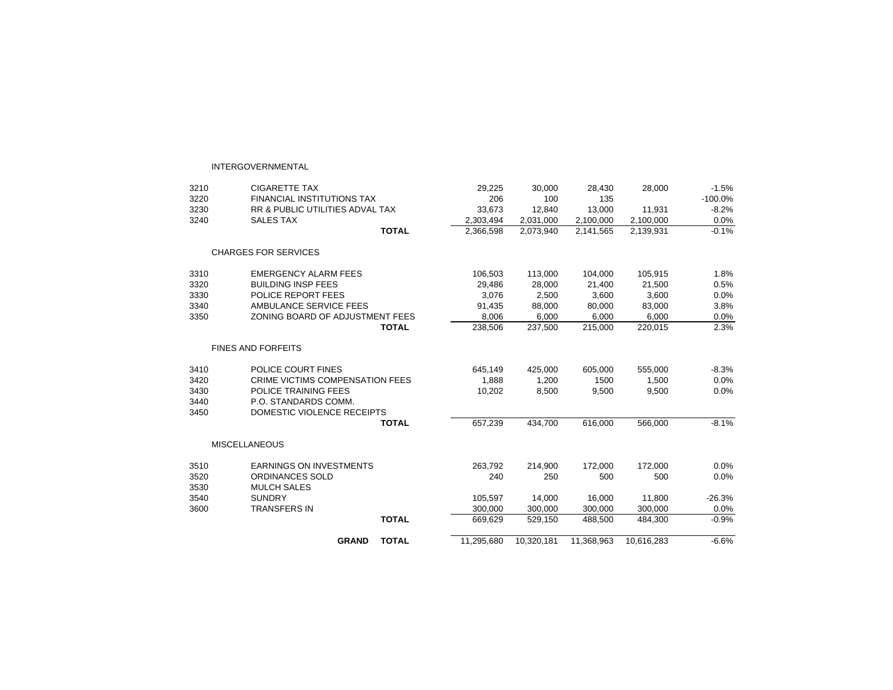| | | | | | | |
|---|---|---|---|---|---|---|
| | INTERGOVERNMENTAL | | | | | |
| 3210 | CIGARETTE TAX | 29,225 | 30,000 | 28,430 | 28,000 | -1.5% |
| 3220 | FINANCIAL INSTITUTIONS TAX | 206 | 100 | 135 | | -100.0% |
| 3230 | RR & PUBLIC UTILITIES ADVAL TAX | 33,673 | 12,840 | 13,000 | 11,931 | -8.2% |
| 3240 | SALES TAX | 2,303,494 | 2,031,000 | 2,100,000 | 2,100,000 | 0.0% |
| | **TOTAL** | 2,366,598 | 2,073,940 | 2,141,565 | 2,139,931 | -0.1% |
| | CHARGES FOR SERVICES | | | | | |
| 3310 | EMERGENCY ALARM FEES | 106,503 | 113,000 | 104,000 | 105,915 | 1.8% |
| 3320 | BUILDING INSP FEES | 29,486 | 28,000 | 21,400 | 21,500 | 0.5% |
| 3330 | POLICE REPORT FEES | 3,076 | 2,500 | 3,600 | 3,600 | 0.0% |
| 3340 | AMBULANCE SERVICE FEES | 91,435 | 88,000 | 80,000 | 83,000 | 3.8% |
| 3350 | ZONING BOARD OF ADJUSTMENT FEES | 8,006 | 6,000 | 6,000 | 6,000 | 0.0% |
| | **TOTAL** | 238,506 | 237,500 | 215,000 | 220,015 | 2.3% |
| | FINES AND FORFEITS | | | | | |
| 3410 | POLICE COURT FINES | 645,149 | 425,000 | 605,000 | 555,000 | -8.3% |
| 3420 | CRIME VICTIMS COMPENSATION FEES | 1,888 | 1,200 | 1500 | 1,500 | 0.0% |
| 3430 | POLICE TRAINING FEES | 10,202 | 8,500 | 9,500 | 9,500 | 0.0% |
| 3440 | P.O. STANDARDS COMM. | | | | | |
| 3450 | DOMESTIC VIOLENCE RECEIPTS | | | | | |
| | **TOTAL** | 657,239 | 434,700 | 616,000 | 566,000 | -8.1% |
| | MISCELLANEOUS | | | | | |
| 3510 | EARNINGS ON INVESTMENTS | 263,792 | 214,900 | 172,000 | 172,000 | 0.0% |
| 3520 | ORDINANCES SOLD | 240 | 250 | 500 | 500 | 0.0% |
| 3530 | MULCH SALES | | | | | |
| 3540 | SUNDRY | 105,597 | 14,000 | 16,000 | 11,800 | -26.3% |
| 3600 | TRANSFERS IN | 300,000 | 300,000 | 300,000 | 300,000 | 0.0% |
| | **TOTAL** | 669,629 | 529,150 | 488,500 | 484,300 | -0.9% |
| | **GRAND TOTAL** | 11,295,680 | 10,320,181 | 11,368,963 | 10,616,283 | -6.6% |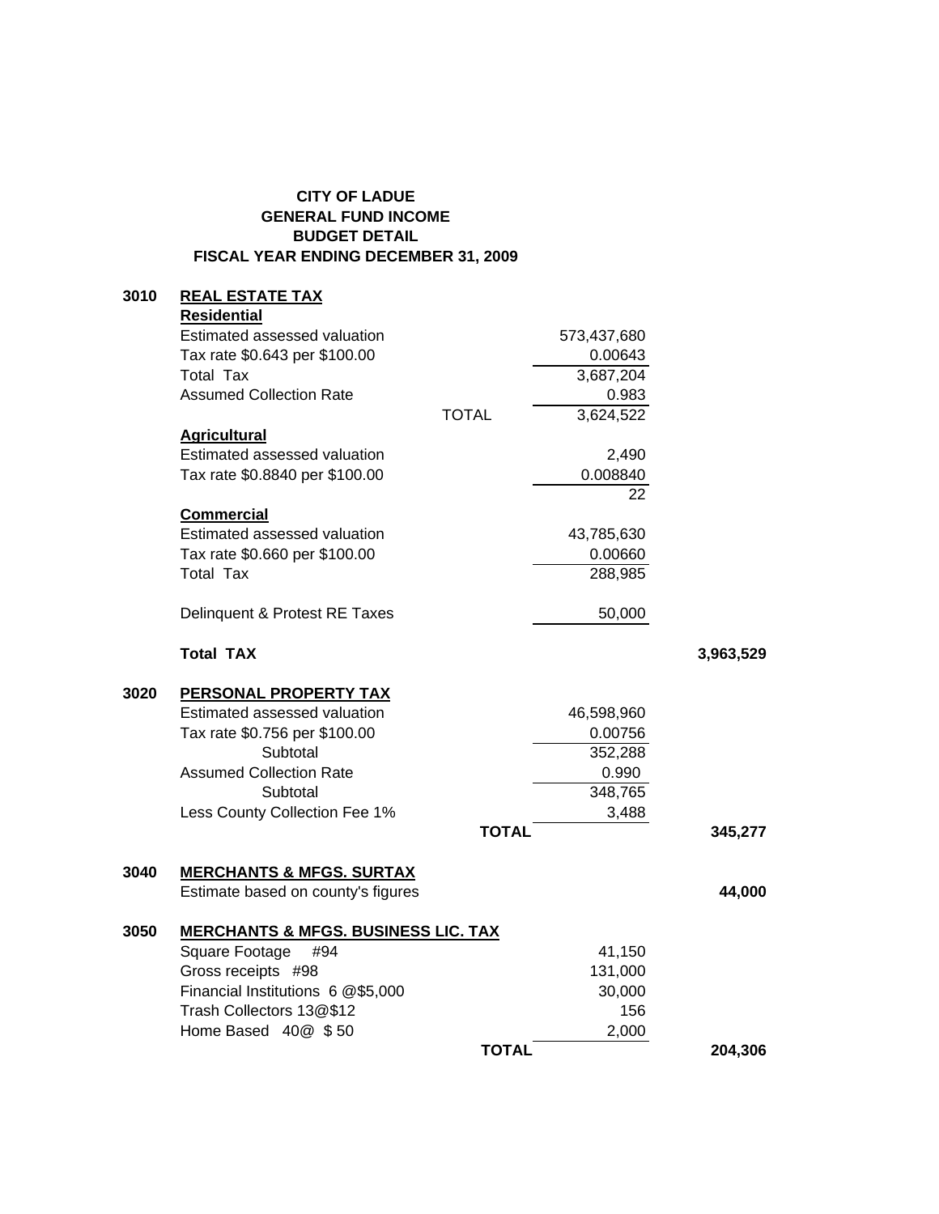**CITY OF LADUE**
**GENERAL FUND INCOME**
**BUDGET DETAIL**
**FISCAL YEAR ENDING DECEMBER 31, 2009**

| Code | Description | | Amount | Total |
|---|---|---|---|---|
| **3010** | **REAL ESTATE TAX** | | | |
| | **Residential** | | | |
| | Estimated assessed valuation | | 573,437,680 | |
| | Tax rate $0.643 per $100.00 | | 0.00643 | |
| | Total Tax | | 3,687,204 | |
| | Assumed Collection Rate | | 0.983 | |
| | | TOTAL | 3,624,522 | |
| | **Agricultural** | | | |
| | Estimated assessed valuation | | 2,490 | |
| | Tax rate $0.8840 per $100.00 | | 0.008840 | |
| | | | 22 | |
| | **Commercial** | | | |
| | Estimated assessed valuation | | 43,785,630 | |
| | Tax rate $0.660 per $100.00 | | 0.00660 | |
| | Total Tax | | 288,985 | |
| | Delinquent & Protest RE Taxes | | 50,000 | |
| | **Total TAX** | | | **3,963,529** |
| **3020** | **PERSONAL PROPERTY TAX** | | | |
| | Estimated assessed valuation | | 46,598,960 | |
| | Tax rate $0.756 per $100.00 | | 0.00756 | |
| | Subtotal | | 352,288 | |
| | Assumed Collection Rate | | 0.990 | |
| | Subtotal | | 348,765 | |
| | Less County Collection Fee 1% | | 3,488 | |
| | | **TOTAL** | | **345,277** |
| **3040** | **MERCHANTS & MFGS. SURTAX** | | | |
| | Estimate based on county's figures | | | **44,000** |
| **3050** | **MERCHANTS & MFGS. BUSINESS LIC. TAX** | | | |
| | Square Footage #94 | | 41,150 | |
| | Gross receipts #98 | | 131,000 | |
| | Financial Institutions 6 @$5,000 | | 30,000 | |
| | Trash Collectors 13@$12 | | 156 | |
| | Home Based 40@ $ 50 | | 2,000 | |
| | | **TOTAL** | | **204,306** |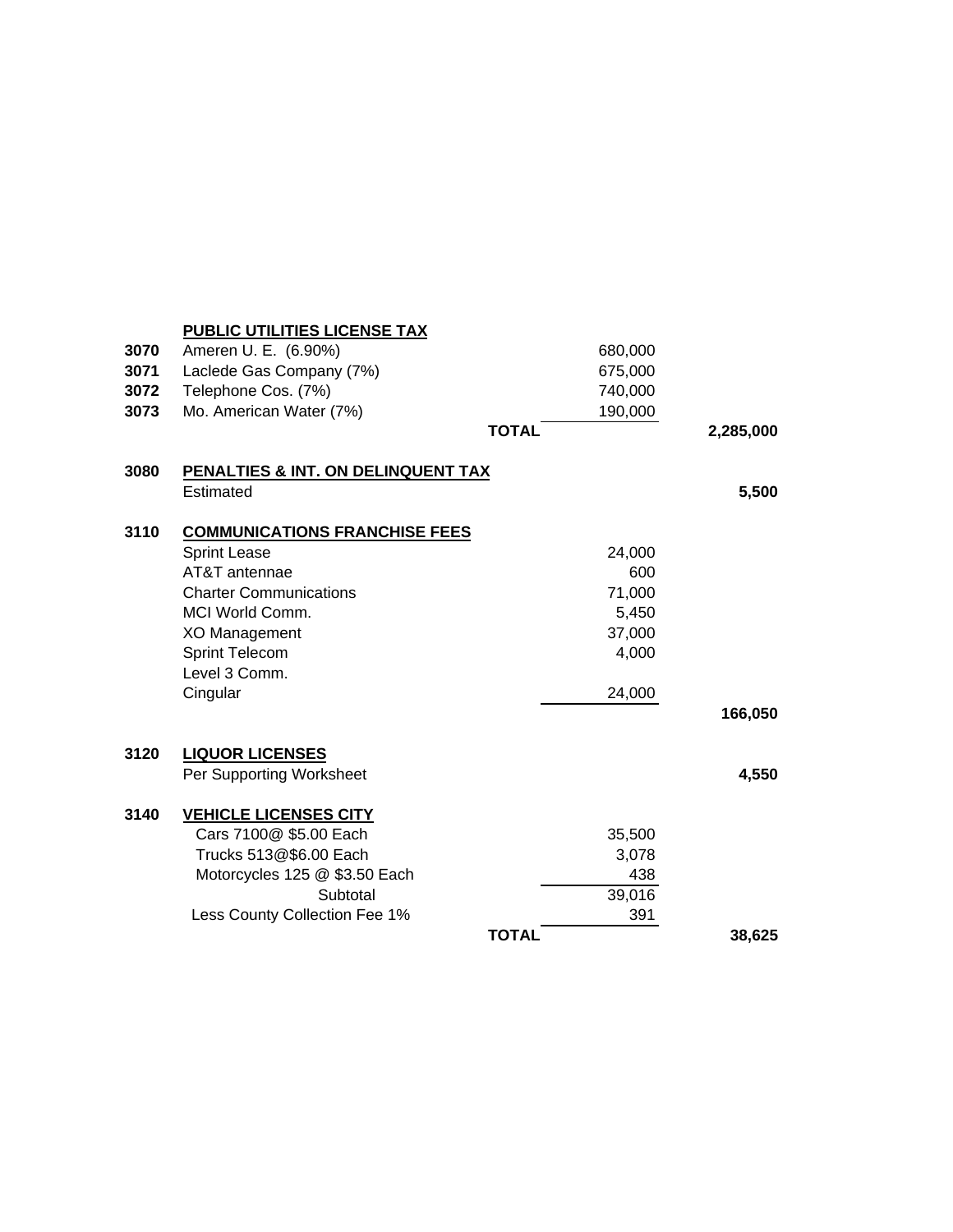| Code | Description | | Amount | Total |
|---|---|---|---|---|
| | **PUBLIC UTILITIES LICENSE TAX** | | | |
| **3070** | Ameren U. E. (6.90%) | | 680,000 | |
| **3071** | Laclede Gas Company (7%) | | 675,000 | |
| **3072** | Telephone Cos. (7%) | | 740,000 | |
| **3073** | Mo. American Water (7%) | | 190,000 | |
| | | **TOTAL** | | **2,285,000** |
| | | | | |
| **3080** | **PENALTIES & INT. ON DELINQUENT TAX** | | | |
| | Estimated | | | **5,500** |
| | | | | |
| **3110** | **COMMUNICATIONS FRANCHISE FEES** | | | |
| | Sprint Lease | | 24,000 | |
| | AT&T antennae | | 600 | |
| | Charter Communications | | 71,000 | |
| | MCI World Comm. | | 5,450 | |
| | XO Management | | 37,000 | |
| | Sprint Telecom | | 4,000 | |
| | Level 3 Comm. | | | |
| | Cingular | | 24,000 | |
| | | | | **166,050** |
| | | | | |
| **3120** | **LIQUOR LICENSES** | | | |
| | Per Supporting Worksheet | | | **4,550** |
| | | | | |
| **3140** | **VEHICLE LICENSES CITY** | | | |
| | Cars 7100@ $5.00 Each | | 35,500 | |
| | Trucks 513@$6.00 Each | | 3,078 | |
| | Motorcycles 125 @ $3.50 Each | | 438 | |
| | Subtotal | | 39,016 | |
| | Less County Collection Fee 1% | | 391 | |
| | | **TOTAL** | | **38,625** |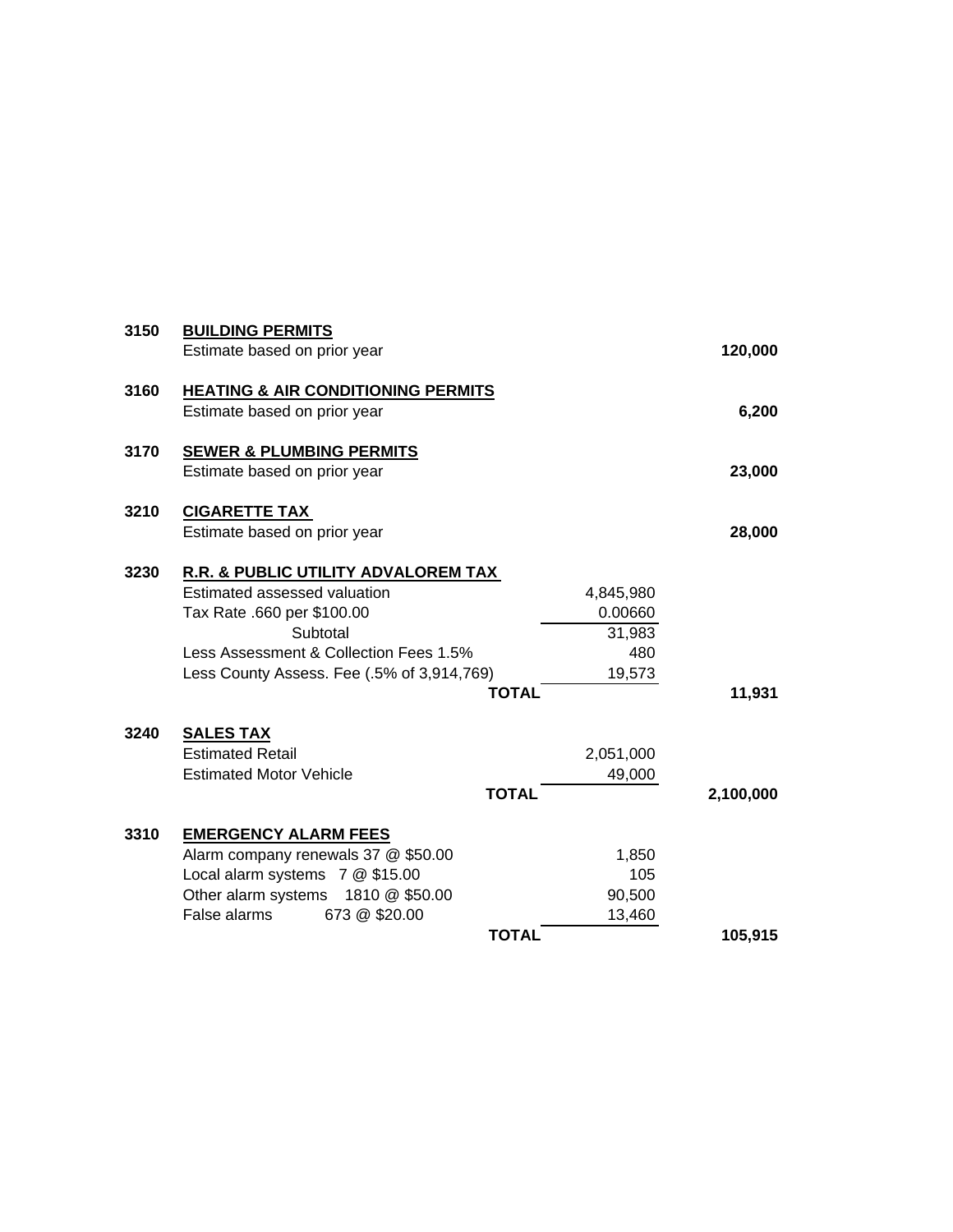| Code | Description | Detail | Amount |
|---|---|---|---|
| 3150 | **BUILDING PERMITS** | | |
| | Estimate based on prior year | | **120,000** |
| 3160 | **HEATING & AIR CONDITIONING PERMITS** | | |
| | Estimate based on prior year | | **6,200** |
| 3170 | **SEWER & PLUMBING PERMITS** | | |
| | Estimate based on prior year | | **23,000** |
| 3210 | **CIGARETTE TAX** | | |
| | Estimate based on prior year | | **28,000** |
| 3230 | **R.R. & PUBLIC UTILITY ADVALOREM TAX** | | |
| | Estimated assessed valuation | 4,845,980 | |
| | Tax Rate .660 per $100.00 | 0.00660 | |
| | Subtotal | 31,983 | |
| | Less Assessment & Collection Fees 1.5% | 480 | |
| | Less County Assess. Fee (.5% of 3,914,769) | 19,573 | |
| | **TOTAL** | | **11,931** |
| 3240 | **SALES TAX** | | |
| | Estimated Retail | 2,051,000 | |
| | Estimated Motor Vehicle | 49,000 | |
| | **TOTAL** | | **2,100,000** |
| 3310 | **EMERGENCY ALARM FEES** | | |
| | Alarm company renewals 37 @ $50.00 | 1,850 | |
| | Local alarm systems 7 @ $15.00 | 105 | |
| | Other alarm systems 1810 @ $50.00 | 90,500 | |
| | False alarms 673 @ $20.00 | 13,460 | |
| | **TOTAL** | | **105,915** |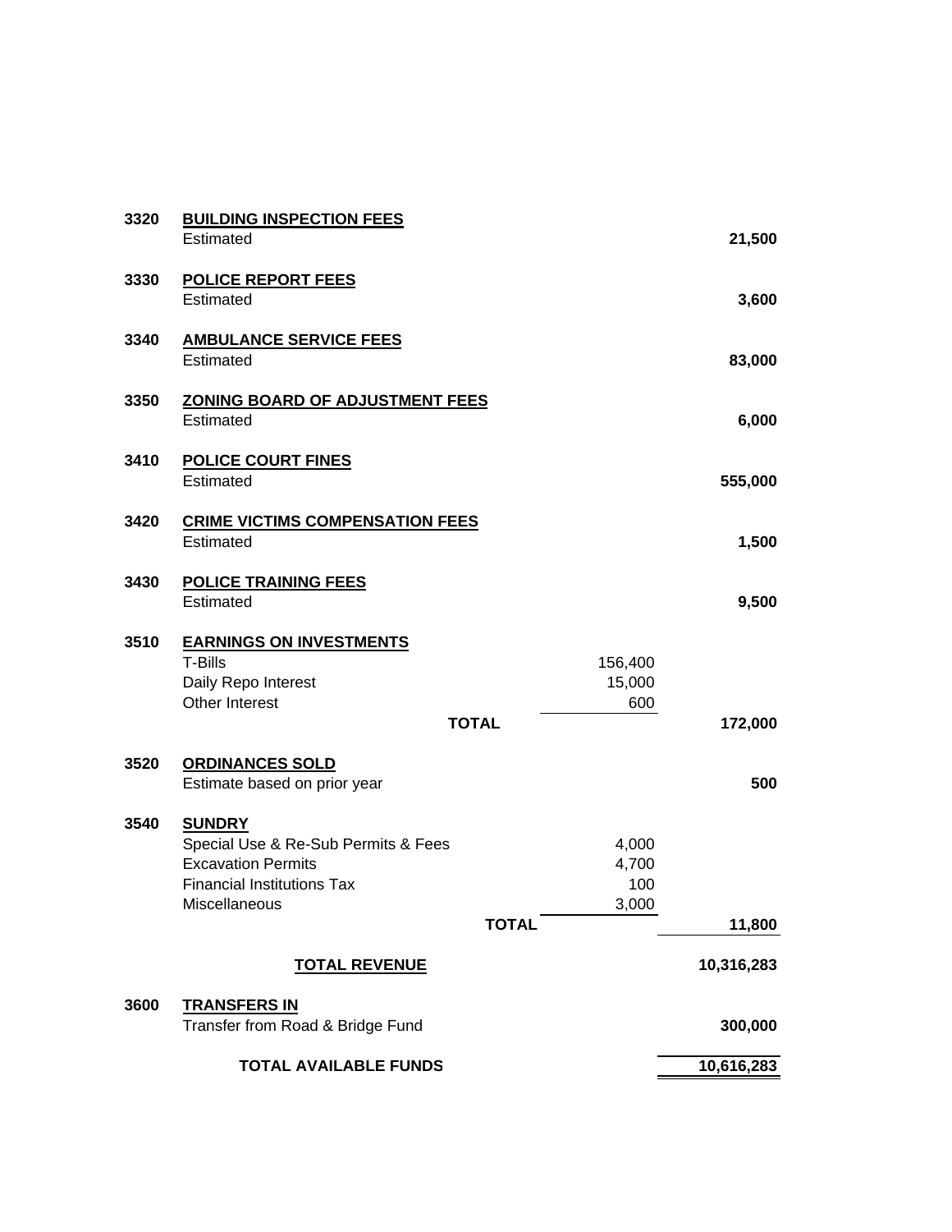| Code | Description | Detail | Amount |
|---|---|---|---|
| 3320 | **BUILDING INSPECTION FEES** | | |
| | Estimated | | **21,500** |
| 3330 | **POLICE REPORT FEES** | | |
| | Estimated | | **3,600** |
| 3340 | **AMBULANCE SERVICE FEES** | | |
| | Estimated | | **83,000** |
| 3350 | **ZONING BOARD OF ADJUSTMENT FEES** | | |
| | Estimated | | **6,000** |
| 3410 | **POLICE COURT FINES** | | |
| | Estimated | | **555,000** |
| 3420 | **CRIME VICTIMS COMPENSATION FEES** | | |
| | Estimated | | **1,500** |
| 3430 | **POLICE TRAINING FEES** | | |
| | Estimated | | **9,500** |
| 3510 | **EARNINGS ON INVESTMENTS** | | |
| | T-Bills | 156,400 | |
| | Daily Repo Interest | 15,000 | |
| | Other Interest | 600 | |
| | **TOTAL** | | **172,000** |
| 3520 | **ORDINANCES SOLD** | | |
| | Estimate based on prior year | | **500** |
| 3540 | **SUNDRY** | | |
| | Special Use & Re-Sub Permits & Fees | 4,000 | |
| | Excavation Permits | 4,700 | |
| | Financial Institutions Tax | 100 | |
| | Miscellaneous | 3,000 | |
| | **TOTAL** | | **11,800** |
| | **TOTAL REVENUE** | | **10,316,283** |
| 3600 | **TRANSFERS IN** | | |
| | Transfer from Road & Bridge Fund | | **300,000** |
| | **TOTAL AVAILABLE FUNDS** | | **10,616,283** |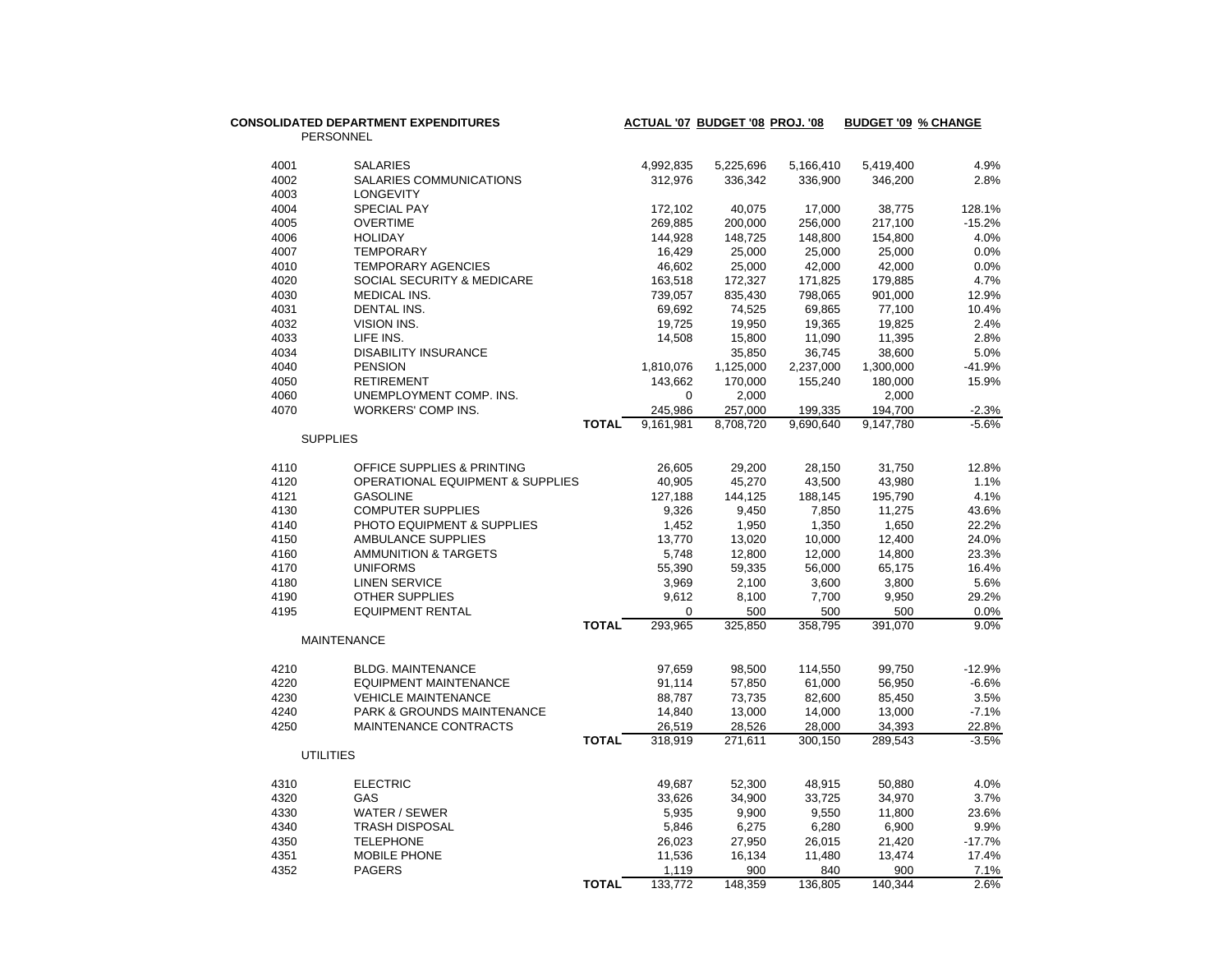## CONSOLIDATED DEPARTMENT EXPENDITURES

| | | | ACTUAL '07 | BUDGET '08 | PROJ. '08 | BUDGET '09 | % CHANGE |
|---|---|---|---|---|---|---|---|
| **PERSONNEL** | | | | | | | |
| 4001 | SALARIES | | 4,992,835 | 5,225,696 | 5,166,410 | 5,419,400 | 4.9% |
| 4002 | SALARIES COMMUNICATIONS | | 312,976 | 336,342 | 336,900 | 346,200 | 2.8% |
| 4003 | LONGEVITY | | | | | | |
| 4004 | SPECIAL PAY | | 172,102 | 40,075 | 17,000 | 38,775 | 128.1% |
| 4005 | OVERTIME | | 269,885 | 200,000 | 256,000 | 217,100 | -15.2% |
| 4006 | HOLIDAY | | 144,928 | 148,725 | 148,800 | 154,800 | 4.0% |
| 4007 | TEMPORARY | | 16,429 | 25,000 | 25,000 | 25,000 | 0.0% |
| 4010 | TEMPORARY AGENCIES | | 46,602 | 25,000 | 42,000 | 42,000 | 0.0% |
| 4020 | SOCIAL SECURITY & MEDICARE | | 163,518 | 172,327 | 171,825 | 179,885 | 4.7% |
| 4030 | MEDICAL INS. | | 739,057 | 835,430 | 798,065 | 901,000 | 12.9% |
| 4031 | DENTAL INS. | | 69,692 | 74,525 | 69,865 | 77,100 | 10.4% |
| 4032 | VISION INS. | | 19,725 | 19,950 | 19,365 | 19,825 | 2.4% |
| 4033 | LIFE INS. | | 14,508 | 15,800 | 11,090 | 11,395 | 2.8% |
| 4034 | DISABILITY INSURANCE | | | 35,850 | 36,745 | 38,600 | 5.0% |
| 4040 | PENSION | | 1,810,076 | 1,125,000 | 2,237,000 | 1,300,000 | -41.9% |
| 4050 | RETIREMENT | | 143,662 | 170,000 | 155,240 | 180,000 | 15.9% |
| 4060 | UNEMPLOYMENT COMP. INS. | | 0 | 2,000 | | 2,000 | |
| 4070 | WORKERS' COMP INS. | | 245,986 | 257,000 | 199,335 | 194,700 | -2.3% |
| | | **TOTAL** | 9,161,981 | 8,708,720 | 9,690,640 | 9,147,780 | -5.6% |
| **SUPPLIES** | | | | | | | |
| 4110 | OFFICE SUPPLIES & PRINTING | | 26,605 | 29,200 | 28,150 | 31,750 | 12.8% |
| 4120 | OPERATIONAL EQUIPMENT & SUPPLIES | | 40,905 | 45,270 | 43,500 | 43,980 | 1.1% |
| 4121 | GASOLINE | | 127,188 | 144,125 | 188,145 | 195,790 | 4.1% |
| 4130 | COMPUTER SUPPLIES | | 9,326 | 9,450 | 7,850 | 11,275 | 43.6% |
| 4140 | PHOTO EQUIPMENT & SUPPLIES | | 1,452 | 1,950 | 1,350 | 1,650 | 22.2% |
| 4150 | AMBULANCE SUPPLIES | | 13,770 | 13,020 | 10,000 | 12,400 | 24.0% |
| 4160 | AMMUNITION & TARGETS | | 5,748 | 12,800 | 12,000 | 14,800 | 23.3% |
| 4170 | UNIFORMS | | 55,390 | 59,335 | 56,000 | 65,175 | 16.4% |
| 4180 | LINEN SERVICE | | 3,969 | 2,100 | 3,600 | 3,800 | 5.6% |
| 4190 | OTHER SUPPLIES | | 9,612 | 8,100 | 7,700 | 9,950 | 29.2% |
| 4195 | EQUIPMENT RENTAL | | 0 | 500 | 500 | 500 | 0.0% |
| | | **TOTAL** | 293,965 | 325,850 | 358,795 | 391,070 | 9.0% |
| **MAINTENANCE** | | | | | | | |
| 4210 | BLDG. MAINTENANCE | | 97,659 | 98,500 | 114,550 | 99,750 | -12.9% |
| 4220 | EQUIPMENT MAINTENANCE | | 91,114 | 57,850 | 61,000 | 56,950 | -6.6% |
| 4230 | VEHICLE MAINTENANCE | | 88,787 | 73,735 | 82,600 | 85,450 | 3.5% |
| 4240 | PARK & GROUNDS MAINTENANCE | | 14,840 | 13,000 | 14,000 | 13,000 | -7.1% |
| 4250 | MAINTENANCE CONTRACTS | | 26,519 | 28,526 | 28,000 | 34,393 | 22.8% |
| | | **TOTAL** | 318,919 | 271,611 | 300,150 | 289,543 | -3.5% |
| **UTILITIES** | | | | | | | |
| 4310 | ELECTRIC | | 49,687 | 52,300 | 48,915 | 50,880 | 4.0% |
| 4320 | GAS | | 33,626 | 34,900 | 33,725 | 34,970 | 3.7% |
| 4330 | WATER / SEWER | | 5,935 | 9,900 | 9,550 | 11,800 | 23.6% |
| 4340 | TRASH DISPOSAL | | 5,846 | 6,275 | 6,280 | 6,900 | 9.9% |
| 4350 | TELEPHONE | | 26,023 | 27,950 | 26,015 | 21,420 | -17.7% |
| 4351 | MOBILE PHONE | | 11,536 | 16,134 | 11,480 | 13,474 | 17.4% |
| 4352 | PAGERS | | 1,119 | 900 | 840 | 900 | 7.1% |
| | | **TOTAL** | 133,772 | 148,359 | 136,805 | 140,344 | 2.6% |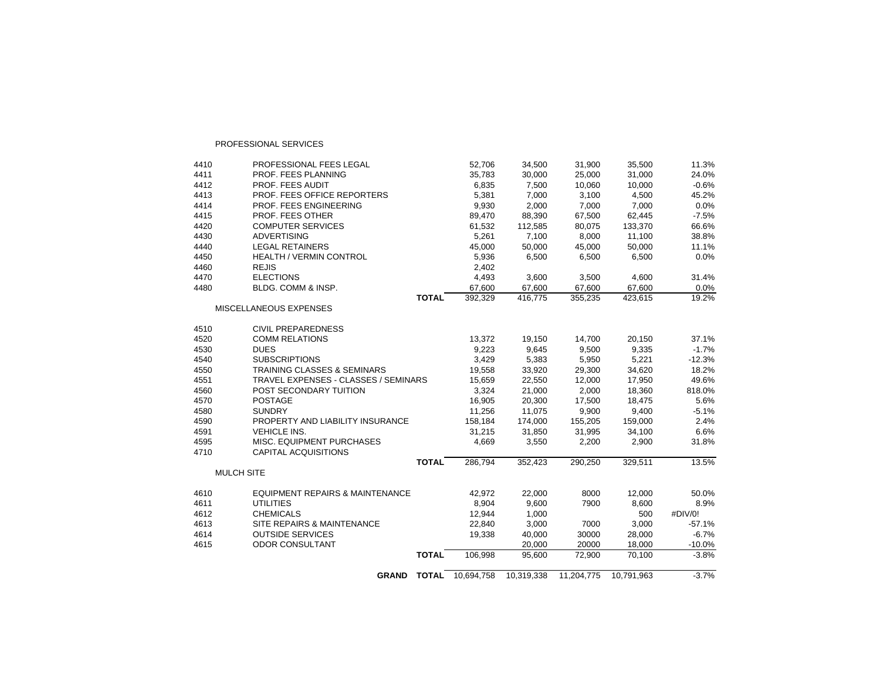PROFESSIONAL SERVICES

| | | | | | | | |
|---|---|---|---|---|---|---|---|
| 4410 | PROFESSIONAL FEES LEGAL | | 52,706 | 34,500 | 31,900 | 35,500 | 11.3% |
| 4411 | PROF. FEES PLANNING | | 35,783 | 30,000 | 25,000 | 31,000 | 24.0% |
| 4412 | PROF. FEES AUDIT | | 6,835 | 7,500 | 10,060 | 10,000 | -0.6% |
| 4413 | PROF. FEES OFFICE REPORTERS | | 5,381 | 7,000 | 3,100 | 4,500 | 45.2% |
| 4414 | PROF. FEES ENGINEERING | | 9,930 | 2,000 | 7,000 | 7,000 | 0.0% |
| 4415 | PROF. FEES OTHER | | 89,470 | 88,390 | 67,500 | 62,445 | -7.5% |
| 4420 | COMPUTER SERVICES | | 61,532 | 112,585 | 80,075 | 133,370 | 66.6% |
| 4430 | ADVERTISING | | 5,261 | 7,100 | 8,000 | 11,100 | 38.8% |
| 4440 | LEGAL RETAINERS | | 45,000 | 50,000 | 45,000 | 50,000 | 11.1% |
| 4450 | HEALTH / VERMIN CONTROL | | 5,936 | 6,500 | 6,500 | 6,500 | 0.0% |
| 4460 | REJIS | | 2,402 | | | | |
| 4470 | ELECTIONS | | 4,493 | 3,600 | 3,500 | 4,600 | 31.4% |
| 4480 | BLDG. COMM & INSP. | | 67,600 | 67,600 | 67,600 | 67,600 | 0.0% |
| | | **TOTAL** | 392,329 | 416,775 | 355,235 | 423,615 | 19.2% |

MISCELLANEOUS EXPENSES

| | | | | | | | |
|---|---|---|---|---|---|---|---|
| 4510 | CIVIL PREPAREDNESS | | | | | | |
| 4520 | COMM RELATIONS | | 13,372 | 19,150 | 14,700 | 20,150 | 37.1% |
| 4530 | DUES | | 9,223 | 9,645 | 9,500 | 9,335 | -1.7% |
| 4540 | SUBSCRIPTIONS | | 3,429 | 5,383 | 5,950 | 5,221 | -12.3% |
| 4550 | TRAINING CLASSES & SEMINARS | | 19,558 | 33,920 | 29,300 | 34,620 | 18.2% |
| 4551 | TRAVEL EXPENSES - CLASSES / SEMINARS | | 15,659 | 22,550 | 12,000 | 17,950 | 49.6% |
| 4560 | POST SECONDARY TUITION | | 3,324 | 21,000 | 2,000 | 18,360 | 818.0% |
| 4570 | POSTAGE | | 16,905 | 20,300 | 17,500 | 18,475 | 5.6% |
| 4580 | SUNDRY | | 11,256 | 11,075 | 9,900 | 9,400 | -5.1% |
| 4590 | PROPERTY AND LIABILITY INSURANCE | | 158,184 | 174,000 | 155,205 | 159,000 | 2.4% |
| 4591 | VEHICLE INS. | | 31,215 | 31,850 | 31,995 | 34,100 | 6.6% |
| 4595 | MISC. EQUIPMENT PURCHASES | | 4,669 | 3,550 | 2,200 | 2,900 | 31.8% |
| 4710 | CAPITAL ACQUISITIONS | | | | | | |
| | | **TOTAL** | 286,794 | 352,423 | 290,250 | 329,511 | 13.5% |

MULCH SITE

| | | | | | | | |
|---|---|---|---|---|---|---|---|
| 4610 | EQUIPMENT REPAIRS & MAINTENANCE | | 42,972 | 22,000 | 8000 | 12,000 | 50.0% |
| 4611 | UTILITIES | | 8,904 | 9,600 | 7900 | 8,600 | 8.9% |
| 4612 | CHEMICALS | | 12,944 | 1,000 | | 500 | #DIV/0! |
| 4613 | SITE REPAIRS & MAINTENANCE | | 22,840 | 3,000 | 7000 | 3,000 | -57.1% |
| 4614 | OUTSIDE SERVICES | | 19,338 | 40,000 | 30000 | 28,000 | -6.7% |
| 4615 | ODOR CONSULTANT | | | 20,000 | 20000 | 18,000 | -10.0% |
| | | **TOTAL** | 106,998 | 95,600 | 72,900 | 70,100 | -3.8% |
| | **GRAND** | **TOTAL** | 10,694,758 | 10,319,338 | 11,204,775 | 10,791,963 | -3.7% |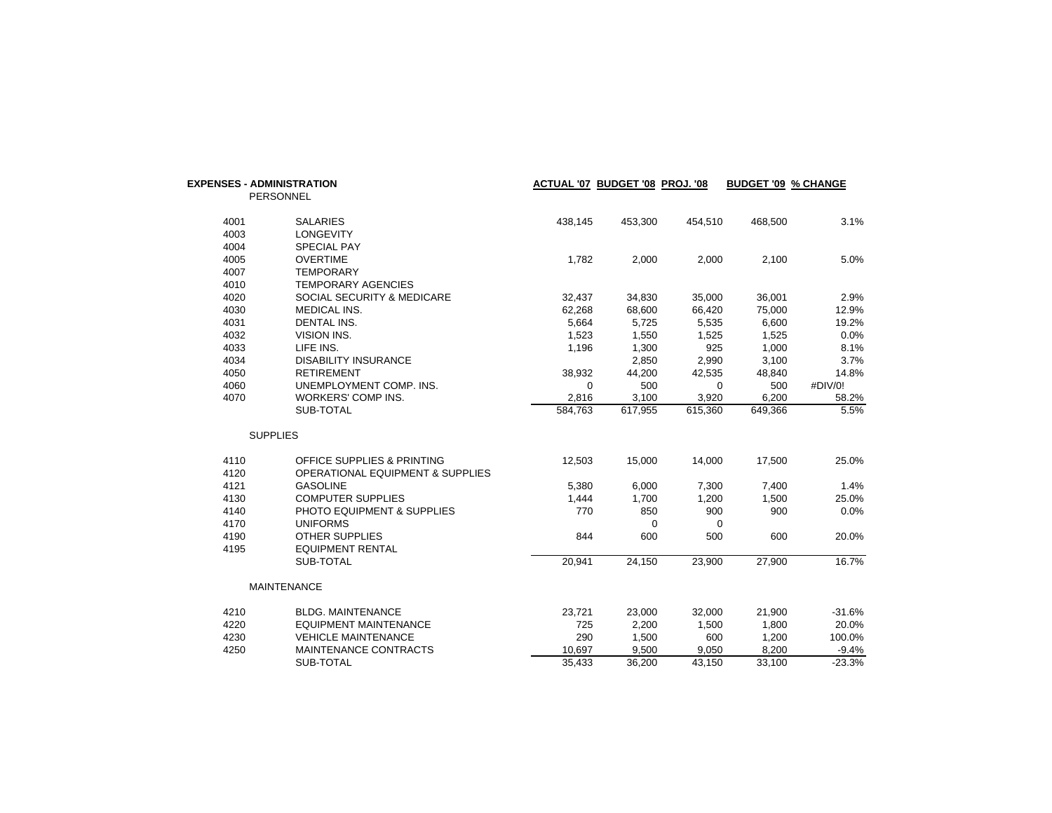| EXPENSES - ADMINISTRATION | | ACTUAL '07 | BUDGET '08 | PROJ. '08 | BUDGET '09 | % CHANGE |
|---|---|---|---|---|---|---|
| PERSONNEL | | | | | | |
| 4001 | SALARIES | 438,145 | 453,300 | 454,510 | 468,500 | 3.1% |
| 4003 | LONGEVITY | | | | | |
| 4004 | SPECIAL PAY | | | | | |
| 4005 | OVERTIME | 1,782 | 2,000 | 2,000 | 2,100 | 5.0% |
| 4007 | TEMPORARY | | | | | |
| 4010 | TEMPORARY AGENCIES | | | | | |
| 4020 | SOCIAL SECURITY & MEDICARE | 32,437 | 34,830 | 35,000 | 36,001 | 2.9% |
| 4030 | MEDICAL INS. | 62,268 | 68,600 | 66,420 | 75,000 | 12.9% |
| 4031 | DENTAL INS. | 5,664 | 5,725 | 5,535 | 6,600 | 19.2% |
| 4032 | VISION INS. | 1,523 | 1,550 | 1,525 | 1,525 | 0.0% |
| 4033 | LIFE INS. | 1,196 | 1,300 | 925 | 1,000 | 8.1% |
| 4034 | DISABILITY INSURANCE | | 2,850 | 2,990 | 3,100 | 3.7% |
| 4050 | RETIREMENT | 38,932 | 44,200 | 42,535 | 48,840 | 14.8% |
| 4060 | UNEMPLOYMENT COMP. INS. | 0 | 500 | 0 | 500 | #DIV/0! |
| 4070 | WORKERS' COMP INS. | 2,816 | 3,100 | 3,920 | 6,200 | 58.2% |
| | SUB-TOTAL | 584,763 | 617,955 | 615,360 | 649,366 | 5.5% |
| SUPPLIES | | | | | | |
| 4110 | OFFICE SUPPLIES & PRINTING | 12,503 | 15,000 | 14,000 | 17,500 | 25.0% |
| 4120 | OPERATIONAL EQUIPMENT & SUPPLIES | | | | | |
| 4121 | GASOLINE | 5,380 | 6,000 | 7,300 | 7,400 | 1.4% |
| 4130 | COMPUTER SUPPLIES | 1,444 | 1,700 | 1,200 | 1,500 | 25.0% |
| 4140 | PHOTO EQUIPMENT & SUPPLIES | 770 | 850 | 900 | 900 | 0.0% |
| 4170 | UNIFORMS | | 0 | 0 | | |
| 4190 | OTHER SUPPLIES | 844 | 600 | 500 | 600 | 20.0% |
| 4195 | EQUIPMENT RENTAL | | | | | |
| | SUB-TOTAL | 20,941 | 24,150 | 23,900 | 27,900 | 16.7% |
| MAINTENANCE | | | | | | |
| 4210 | BLDG. MAINTENANCE | 23,721 | 23,000 | 32,000 | 21,900 | -31.6% |
| 4220 | EQUIPMENT MAINTENANCE | 725 | 2,200 | 1,500 | 1,800 | 20.0% |
| 4230 | VEHICLE MAINTENANCE | 290 | 1,500 | 600 | 1,200 | 100.0% |
| 4250 | MAINTENANCE CONTRACTS | 10,697 | 9,500 | 9,050 | 8,200 | -9.4% |
| | SUB-TOTAL | 35,433 | 36,200 | 43,150 | 33,100 | -23.3% |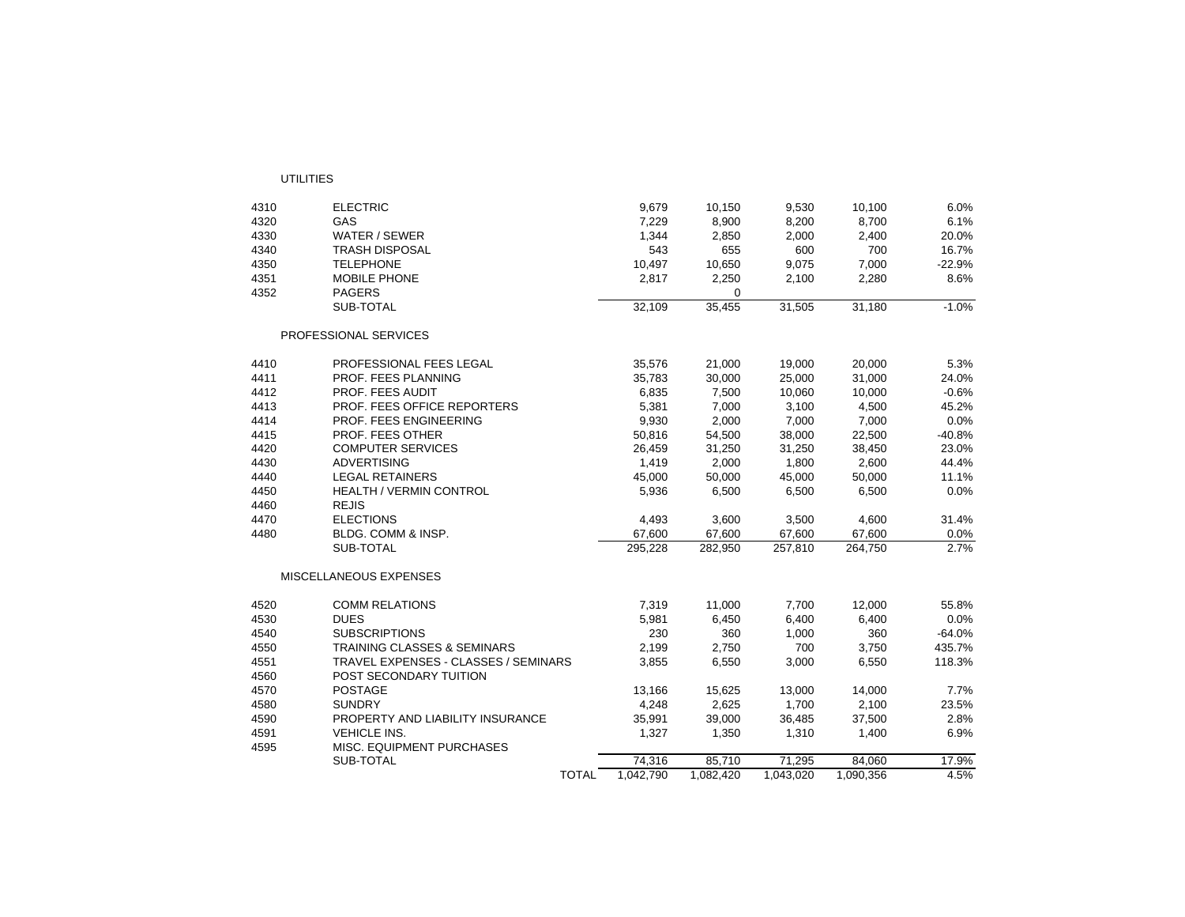| | | | | | | |
|---|---|---|---|---|---|---|
| | UTILITIES | | | | | |
| 4310 | ELECTRIC | 9,679 | 10,150 | 9,530 | 10,100 | 6.0% |
| 4320 | GAS | 7,229 | 8,900 | 8,200 | 8,700 | 6.1% |
| 4330 | WATER / SEWER | 1,344 | 2,850 | 2,000 | 2,400 | 20.0% |
| 4340 | TRASH DISPOSAL | 543 | 655 | 600 | 700 | 16.7% |
| 4350 | TELEPHONE | 10,497 | 10,650 | 9,075 | 7,000 | -22.9% |
| 4351 | MOBILE PHONE | 2,817 | 2,250 | 2,100 | 2,280 | 8.6% |
| 4352 | PAGERS | | 0 | | | |
| | SUB-TOTAL | 32,109 | 35,455 | 31,505 | 31,180 | -1.0% |
| | PROFESSIONAL SERVICES | | | | | |
| 4410 | PROFESSIONAL FEES LEGAL | 35,576 | 21,000 | 19,000 | 20,000 | 5.3% |
| 4411 | PROF. FEES PLANNING | 35,783 | 30,000 | 25,000 | 31,000 | 24.0% |
| 4412 | PROF. FEES AUDIT | 6,835 | 7,500 | 10,060 | 10,000 | -0.6% |
| 4413 | PROF. FEES OFFICE REPORTERS | 5,381 | 7,000 | 3,100 | 4,500 | 45.2% |
| 4414 | PROF. FEES ENGINEERING | 9,930 | 2,000 | 7,000 | 7,000 | 0.0% |
| 4415 | PROF. FEES OTHER | 50,816 | 54,500 | 38,000 | 22,500 | -40.8% |
| 4420 | COMPUTER SERVICES | 26,459 | 31,250 | 31,250 | 38,450 | 23.0% |
| 4430 | ADVERTISING | 1,419 | 2,000 | 1,800 | 2,600 | 44.4% |
| 4440 | LEGAL RETAINERS | 45,000 | 50,000 | 45,000 | 50,000 | 11.1% |
| 4450 | HEALTH / VERMIN CONTROL | 5,936 | 6,500 | 6,500 | 6,500 | 0.0% |
| 4460 | REJIS | | | | | |
| 4470 | ELECTIONS | 4,493 | 3,600 | 3,500 | 4,600 | 31.4% |
| 4480 | BLDG. COMM & INSP. | 67,600 | 67,600 | 67,600 | 67,600 | 0.0% |
| | SUB-TOTAL | 295,228 | 282,950 | 257,810 | 264,750 | 2.7% |
| | MISCELLANEOUS EXPENSES | | | | | |
| 4520 | COMM RELATIONS | 7,319 | 11,000 | 7,700 | 12,000 | 55.8% |
| 4530 | DUES | 5,981 | 6,450 | 6,400 | 6,400 | 0.0% |
| 4540 | SUBSCRIPTIONS | 230 | 360 | 1,000 | 360 | -64.0% |
| 4550 | TRAINING CLASSES & SEMINARS | 2,199 | 2,750 | 700 | 3,750 | 435.7% |
| 4551 | TRAVEL EXPENSES - CLASSES / SEMINARS | 3,855 | 6,550 | 3,000 | 6,550 | 118.3% |
| 4560 | POST SECONDARY TUITION | | | | | |
| 4570 | POSTAGE | 13,166 | 15,625 | 13,000 | 14,000 | 7.7% |
| 4580 | SUNDRY | 4,248 | 2,625 | 1,700 | 2,100 | 23.5% |
| 4590 | PROPERTY AND LIABILITY INSURANCE | 35,991 | 39,000 | 36,485 | 37,500 | 2.8% |
| 4591 | VEHICLE INS. | 1,327 | 1,350 | 1,310 | 1,400 | 6.9% |
| 4595 | MISC. EQUIPMENT PURCHASES | | | | | |
| | SUB-TOTAL | 74,316 | 85,710 | 71,295 | 84,060 | 17.9% |
| | TOTAL | 1,042,790 | 1,082,420 | 1,043,020 | 1,090,356 | 4.5% |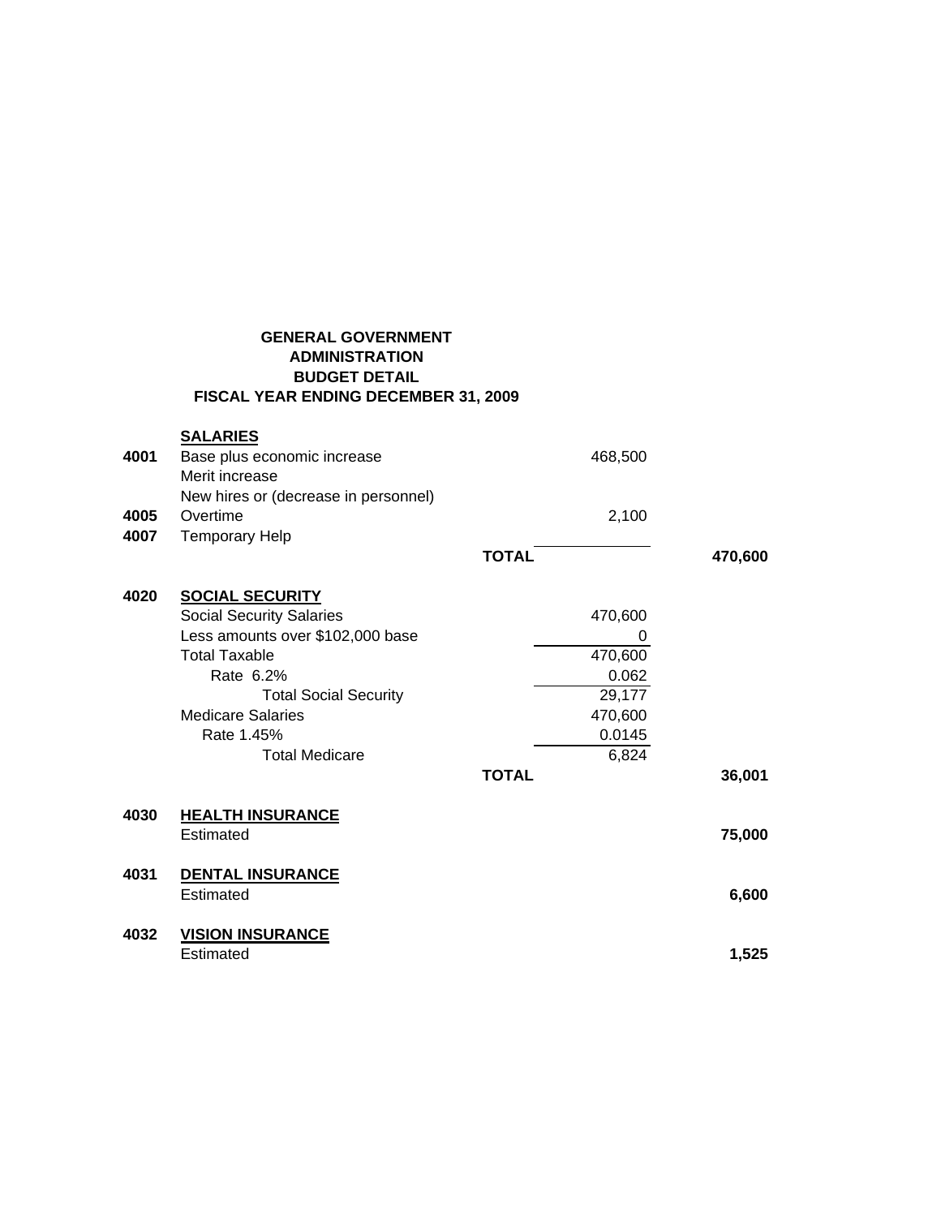**GENERAL GOVERNMENT**
**ADMINISTRATION**
**BUDGET DETAIL**
**FISCAL YEAR ENDING DECEMBER 31, 2009**

| Code | Description | | Amount | Total |
|---|---|---|---|---|
| | **SALARIES** | | | |
| **4001** | Base plus economic increase | | 468,500 | |
| | Merit increase | | | |
| | New hires or (decrease in personnel) | | | |
| **4005** | Overtime | | 2,100 | |
| **4007** | Temporary Help | | | |
| | | **TOTAL** | | **470,600** |
| **4020** | **SOCIAL SECURITY** | | | |
| | Social Security Salaries | | 470,600 | |
| | Less amounts over $102,000 base | | 0 | |
| | Total Taxable | | 470,600 | |
| | Rate 6.2% | | 0.062 | |
| | Total Social Security | | 29,177 | |
| | Medicare Salaries | | 470,600 | |
| | Rate 1.45% | | 0.0145 | |
| | Total Medicare | | 6,824 | |
| | | **TOTAL** | | **36,001** |
| **4030** | **HEALTH INSURANCE** | | | |
| | Estimated | | | **75,000** |
| **4031** | **DENTAL INSURANCE** | | | |
| | Estimated | | | **6,600** |
| **4032** | **VISION INSURANCE** | | | |
| | Estimated | | | **1,525** |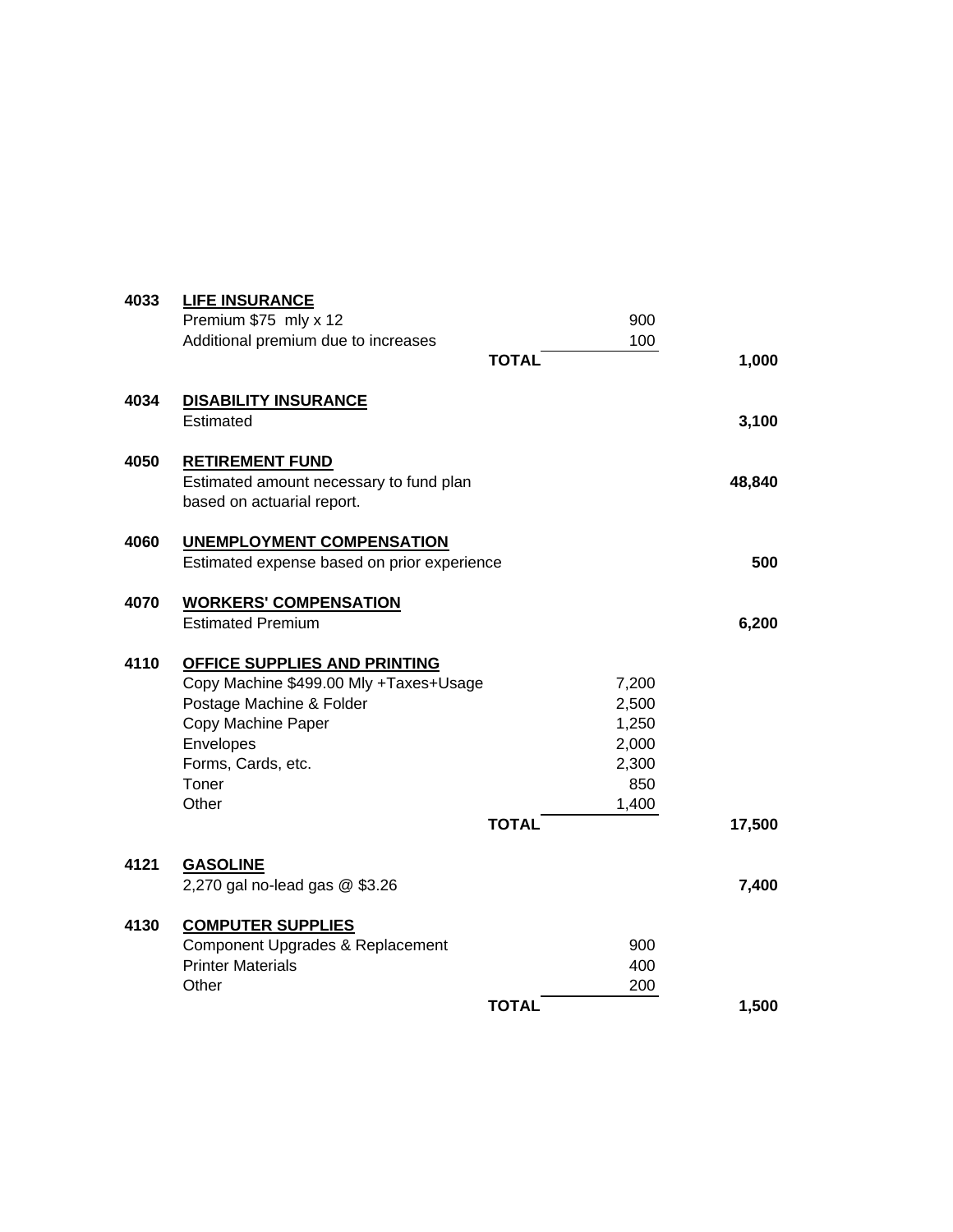| Account | Description | | Amount | Total |
|---|---|---|---|---|
| 4033 | **LIFE INSURANCE** | | | |
| | Premium $75 mly x 12 | | 900 | |
| | Additional premium due to increases | | 100 | |
| | | **TOTAL** | | **1,000** |
| 4034 | **DISABILITY INSURANCE** | | | |
| | Estimated | | | **3,100** |
| 4050 | **RETIREMENT FUND** | | | |
| | Estimated amount necessary to fund plan based on actuarial report. | | | **48,840** |
| 4060 | **UNEMPLOYMENT COMPENSATION** | | | |
| | Estimated expense based on prior experience | | | **500** |
| 4070 | **WORKERS' COMPENSATION** | | | |
| | Estimated Premium | | | **6,200** |
| 4110 | **OFFICE SUPPLIES AND PRINTING** | | | |
| | Copy Machine $499.00 Mly +Taxes+Usage | | 7,200 | |
| | Postage Machine & Folder | | 2,500 | |
| | Copy Machine Paper | | 1,250 | |
| | Envelopes | | 2,000 | |
| | Forms, Cards, etc. | | 2,300 | |
| | Toner | | 850 | |
| | Other | | 1,400 | |
| | | **TOTAL** | | **17,500** |
| 4121 | **GASOLINE** | | | |
| | 2,270 gal no-lead gas @ $3.26 | | | **7,400** |
| 4130 | **COMPUTER SUPPLIES** | | | |
| | Component Upgrades & Replacement | | 900 | |
| | Printer Materials | | 400 | |
| | Other | | 200 | |
| | | **TOTAL** | | **1,500** |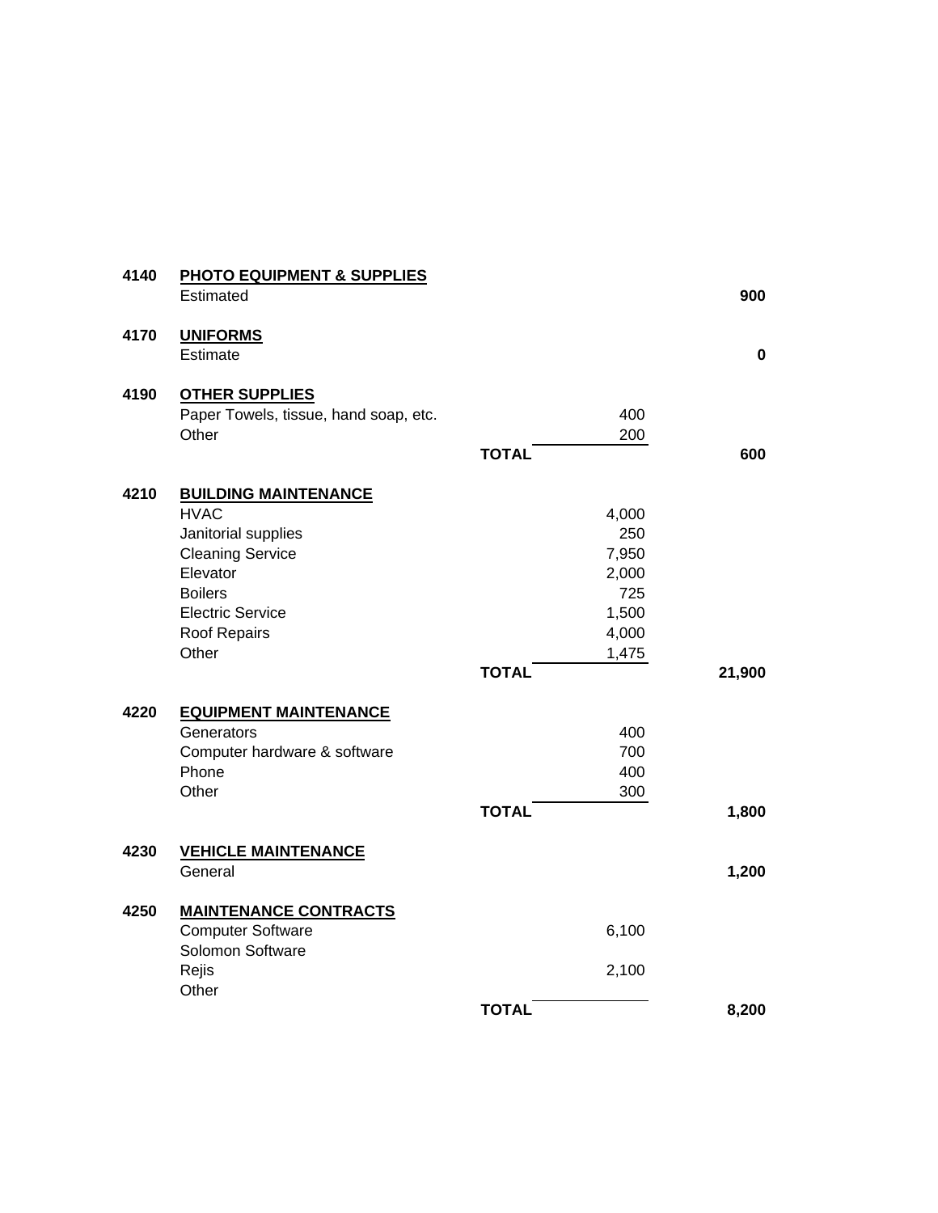| Code | Item | | Amount | Total |
|---|---|---|---|---|
| 4140 | **PHOTO EQUIPMENT & SUPPLIES** | | | |
| | Estimated | | | **900** |
| 4170 | **UNIFORMS** | | | |
| | Estimate | | | **0** |
| 4190 | **OTHER SUPPLIES** | | | |
| | Paper Towels, tissue, hand soap, etc. | | 400 | |
| | Other | | 200 | |
| | | **TOTAL** | | **600** |
| 4210 | **BUILDING MAINTENANCE** | | | |
| | HVAC | | 4,000 | |
| | Janitorial supplies | | 250 | |
| | Cleaning Service | | 7,950 | |
| | Elevator | | 2,000 | |
| | Boilers | | 725 | |
| | Electric Service | | 1,500 | |
| | Roof Repairs | | 4,000 | |
| | Other | | 1,475 | |
| | | **TOTAL** | | **21,900** |
| 4220 | **EQUIPMENT MAINTENANCE** | | | |
| | Generators | | 400 | |
| | Computer hardware & software | | 700 | |
| | Phone | | 400 | |
| | Other | | 300 | |
| | | **TOTAL** | | **1,800** |
| 4230 | **VEHICLE MAINTENANCE** | | | |
| | General | | | **1,200** |
| 4250 | **MAINTENANCE CONTRACTS** | | | |
| | Computer Software | | 6,100 | |
| | Solomon Software | | | |
| | Rejis | | 2,100 | |
| | Other | | | |
| | | **TOTAL** | | **8,200** |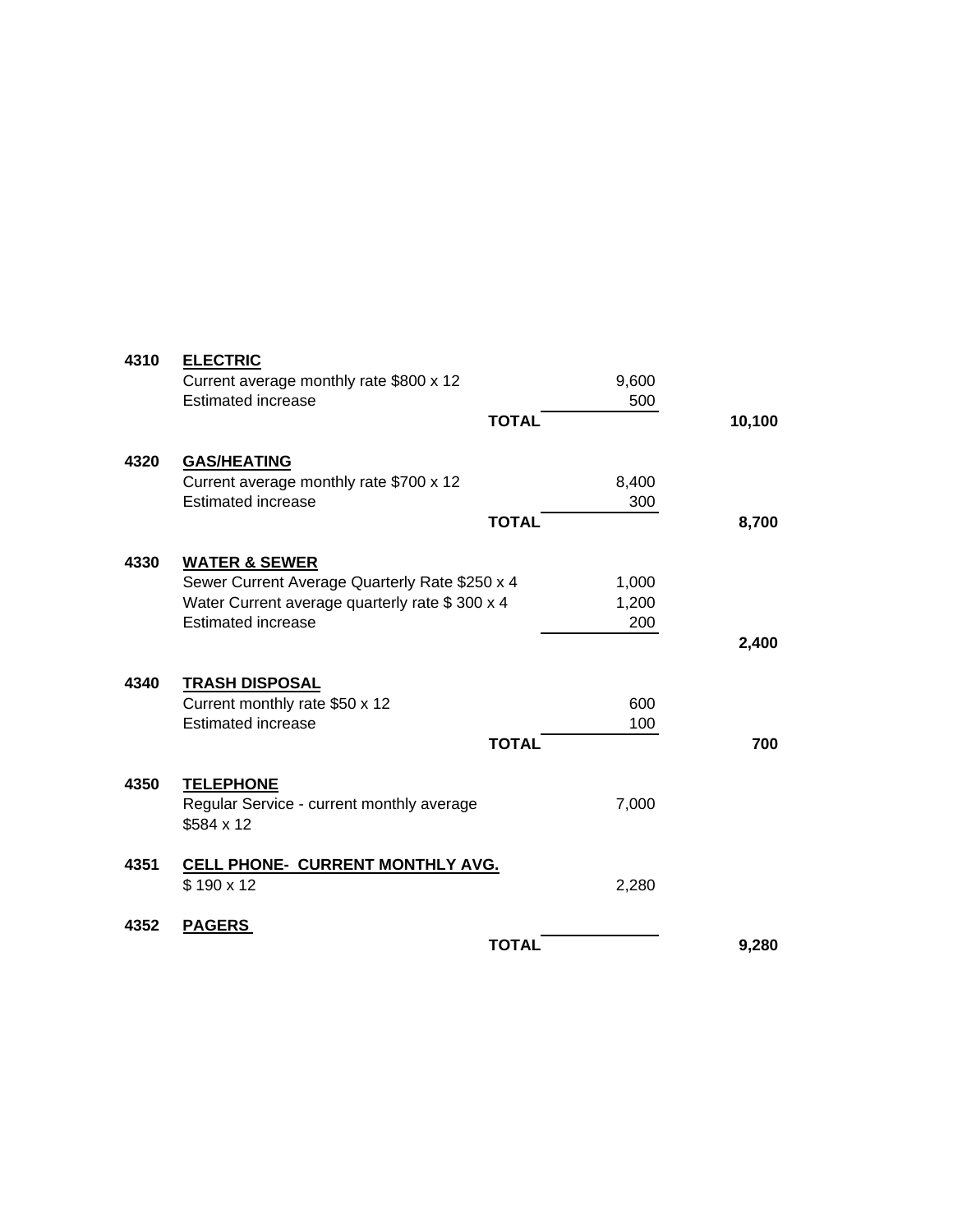| Code | Item | | Amount | Total |
|---|---|---|---|---|
| **4310** | **ELECTRIC** | | | |
| | Current average monthly rate $800 x 12 | | 9,600 | |
| | Estimated increase | | 500 | |
| | | **TOTAL** | | **10,100** |
| **4320** | **GAS/HEATING** | | | |
| | Current average monthly rate $700 x 12 | | 8,400 | |
| | Estimated increase | | 300 | |
| | | **TOTAL** | | **8,700** |
| **4330** | **WATER & SEWER** | | | |
| | Sewer Current Average Quarterly Rate $250 x 4 | | 1,000 | |
| | Water Current average quarterly rate $ 300 x 4 | | 1,200 | |
| | Estimated increase | | 200 | |
| | | | | **2,400** |
| **4340** | **TRASH DISPOSAL** | | | |
| | Current monthly rate $50 x 12 | | 600 | |
| | Estimated increase | | 100 | |
| | | **TOTAL** | | **700** |
| **4350** | **TELEPHONE** | | | |
| | Regular Service - current monthly average $584 x 12 | | 7,000 | |
| **4351** | **CELL PHONE- CURRENT MONTHLY AVG.** | | | |
| | $ 190 x 12 | | 2,280 | |
| **4352** | **PAGERS** | | | |
| | | **TOTAL** | | **9,280** |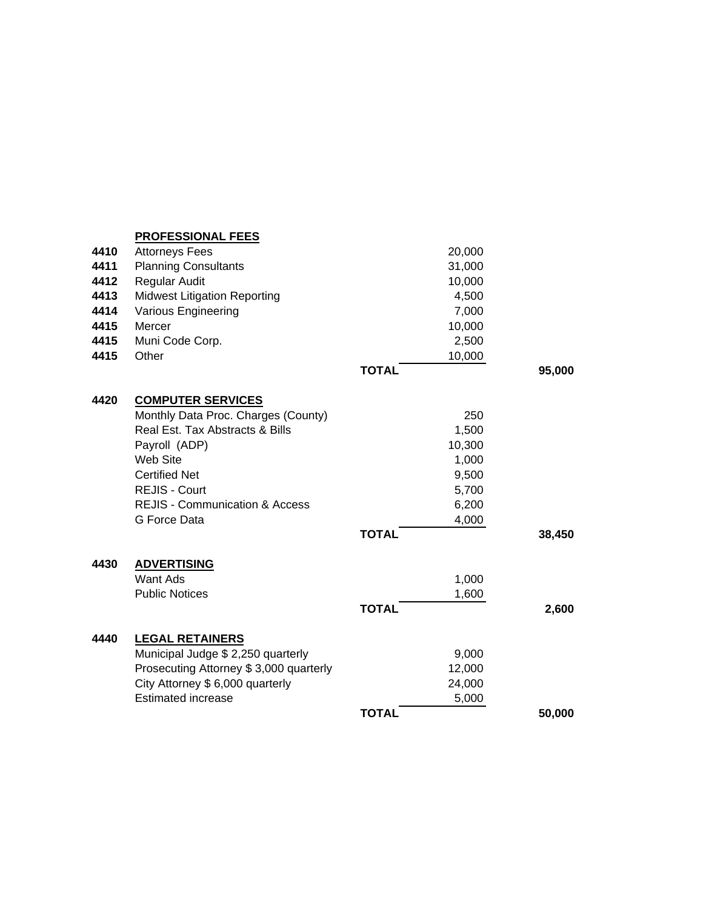| Code | Description | | Amount | Total |
|---|---|---|---|---|
| | **PROFESSIONAL FEES** | | | |
| **4410** | Attorneys Fees | | 20,000 | |
| **4411** | Planning Consultants | | 31,000 | |
| **4412** | Regular Audit | | 10,000 | |
| **4413** | Midwest Litigation Reporting | | 4,500 | |
| **4414** | Various Engineering | | 7,000 | |
| **4415** | Mercer | | 10,000 | |
| **4415** | Muni Code Corp. | | 2,500 | |
| **4415** | Other | | 10,000 | |
| | | **TOTAL** | | **95,000** |
| **4420** | **COMPUTER SERVICES** | | | |
| | Monthly Data Proc. Charges (County) | | 250 | |
| | Real Est. Tax Abstracts & Bills | | 1,500 | |
| | Payroll (ADP) | | 10,300 | |
| | Web Site | | 1,000 | |
| | Certified Net | | 9,500 | |
| | REJIS - Court | | 5,700 | |
| | REJIS - Communication & Access | | 6,200 | |
| | G Force Data | | 4,000 | |
| | | **TOTAL** | | **38,450** |
| **4430** | **ADVERTISING** | | | |
| | Want Ads | | 1,000 | |
| | Public Notices | | 1,600 | |
| | | **TOTAL** | | **2,600** |
| **4440** | **LEGAL RETAINERS** | | | |
| | Municipal Judge $ 2,250 quarterly | | 9,000 | |
| | Prosecuting Attorney $ 3,000 quarterly | | 12,000 | |
| | City Attorney $ 6,000 quarterly | | 24,000 | |
| | Estimated increase | | 5,000 | |
| | | **TOTAL** | | **50,000** |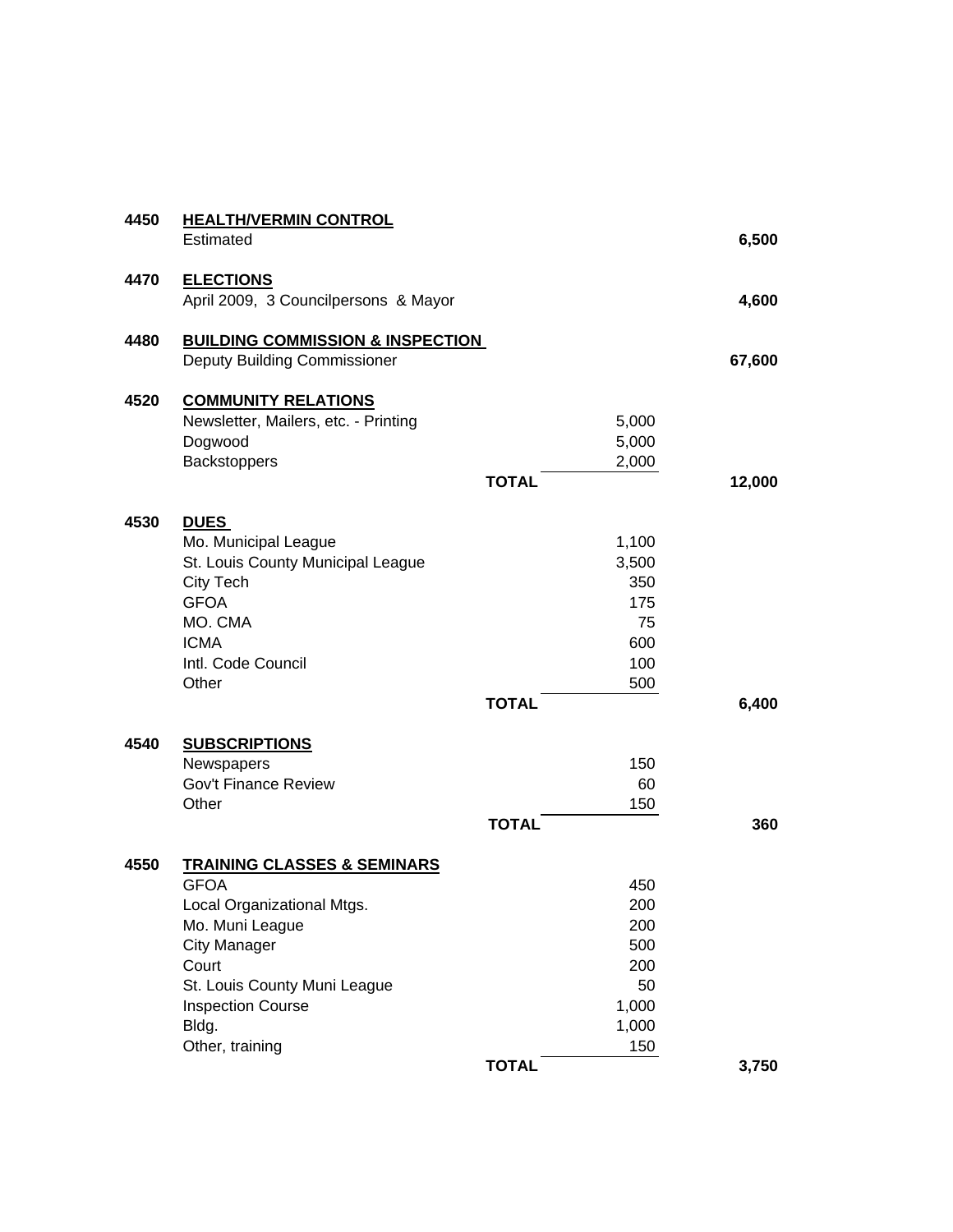| | | | | |
|---|---|---|---|---|
| **4450** | **HEALTH/VERMIN CONTROL** | | | |
| | Estimated | | | **6,500** |
| **4470** | **ELECTIONS** | | | |
| | April 2009, 3 Councilpersons & Mayor | | | **4,600** |
| **4480** | **BUILDING COMMISSION & INSPECTION** | | | |
| | Deputy Building Commissioner | | | **67,600** |
| **4520** | **COMMUNITY RELATIONS** | | | |
| | Newsletter, Mailers, etc. - Printing | | 5,000 | |
| | Dogwood | | 5,000 | |
| | Backstoppers | | 2,000 | |
| | | **TOTAL** | | **12,000** |
| **4530** | **DUES** | | | |
| | Mo. Municipal League | | 1,100 | |
| | St. Louis County Municipal League | | 3,500 | |
| | City Tech | | 350 | |
| | GFOA | | 175 | |
| | MO. CMA | | 75 | |
| | ICMA | | 600 | |
| | Intl. Code Council | | 100 | |
| | Other | | 500 | |
| | | **TOTAL** | | **6,400** |
| **4540** | **SUBSCRIPTIONS** | | | |
| | Newspapers | | 150 | |
| | Gov't Finance Review | | 60 | |
| | Other | | 150 | |
| | | **TOTAL** | | **360** |
| **4550** | **TRAINING CLASSES & SEMINARS** | | | |
| | GFOA | | 450 | |
| | Local Organizational Mtgs. | | 200 | |
| | Mo. Muni League | | 200 | |
| | City Manager | | 500 | |
| | Court | | 200 | |
| | St. Louis County Muni League | | 50 | |
| | Inspection Course | | 1,000 | |
| | Bldg. | | 1,000 | |
| | Other, training | | 150 | |
| | | **TOTAL** | | **3,750** |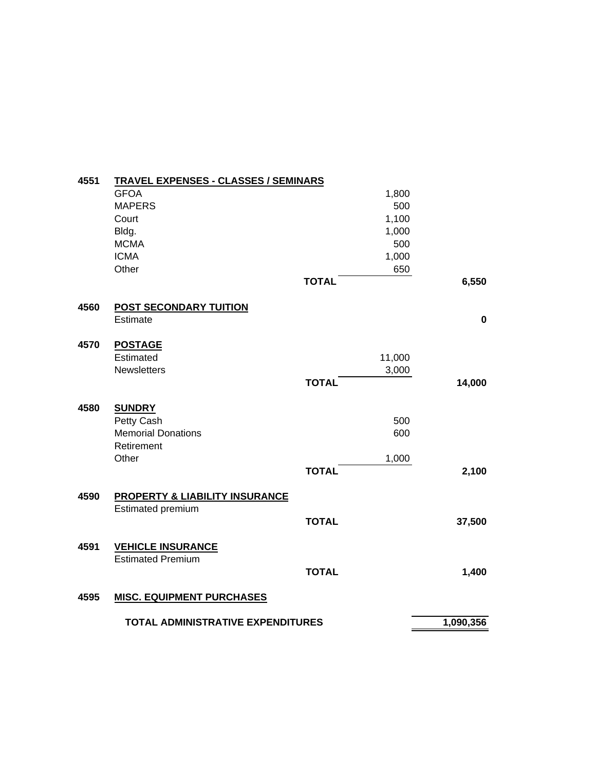| Code | Item | | Amount | Total |
|---|---|---|---|---|
| **4551** | **TRAVEL EXPENSES - CLASSES / SEMINARS** | | | |
| | GFOA | | 1,800 | |
| | MAPERS | | 500 | |
| | Court | | 1,100 | |
| | Bldg. | | 1,000 | |
| | MCMA | | 500 | |
| | ICMA | | 1,000 | |
| | Other | | 650 | |
| | | **TOTAL** | | **6,550** |
| **4560** | **POST SECONDARY TUITION** | | | |
| | Estimate | | | **0** |
| **4570** | **POSTAGE** | | | |
| | Estimated | | 11,000 | |
| | Newsletters | | 3,000 | |
| | | **TOTAL** | | **14,000** |
| **4580** | **SUNDRY** | | | |
| | Petty Cash | | 500 | |
| | Memorial Donations | | 600 | |
| | Retirement | | | |
| | Other | | 1,000 | |
| | | **TOTAL** | | **2,100** |
| **4590** | **PROPERTY & LIABILITY INSURANCE** | | | |
| | Estimated premium | | | |
| | | **TOTAL** | | **37,500** |
| **4591** | **VEHICLE INSURANCE** | | | |
| | Estimated Premium | | | |
| | | **TOTAL** | | **1,400** |
| **4595** | **MISC. EQUIPMENT PURCHASES** | | | |
| | **TOTAL ADMINISTRATIVE EXPENDITURES** | | | **1,090,356** |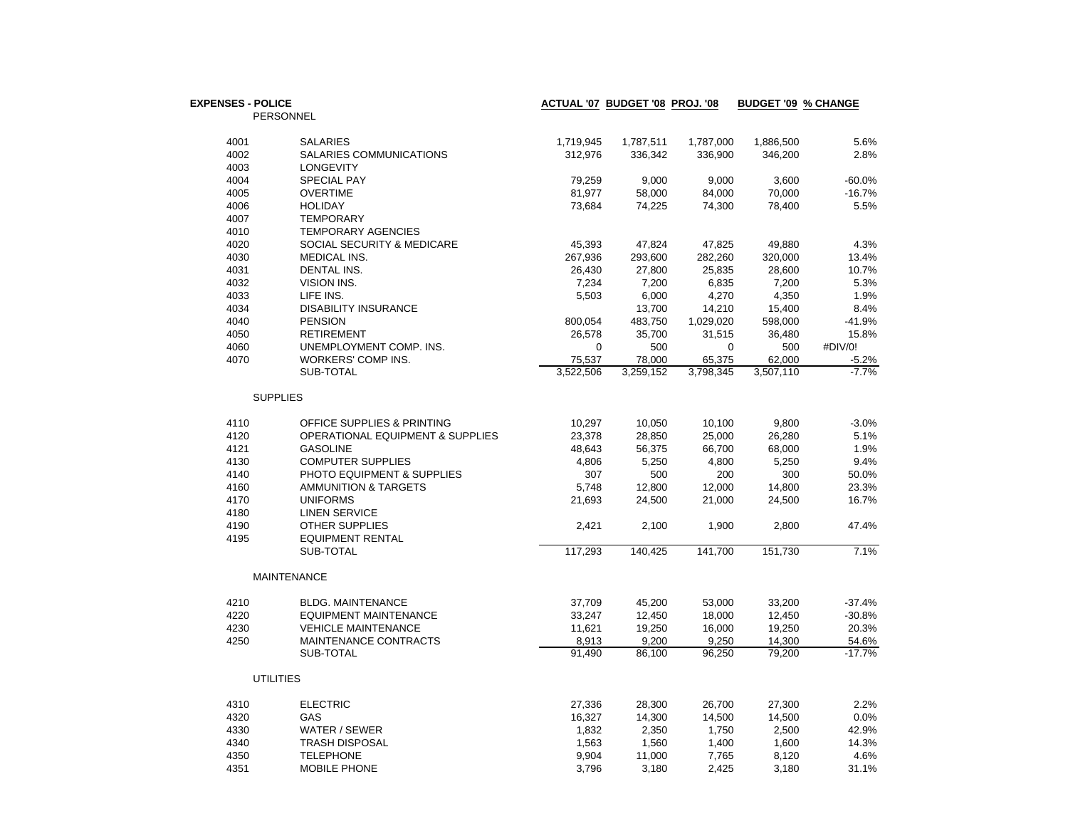| EXPENSES - POLICE | | ACTUAL '07 | BUDGET '08 | PROJ. '08 | BUDGET '09 | % CHANGE |
|---|---|---|---|---|---|---|
| | PERSONNEL | | | | | |
| 4001 | SALARIES | 1,719,945 | 1,787,511 | 1,787,000 | 1,886,500 | 5.6% |
| 4002 | SALARIES COMMUNICATIONS | 312,976 | 336,342 | 336,900 | 346,200 | 2.8% |
| 4003 | LONGEVITY | | | | | |
| 4004 | SPECIAL PAY | 79,259 | 9,000 | 9,000 | 3,600 | -60.0% |
| 4005 | OVERTIME | 81,977 | 58,000 | 84,000 | 70,000 | -16.7% |
| 4006 | HOLIDAY | 73,684 | 74,225 | 74,300 | 78,400 | 5.5% |
| 4007 | TEMPORARY | | | | | |
| 4010 | TEMPORARY AGENCIES | | | | | |
| 4020 | SOCIAL SECURITY & MEDICARE | 45,393 | 47,824 | 47,825 | 49,880 | 4.3% |
| 4030 | MEDICAL INS. | 267,936 | 293,600 | 282,260 | 320,000 | 13.4% |
| 4031 | DENTAL INS. | 26,430 | 27,800 | 25,835 | 28,600 | 10.7% |
| 4032 | VISION INS. | 7,234 | 7,200 | 6,835 | 7,200 | 5.3% |
| 4033 | LIFE INS. | 5,503 | 6,000 | 4,270 | 4,350 | 1.9% |
| 4034 | DISABILITY INSURANCE | | 13,700 | 14,210 | 15,400 | 8.4% |
| 4040 | PENSION | 800,054 | 483,750 | 1,029,020 | 598,000 | -41.9% |
| 4050 | RETIREMENT | 26,578 | 35,700 | 31,515 | 36,480 | 15.8% |
| 4060 | UNEMPLOYMENT COMP. INS. | 0 | 500 | 0 | 500 | #DIV/0! |
| 4070 | WORKERS' COMP INS. | 75,537 | 78,000 | 65,375 | 62,000 | -5.2% |
| | SUB-TOTAL | 3,522,506 | 3,259,152 | 3,798,345 | 3,507,110 | -7.7% |
| | SUPPLIES | | | | | |
| 4110 | OFFICE SUPPLIES & PRINTING | 10,297 | 10,050 | 10,100 | 9,800 | -3.0% |
| 4120 | OPERATIONAL EQUIPMENT & SUPPLIES | 23,378 | 28,850 | 25,000 | 26,280 | 5.1% |
| 4121 | GASOLINE | 48,643 | 56,375 | 66,700 | 68,000 | 1.9% |
| 4130 | COMPUTER SUPPLIES | 4,806 | 5,250 | 4,800 | 5,250 | 9.4% |
| 4140 | PHOTO EQUIPMENT & SUPPLIES | 307 | 500 | 200 | 300 | 50.0% |
| 4160 | AMMUNITION & TARGETS | 5,748 | 12,800 | 12,000 | 14,800 | 23.3% |
| 4170 | UNIFORMS | 21,693 | 24,500 | 21,000 | 24,500 | 16.7% |
| 4180 | LINEN SERVICE | | | | | |
| 4190 | OTHER SUPPLIES | 2,421 | 2,100 | 1,900 | 2,800 | 47.4% |
| 4195 | EQUIPMENT RENTAL | | | | | |
| | SUB-TOTAL | 117,293 | 140,425 | 141,700 | 151,730 | 7.1% |
| | MAINTENANCE | | | | | |
| 4210 | BLDG. MAINTENANCE | 37,709 | 45,200 | 53,000 | 33,200 | -37.4% |
| 4220 | EQUIPMENT MAINTENANCE | 33,247 | 12,450 | 18,000 | 12,450 | -30.8% |
| 4230 | VEHICLE MAINTENANCE | 11,621 | 19,250 | 16,000 | 19,250 | 20.3% |
| 4250 | MAINTENANCE CONTRACTS | 8,913 | 9,200 | 9,250 | 14,300 | 54.6% |
| | SUB-TOTAL | 91,490 | 86,100 | 96,250 | 79,200 | -17.7% |
| | UTILITIES | | | | | |
| 4310 | ELECTRIC | 27,336 | 28,300 | 26,700 | 27,300 | 2.2% |
| 4320 | GAS | 16,327 | 14,300 | 14,500 | 14,500 | 0.0% |
| 4330 | WATER / SEWER | 1,832 | 2,350 | 1,750 | 2,500 | 42.9% |
| 4340 | TRASH DISPOSAL | 1,563 | 1,560 | 1,400 | 1,600 | 14.3% |
| 4350 | TELEPHONE | 9,904 | 11,000 | 7,765 | 8,120 | 4.6% |
| 4351 | MOBILE PHONE | 3,796 | 3,180 | 2,425 | 3,180 | 31.1% |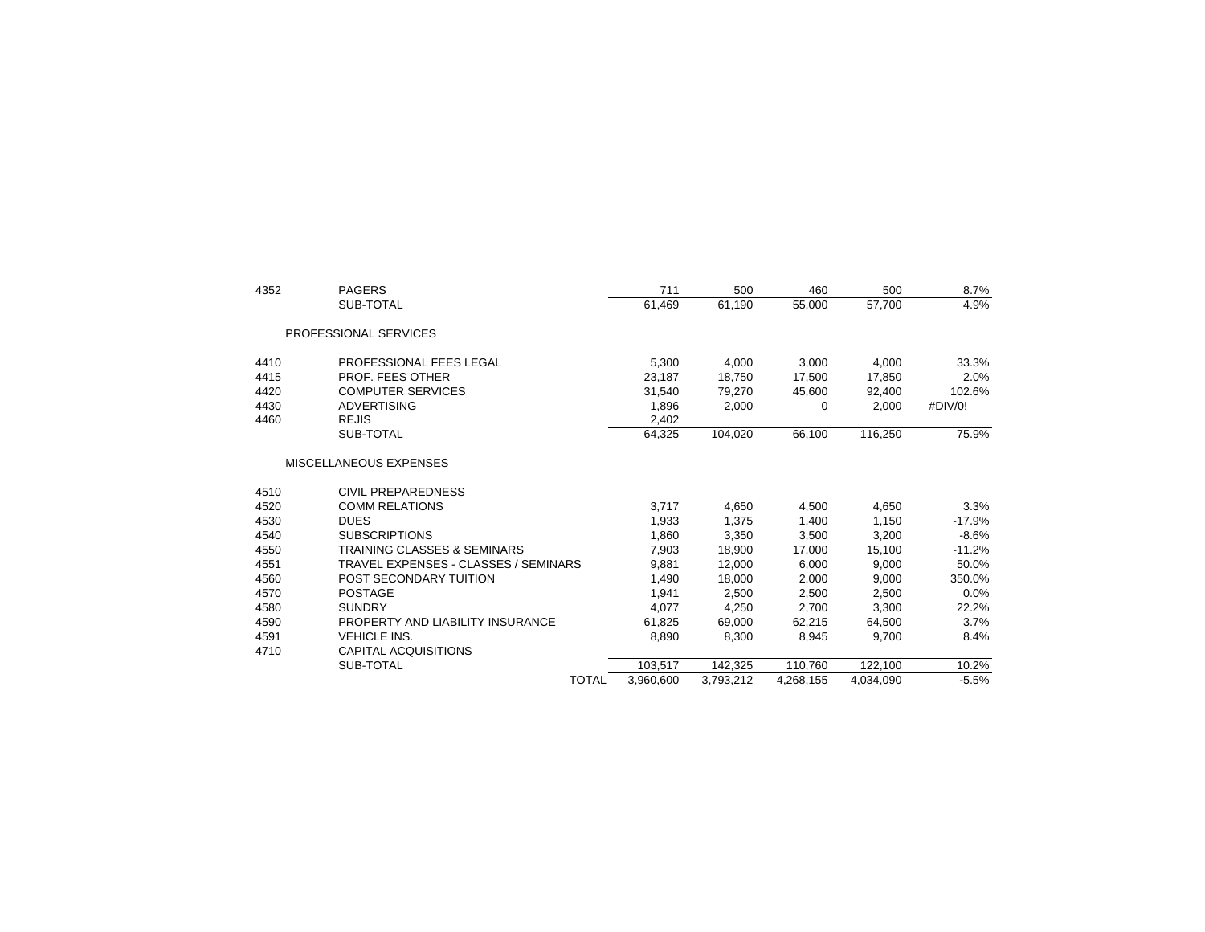| | | | | | | |
|---|---|---|---|---|---|---|
| 4352 | PAGERS | 711 | 500 | 460 | 500 | 8.7% |
| | SUB-TOTAL | 61,469 | 61,190 | 55,000 | 57,700 | 4.9% |
| | PROFESSIONAL SERVICES | | | | | |
| 4410 | PROFESSIONAL FEES LEGAL | 5,300 | 4,000 | 3,000 | 4,000 | 33.3% |
| 4415 | PROF. FEES OTHER | 23,187 | 18,750 | 17,500 | 17,850 | 2.0% |
| 4420 | COMPUTER SERVICES | 31,540 | 79,270 | 45,600 | 92,400 | 102.6% |
| 4430 | ADVERTISING | 1,896 | 2,000 | 0 | 2,000 | #DIV/0! |
| 4460 | REJIS | 2,402 | | | | |
| | SUB-TOTAL | 64,325 | 104,020 | 66,100 | 116,250 | 75.9% |
| | MISCELLANEOUS EXPENSES | | | | | |
| 4510 | CIVIL PREPAREDNESS | | | | | |
| 4520 | COMM RELATIONS | 3,717 | 4,650 | 4,500 | 4,650 | 3.3% |
| 4530 | DUES | 1,933 | 1,375 | 1,400 | 1,150 | -17.9% |
| 4540 | SUBSCRIPTIONS | 1,860 | 3,350 | 3,500 | 3,200 | -8.6% |
| 4550 | TRAINING CLASSES & SEMINARS | 7,903 | 18,900 | 17,000 | 15,100 | -11.2% |
| 4551 | TRAVEL EXPENSES - CLASSES / SEMINARS | 9,881 | 12,000 | 6,000 | 9,000 | 50.0% |
| 4560 | POST SECONDARY TUITION | 1,490 | 18,000 | 2,000 | 9,000 | 350.0% |
| 4570 | POSTAGE | 1,941 | 2,500 | 2,500 | 2,500 | 0.0% |
| 4580 | SUNDRY | 4,077 | 4,250 | 2,700 | 3,300 | 22.2% |
| 4590 | PROPERTY AND LIABILITY INSURANCE | 61,825 | 69,000 | 62,215 | 64,500 | 3.7% |
| 4591 | VEHICLE INS. | 8,890 | 8,300 | 8,945 | 9,700 | 8.4% |
| 4710 | CAPITAL ACQUISITIONS | | | | | |
| | SUB-TOTAL | 103,517 | 142,325 | 110,760 | 122,100 | 10.2% |
| | TOTAL | 3,960,600 | 3,793,212 | 4,268,155 | 4,034,090 | -5.5% |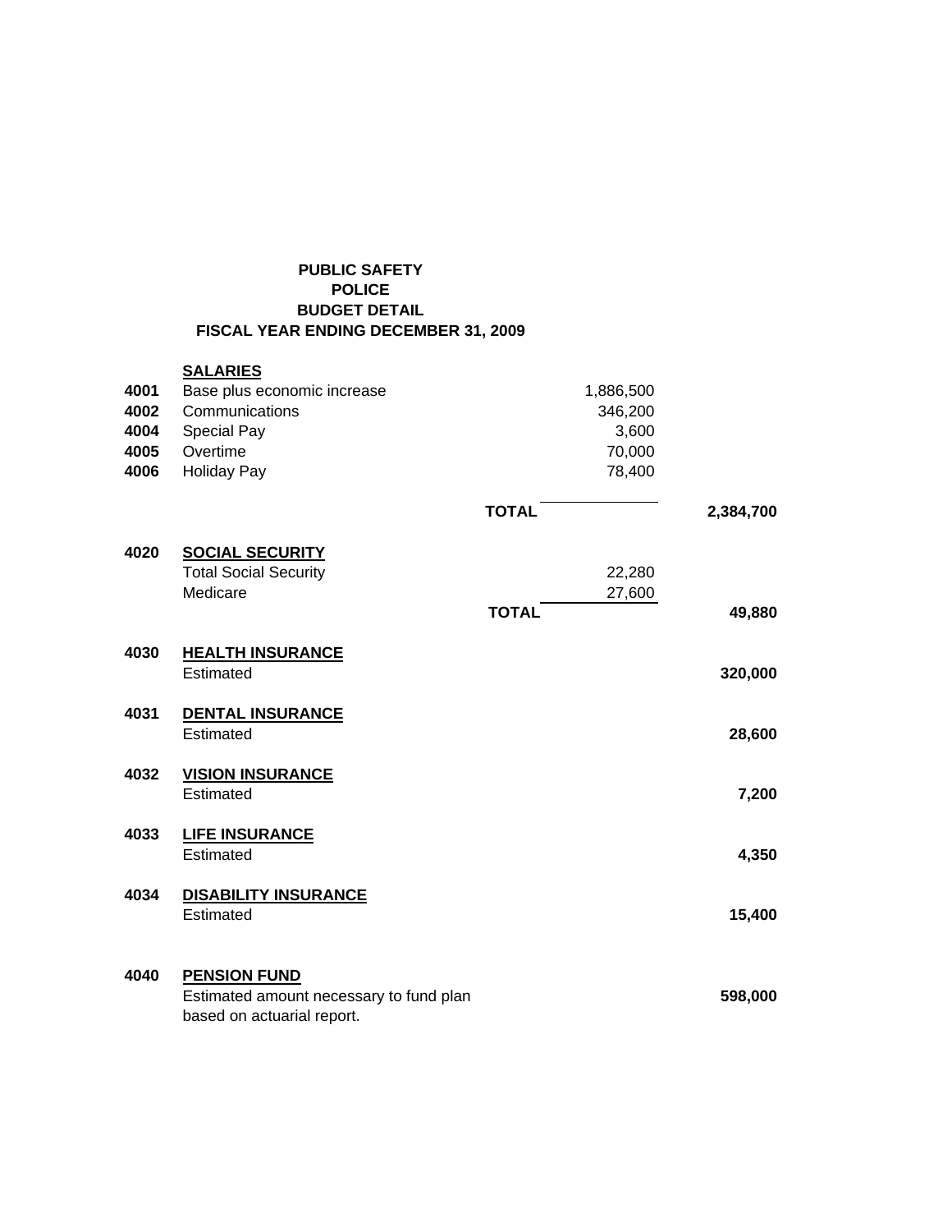**PUBLIC SAFETY**
**POLICE**
**BUDGET DETAIL**
**FISCAL YEAR ENDING DECEMBER 31, 2009**

| Code | Item | Detail | Total |
|---|---|---|---|
| | **SALARIES** | | |
| **4001** | Base plus economic increase | 1,886,500 | |
| **4002** | Communications | 346,200 | |
| **4004** | Special Pay | 3,600 | |
| **4005** | Overtime | 70,000 | |
| **4006** | Holiday Pay | 78,400 | |
| | **TOTAL** | | **2,384,700** |
| **4020** | **SOCIAL SECURITY** | | |
| | Total Social Security | 22,280 | |
| | Medicare | 27,600 | |
| | **TOTAL** | | **49,880** |
| **4030** | **HEALTH INSURANCE** | | |
| | Estimated | | **320,000** |
| **4031** | **DENTAL INSURANCE** | | |
| | Estimated | | **28,600** |
| **4032** | **VISION INSURANCE** | | |
| | Estimated | | **7,200** |
| **4033** | **LIFE INSURANCE** | | |
| | Estimated | | **4,350** |
| **4034** | **DISABILITY INSURANCE** | | |
| | Estimated | | **15,400** |
| **4040** | **PENSION FUND** | | |
| | Estimated amount necessary to fund plan based on actuarial report. | | **598,000** |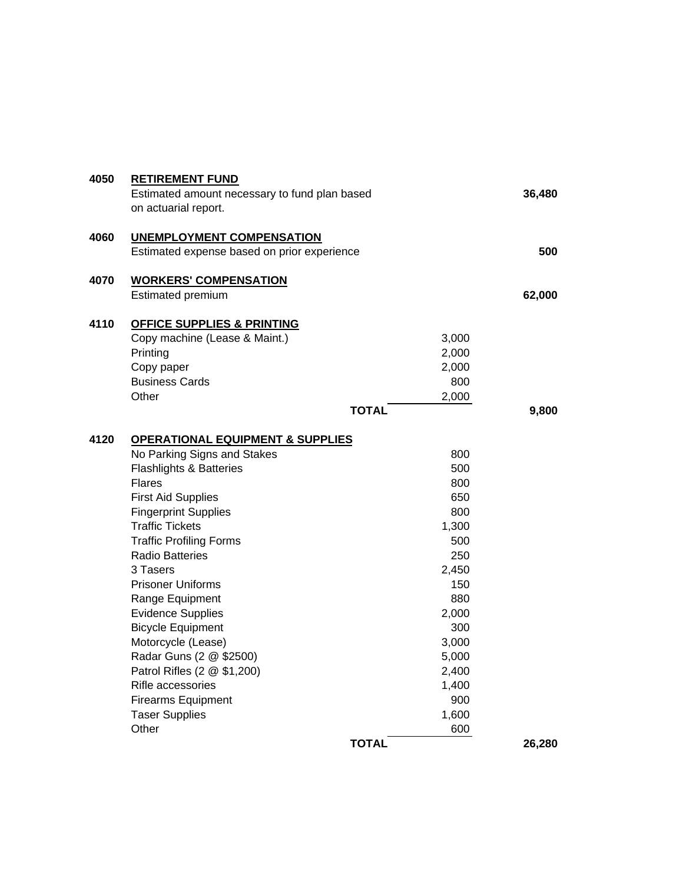**4050 RETIREMENT FUND**

Estimated amount necessary to fund plan based on actuarial report. **36,480**

**4060 UNEMPLOYMENT COMPENSATION**

Estimated expense based on prior experience **500**

**4070 WORKERS' COMPENSATION**

Estimated premium **62,000**

**4110 OFFICE SUPPLIES & PRINTING**

| Item | Amount | Total |
|---|---|---|
| Copy machine (Lease & Maint.) | 3,000 | |
| Printing | 2,000 | |
| Copy paper | 2,000 | |
| Business Cards | 800 | |
| Other | 2,000 | |
| **TOTAL** | | **9,800** |

**4120 OPERATIONAL EQUIPMENT & SUPPLIES**

| Item | Amount | Total |
|---|---|---|
| No Parking Signs and Stakes | 800 | |
| Flashlights & Batteries | 500 | |
| Flares | 800 | |
| First Aid Supplies | 650 | |
| Fingerprint Supplies | 800 | |
| Traffic Tickets | 1,300 | |
| Traffic Profiling Forms | 500 | |
| Radio Batteries | 250 | |
| 3 Tasers | 2,450 | |
| Prisoner Uniforms | 150 | |
| Range Equipment | 880 | |
| Evidence Supplies | 2,000 | |
| Bicycle Equipment | 300 | |
| Motorcycle (Lease) | 3,000 | |
| Radar Guns (2 @ $2500) | 5,000 | |
| Patrol Rifles (2 @ $1,200) | 2,400 | |
| Rifle accessories | 1,400 | |
| Firearms Equipment | 900 | |
| Taser Supplies | 1,600 | |
| Other | 600 | |
| **TOTAL** | | **26,280** |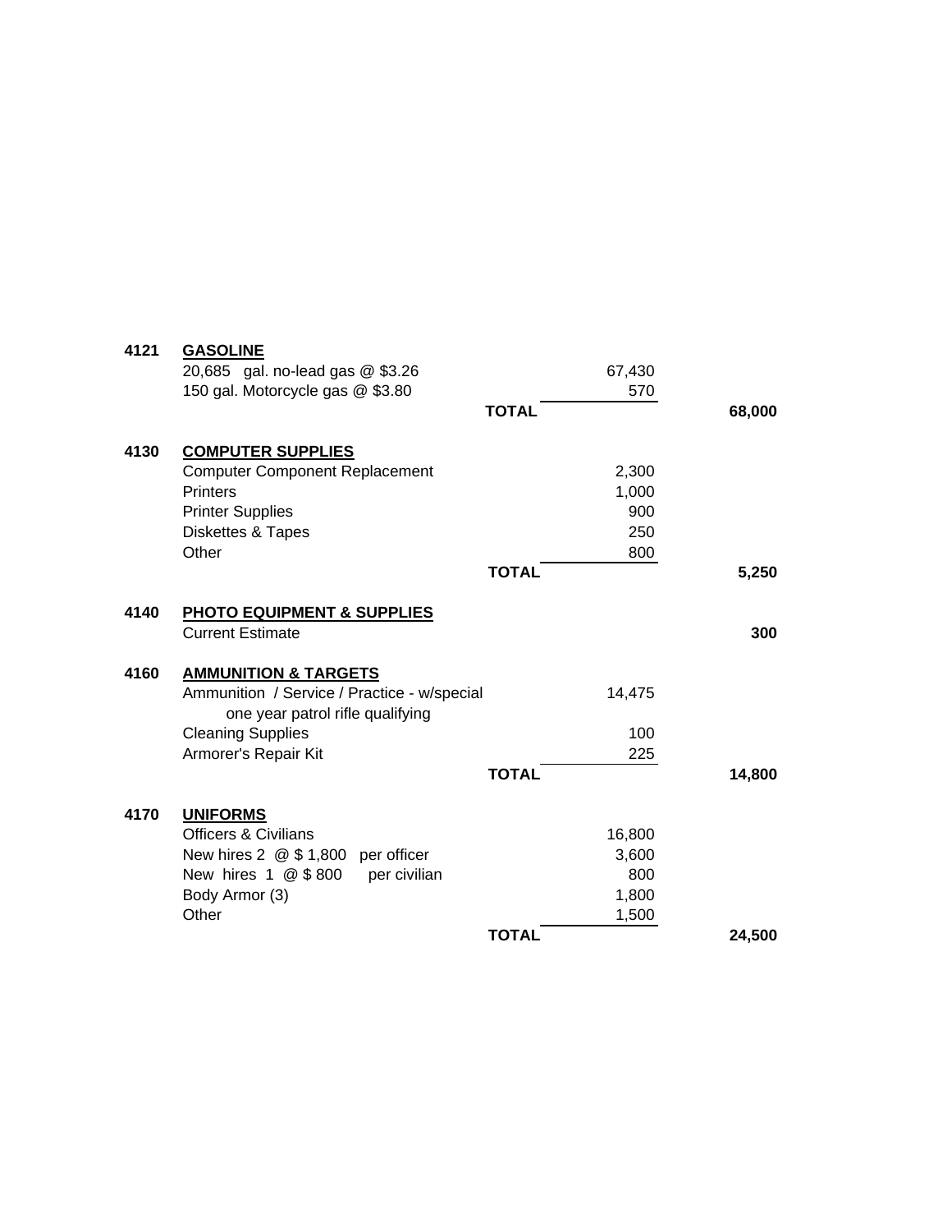| Code | Item | | Amount | Total |
|---|---|---|---|---|
| 4121 | **GASOLINE** | | | |
| | 20,685 gal. no-lead gas @ $3.26 | | 67,430 | |
| | 150 gal. Motorcycle gas @ $3.80 | | 570 | |
| | | **TOTAL** | | **68,000** |
| 4130 | **COMPUTER SUPPLIES** | | | |
| | Computer Component Replacement | | 2,300 | |
| | Printers | | 1,000 | |
| | Printer Supplies | | 900 | |
| | Diskettes & Tapes | | 250 | |
| | Other | | 800 | |
| | | **TOTAL** | | **5,250** |
| 4140 | **PHOTO EQUIPMENT & SUPPLIES** | | | |
| | Current Estimate | | | **300** |
| 4160 | **AMMUNITION & TARGETS** | | | |
| | Ammunition / Service / Practice - w/special one year patrol rifle qualifying | | 14,475 | |
| | Cleaning Supplies | | 100 | |
| | Armorer's Repair Kit | | 225 | |
| | | **TOTAL** | | **14,800** |
| 4170 | **UNIFORMS** | | | |
| | Officers & Civilians | | 16,800 | |
| | New hires 2 @ $ 1,800 per officer | | 3,600 | |
| | New hires 1 @ $ 800 per civilian | | 800 | |
| | Body Armor (3) | | 1,800 | |
| | Other | | 1,500 | |
| | | **TOTAL** | | **24,500** |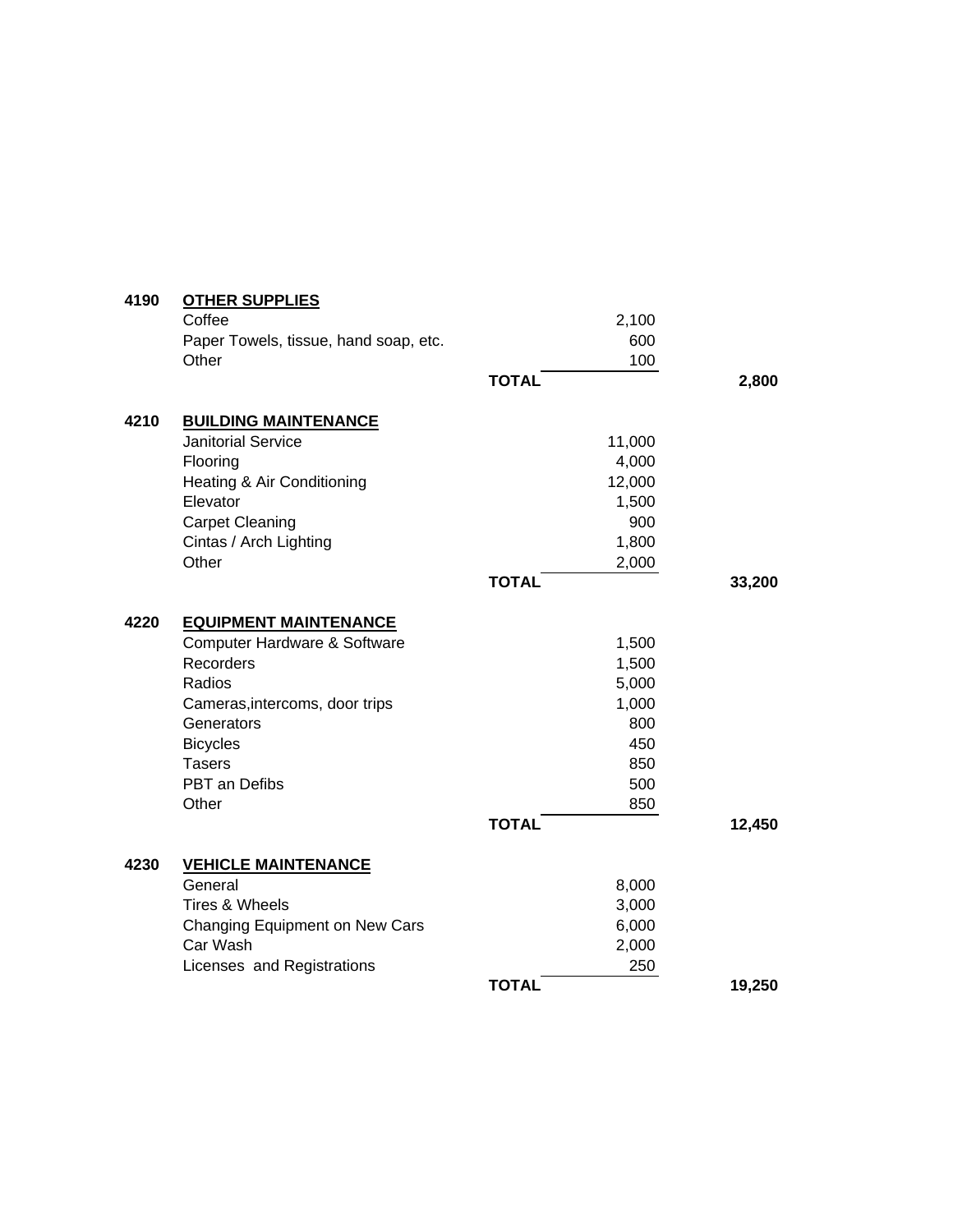| | | | |
|---|---|---|---|
| **4190** | **OTHER SUPPLIES** | | |
| | Coffee | 2,100 | |
| | Paper Towels, tissue, hand soap, etc. | 600 | |
| | Other | 100 | |
| | **TOTAL** | | **2,800** |
| **4210** | **BUILDING MAINTENANCE** | | |
| | Janitorial Service | 11,000 | |
| | Flooring | 4,000 | |
| | Heating & Air Conditioning | 12,000 | |
| | Elevator | 1,500 | |
| | Carpet Cleaning | 900 | |
| | Cintas / Arch Lighting | 1,800 | |
| | Other | 2,000 | |
| | **TOTAL** | | **33,200** |
| **4220** | **EQUIPMENT MAINTENANCE** | | |
| | Computer Hardware & Software | 1,500 | |
| | Recorders | 1,500 | |
| | Radios | 5,000 | |
| | Cameras,intercoms, door trips | 1,000 | |
| | Generators | 800 | |
| | Bicycles | 450 | |
| | Tasers | 850 | |
| | PBT an Defibs | 500 | |
| | Other | 850 | |
| | **TOTAL** | | **12,450** |
| **4230** | **VEHICLE MAINTENANCE** | | |
| | General | 8,000 | |
| | Tires & Wheels | 3,000 | |
| | Changing Equipment on New Cars | 6,000 | |
| | Car Wash | 2,000 | |
| | Licenses and Registrations | 250 | |
| | **TOTAL** | | **19,250** |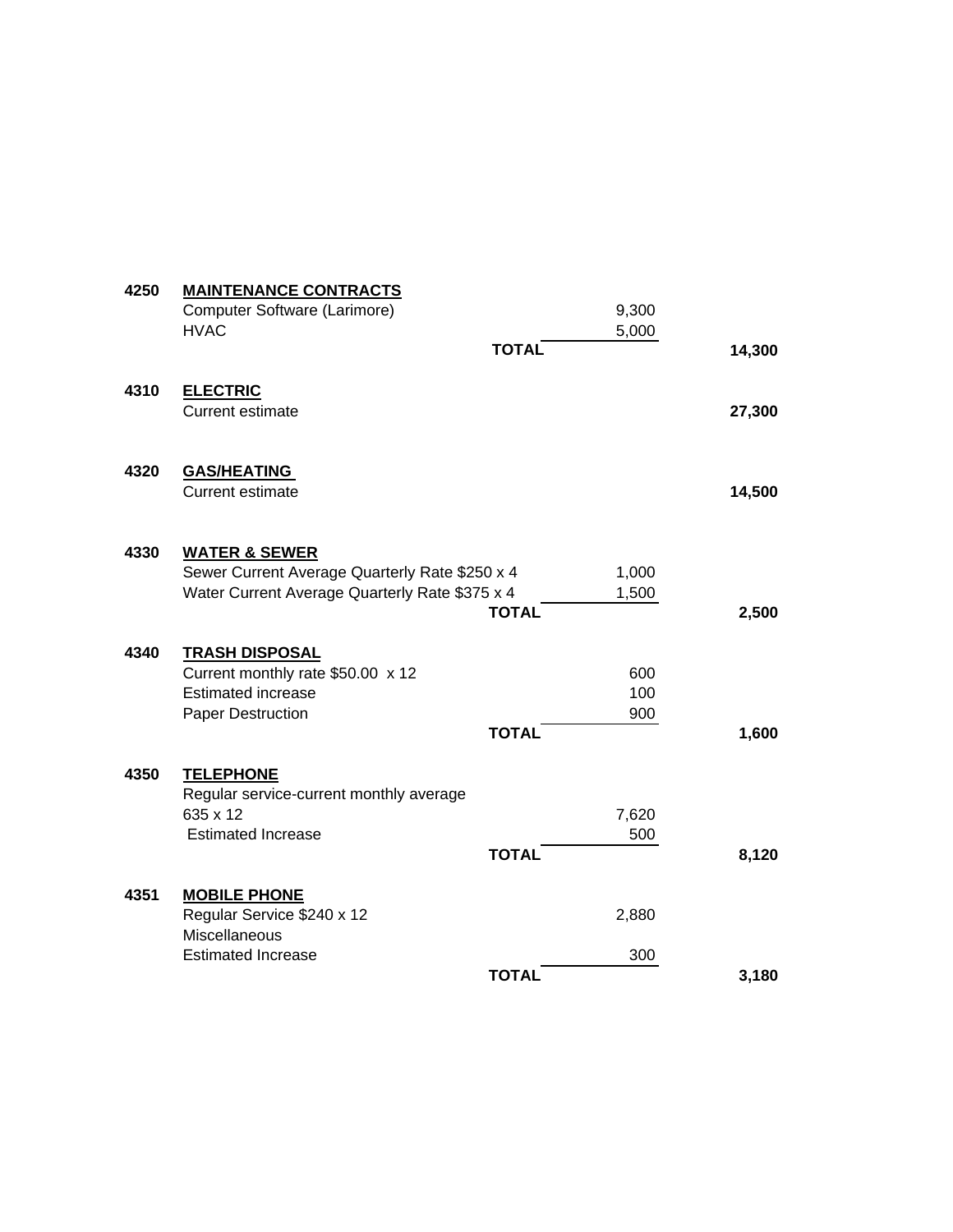| Code | Description | | Amount | Total |
|---|---|---|---|---|
| **4250** | **MAINTENANCE CONTRACTS** | | | |
| | Computer Software (Larimore) | | 9,300 | |
| | HVAC | | 5,000 | |
| | | **TOTAL** | | **14,300** |
| **4310** | **ELECTRIC** | | | |
| | Current estimate | | | **27,300** |
| **4320** | **GAS/HEATING** | | | |
| | Current estimate | | | **14,500** |
| **4330** | **WATER & SEWER** | | | |
| | Sewer Current Average Quarterly Rate $250 x 4 | | 1,000 | |
| | Water Current Average Quarterly Rate $375 x 4 | | 1,500 | |
| | | **TOTAL** | | **2,500** |
| **4340** | **TRASH DISPOSAL** | | | |
| | Current monthly rate $50.00 x 12 | | 600 | |
| | Estimated increase | | 100 | |
| | Paper Destruction | | 900 | |
| | | **TOTAL** | | **1,600** |
| **4350** | **TELEPHONE** | | | |
| | Regular service-current monthly average 635 x 12 | | 7,620 | |
| | Estimated Increase | | 500 | |
| | | **TOTAL** | | **8,120** |
| **4351** | **MOBILE PHONE** | | | |
| | Regular Service $240 x 12 | | 2,880 | |
| | Miscellaneous | | | |
| | Estimated Increase | | 300 | |
| | | **TOTAL** | | **3,180** |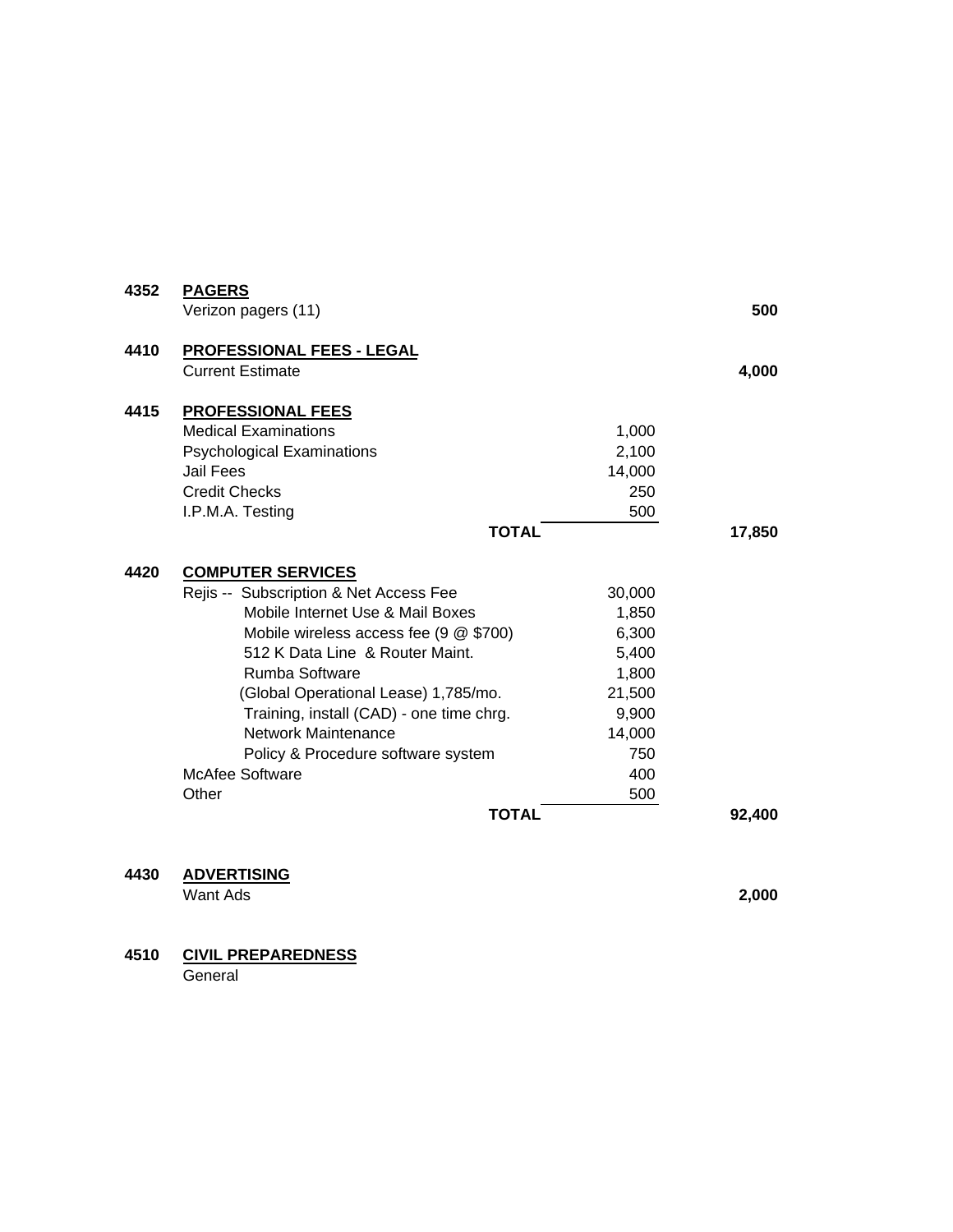| | | | |
|---|---|---|---|
| **4352** | **PAGERS** | | |
| | Verizon pagers (11) | | **500** |
| | | | |
| **4410** | **PROFESSIONAL FEES - LEGAL** | | |
| | Current Estimate | | **4,000** |
| | | | |
| **4415** | **PROFESSIONAL FEES** | | |
| | Medical Examinations | 1,000 | |
| | Psychological Examinations | 2,100 | |
| | Jail Fees | 14,000 | |
| | Credit Checks | 250 | |
| | I.P.M.A. Testing | 500 | |
| | **TOTAL** | | **17,850** |
| | | | |
| **4420** | **COMPUTER SERVICES** | | |
| | Rejis -- Subscription & Net Access Fee | 30,000 | |
| | Mobile Internet Use & Mail Boxes | 1,850 | |
| | Mobile wireless access fee (9 @ $700) | 6,300 | |
| | 512 K Data Line & Router Maint. | 5,400 | |
| | Rumba Software | 1,800 | |
| | (Global Operational Lease) 1,785/mo. | 21,500 | |
| | Training, install (CAD) - one time chrg. | 9,900 | |
| | Network Maintenance | 14,000 | |
| | Policy & Procedure software system | 750 | |
| | McAfee Software | 400 | |
| | Other | 500 | |
| | **TOTAL** | | **92,400** |
| | | | |
| **4430** | **ADVERTISING** | | |
| | Want Ads | | **2,000** |
| | | | |
| **4510** | **CIVIL PREPAREDNESS** | | |
| | General | | |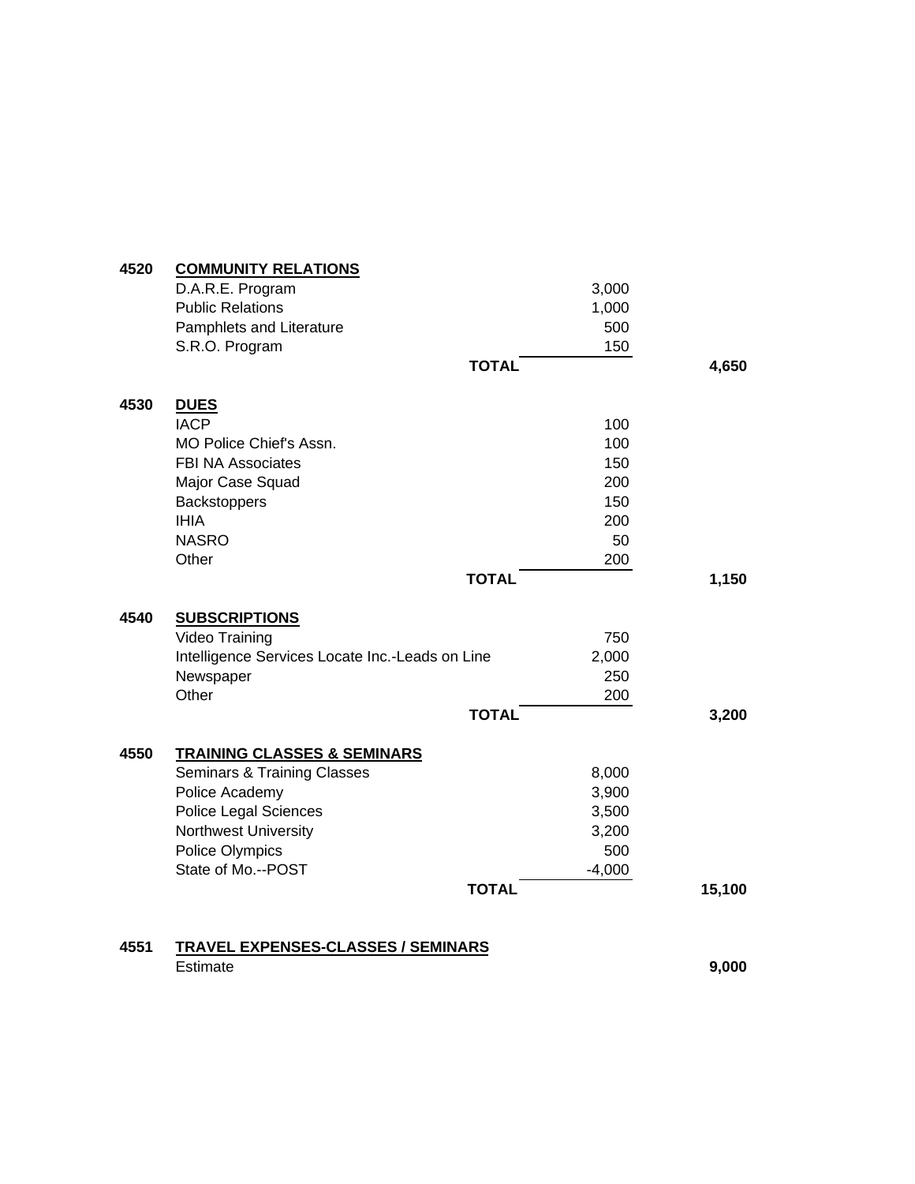| Code | Item | Amount | Total |
|---|---|---|---|
| **4520** | **COMMUNITY RELATIONS** | | |
| | D.A.R.E. Program | 3,000 | |
| | Public Relations | 1,000 | |
| | Pamphlets and Literature | 500 | |
| | S.R.O. Program | 150 | |
| | **TOTAL** | | **4,650** |
| **4530** | **DUES** | | |
| | IACP | 100 | |
| | MO Police Chief's Assn. | 100 | |
| | FBI NA Associates | 150 | |
| | Major Case Squad | 200 | |
| | Backstoppers | 150 | |
| | IHIA | 200 | |
| | NASRO | 50 | |
| | Other | 200 | |
| | **TOTAL** | | **1,150** |
| **4540** | **SUBSCRIPTIONS** | | |
| | Video Training | 750 | |
| | Intelligence Services Locate Inc.-Leads on Line | 2,000 | |
| | Newspaper | 250 | |
| | Other | 200 | |
| | **TOTAL** | | **3,200** |
| **4550** | **TRAINING CLASSES & SEMINARS** | | |
| | Seminars & Training Classes | 8,000 | |
| | Police Academy | 3,900 | |
| | Police Legal Sciences | 3,500 | |
| | Northwest University | 3,200 | |
| | Police Olympics | 500 | |
| | State of Mo.--POST | -4,000 | |
| | **TOTAL** | | **15,100** |
| **4551** | **TRAVEL EXPENSES-CLASSES / SEMINARS** | | |
| | Estimate | | **9,000** |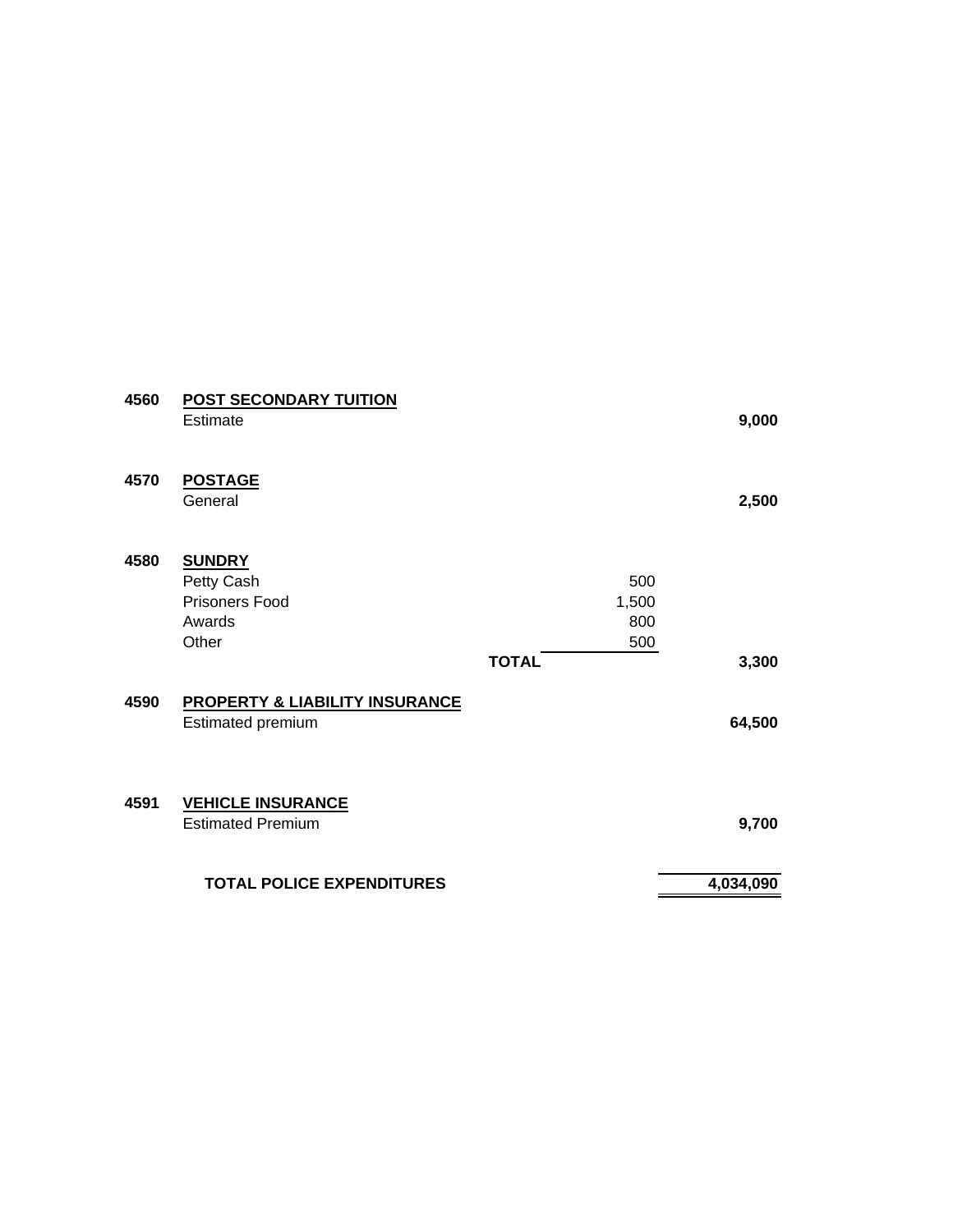| | | | |
|---|---|---|---|
| **4560** | **POST SECONDARY TUITION** | | |
| | Estimate | | **9,000** |
| | | | |
| **4570** | **POSTAGE** | | |
| | General | | **2,500** |
| | | | |
| **4580** | **SUNDRY** | | |
| | Petty Cash | 500 | |
| | Prisoners Food | 1,500 | |
| | Awards | 800 | |
| | Other | 500 | |
| | **TOTAL** | | **3,300** |
| | | | |
| **4590** | **PROPERTY & LIABILITY INSURANCE** | | |
| | Estimated premium | | **64,500** |
| | | | |
| **4591** | **VEHICLE INSURANCE** | | |
| | Estimated Premium | | **9,700** |
| | | | |
| | **TOTAL POLICE EXPENDITURES** | | **4,034,090** |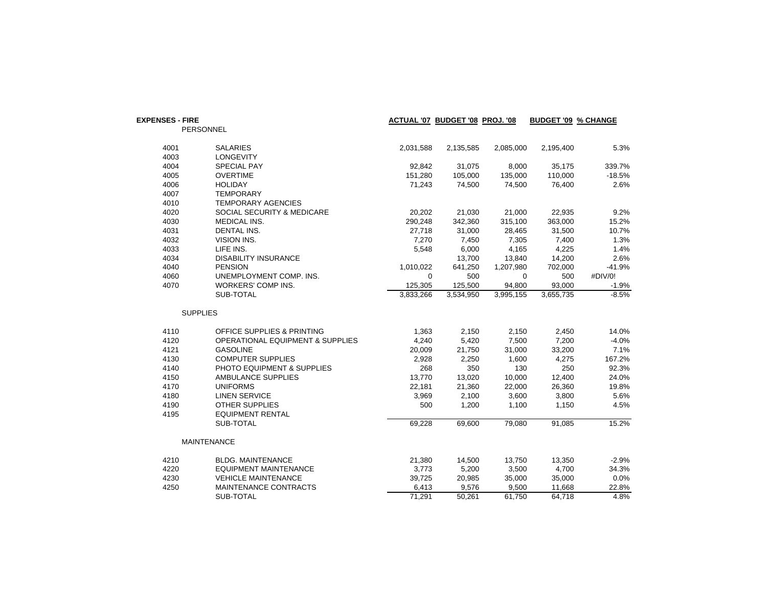| EXPENSES - FIRE | | ACTUAL '07 | BUDGET '08 | PROJ. '08 | BUDGET '09 | % CHANGE |
|---|---|---|---|---|---|---|
| PERSONNEL | | | | | | |
| 4001 | SALARIES | 2,031,588 | 2,135,585 | 2,085,000 | 2,195,400 | 5.3% |
| 4003 | LONGEVITY | | | | | |
| 4004 | SPECIAL PAY | 92,842 | 31,075 | 8,000 | 35,175 | 339.7% |
| 4005 | OVERTIME | 151,280 | 105,000 | 135,000 | 110,000 | -18.5% |
| 4006 | HOLIDAY | 71,243 | 74,500 | 74,500 | 76,400 | 2.6% |
| 4007 | TEMPORARY | | | | | |
| 4010 | TEMPORARY AGENCIES | | | | | |
| 4020 | SOCIAL SECURITY & MEDICARE | 20,202 | 21,030 | 21,000 | 22,935 | 9.2% |
| 4030 | MEDICAL INS. | 290,248 | 342,360 | 315,100 | 363,000 | 15.2% |
| 4031 | DENTAL INS. | 27,718 | 31,000 | 28,465 | 31,500 | 10.7% |
| 4032 | VISION INS. | 7,270 | 7,450 | 7,305 | 7,400 | 1.3% |
| 4033 | LIFE INS. | 5,548 | 6,000 | 4,165 | 4,225 | 1.4% |
| 4034 | DISABILITY INSURANCE | | 13,700 | 13,840 | 14,200 | 2.6% |
| 4040 | PENSION | 1,010,022 | 641,250 | 1,207,980 | 702,000 | -41.9% |
| 4060 | UNEMPLOYMENT COMP. INS. | 0 | 500 | 0 | 500 | #DIV/0! |
| 4070 | WORKERS' COMP INS. | 125,305 | 125,500 | 94,800 | 93,000 | -1.9% |
| | SUB-TOTAL | 3,833,266 | 3,534,950 | 3,995,155 | 3,655,735 | -8.5% |
| SUPPLIES | | | | | | |
| 4110 | OFFICE SUPPLIES & PRINTING | 1,363 | 2,150 | 2,150 | 2,450 | 14.0% |
| 4120 | OPERATIONAL EQUIPMENT & SUPPLIES | 4,240 | 5,420 | 7,500 | 7,200 | -4.0% |
| 4121 | GASOLINE | 20,009 | 21,750 | 31,000 | 33,200 | 7.1% |
| 4130 | COMPUTER SUPPLIES | 2,928 | 2,250 | 1,600 | 4,275 | 167.2% |
| 4140 | PHOTO EQUIPMENT & SUPPLIES | 268 | 350 | 130 | 250 | 92.3% |
| 4150 | AMBULANCE SUPPLIES | 13,770 | 13,020 | 10,000 | 12,400 | 24.0% |
| 4170 | UNIFORMS | 22,181 | 21,360 | 22,000 | 26,360 | 19.8% |
| 4180 | LINEN SERVICE | 3,969 | 2,100 | 3,600 | 3,800 | 5.6% |
| 4190 | OTHER SUPPLIES | 500 | 1,200 | 1,100 | 1,150 | 4.5% |
| 4195 | EQUIPMENT RENTAL | | | | | |
| | SUB-TOTAL | 69,228 | 69,600 | 79,080 | 91,085 | 15.2% |
| MAINTENANCE | | | | | | |
| 4210 | BLDG. MAINTENANCE | 21,380 | 14,500 | 13,750 | 13,350 | -2.9% |
| 4220 | EQUIPMENT MAINTENANCE | 3,773 | 5,200 | 3,500 | 4,700 | 34.3% |
| 4230 | VEHICLE MAINTENANCE | 39,725 | 20,985 | 35,000 | 35,000 | 0.0% |
| 4250 | MAINTENANCE CONTRACTS | 6,413 | 9,576 | 9,500 | 11,668 | 22.8% |
| | SUB-TOTAL | 71,291 | 50,261 | 61,750 | 64,718 | 4.8% |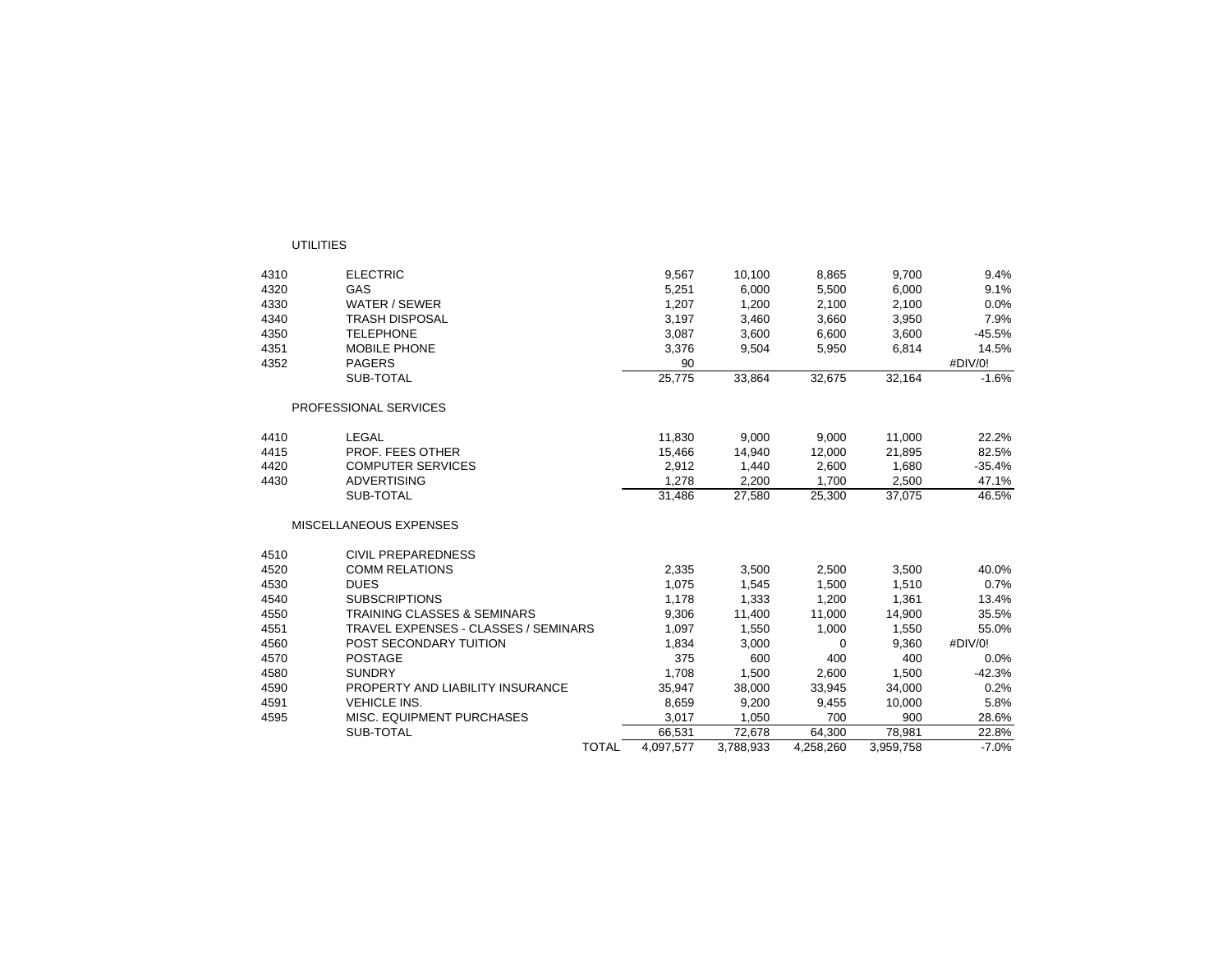| | | | | | | |
|---|---|---|---|---|---|---|
| | UTILITIES | | | | | |
| | | | | | | |
| 4310 | ELECTRIC | 9,567 | 10,100 | 8,865 | 9,700 | 9.4% |
| 4320 | GAS | 5,251 | 6,000 | 5,500 | 6,000 | 9.1% |
| 4330 | WATER / SEWER | 1,207 | 1,200 | 2,100 | 2,100 | 0.0% |
| 4340 | TRASH DISPOSAL | 3,197 | 3,460 | 3,660 | 3,950 | 7.9% |
| 4350 | TELEPHONE | 3,087 | 3,600 | 6,600 | 3,600 | -45.5% |
| 4351 | MOBILE PHONE | 3,376 | 9,504 | 5,950 | 6,814 | 14.5% |
| 4352 | PAGERS | 90 | | | | #DIV/0! |
| | SUB-TOTAL | 25,775 | 33,864 | 32,675 | 32,164 | -1.6% |
| | | | | | | |
| | PROFESSIONAL SERVICES | | | | | |
| | | | | | | |
| 4410 | LEGAL | 11,830 | 9,000 | 9,000 | 11,000 | 22.2% |
| 4415 | PROF. FEES OTHER | 15,466 | 14,940 | 12,000 | 21,895 | 82.5% |
| 4420 | COMPUTER SERVICES | 2,912 | 1,440 | 2,600 | 1,680 | -35.4% |
| 4430 | ADVERTISING | 1,278 | 2,200 | 1,700 | 2,500 | 47.1% |
| | SUB-TOTAL | 31,486 | 27,580 | 25,300 | 37,075 | 46.5% |
| | | | | | | |
| | MISCELLANEOUS EXPENSES | | | | | |
| | | | | | | |
| 4510 | CIVIL PREPAREDNESS | | | | | |
| 4520 | COMM RELATIONS | 2,335 | 3,500 | 2,500 | 3,500 | 40.0% |
| 4530 | DUES | 1,075 | 1,545 | 1,500 | 1,510 | 0.7% |
| 4540 | SUBSCRIPTIONS | 1,178 | 1,333 | 1,200 | 1,361 | 13.4% |
| 4550 | TRAINING CLASSES & SEMINARS | 9,306 | 11,400 | 11,000 | 14,900 | 35.5% |
| 4551 | TRAVEL EXPENSES - CLASSES / SEMINARS | 1,097 | 1,550 | 1,000 | 1,550 | 55.0% |
| 4560 | POST SECONDARY TUITION | 1,834 | 3,000 | 0 | 9,360 | #DIV/0! |
| 4570 | POSTAGE | 375 | 600 | 400 | 400 | 0.0% |
| 4580 | SUNDRY | 1,708 | 1,500 | 2,600 | 1,500 | -42.3% |
| 4590 | PROPERTY AND LIABILITY INSURANCE | 35,947 | 38,000 | 33,945 | 34,000 | 0.2% |
| 4591 | VEHICLE INS. | 8,659 | 9,200 | 9,455 | 10,000 | 5.8% |
| 4595 | MISC. EQUIPMENT PURCHASES | 3,017 | 1,050 | 700 | 900 | 28.6% |
| | SUB-TOTAL | 66,531 | 72,678 | 64,300 | 78,981 | 22.8% |
| | TOTAL | 4,097,577 | 3,788,933 | 4,258,260 | 3,959,758 | -7.0% |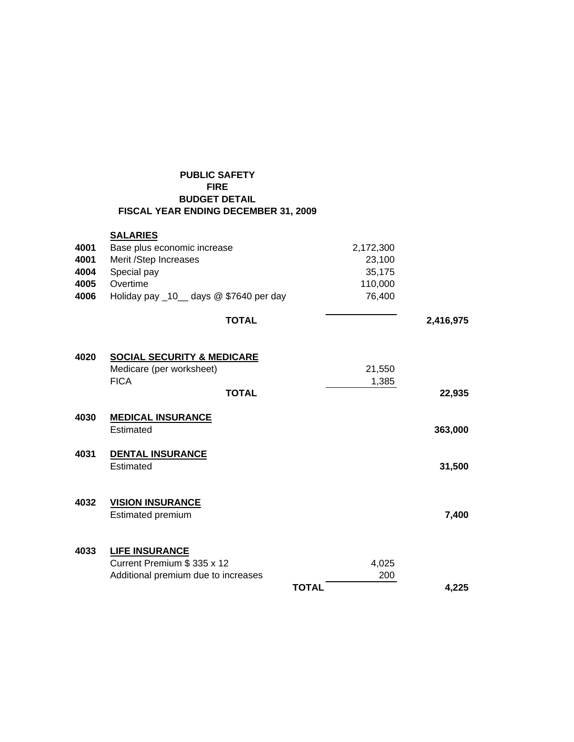**PUBLIC SAFETY**
**FIRE**
**BUDGET DETAIL**
**FISCAL YEAR ENDING DECEMBER 31, 2009**

| | | | |
|---|---|---|---|
| | **SALARIES** | | |
| **4001** | Base plus economic increase | 2,172,300 | |
| **4001** | Merit /Step Increases | 23,100 | |
| **4004** | Special pay | 35,175 | |
| **4005** | Overtime | 110,000 | |
| **4006** | Holiday pay _10__ days @ $7640 per day | 76,400 | |
| | **TOTAL** | | **2,416,975** |
| | | | |
| **4020** | **SOCIAL SECURITY & MEDICARE** | | |
| | Medicare (per worksheet) | 21,550 | |
| | FICA | 1,385 | |
| | **TOTAL** | | **22,935** |
| | | | |
| **4030** | **MEDICAL INSURANCE** | | |
| | Estimated | | **363,000** |
| | | | |
| **4031** | **DENTAL INSURANCE** | | |
| | Estimated | | **31,500** |
| | | | |
| **4032** | **VISION INSURANCE** | | |
| | Estimated premium | | **7,400** |
| | | | |
| **4033** | **LIFE INSURANCE** | | |
| | Current Premium $ 335 x 12 | 4,025 | |
| | Additional premium due to increases | 200 | |
| | **TOTAL** | | **4,225** |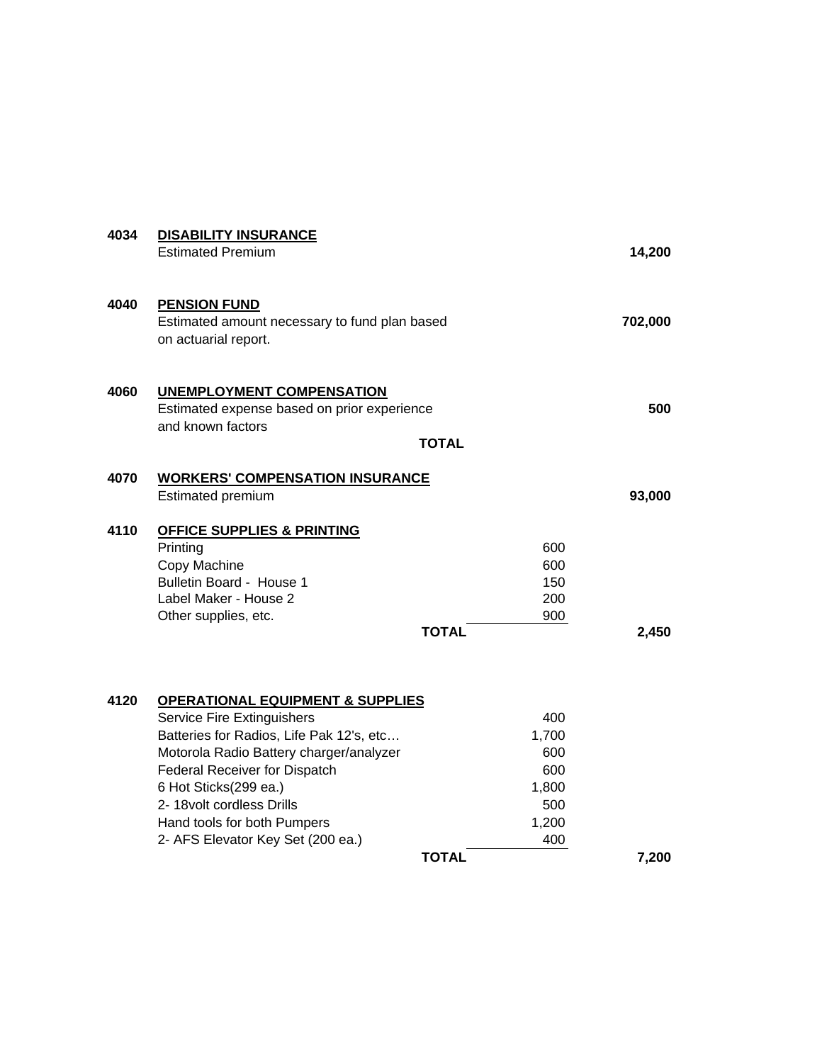| | | | |
|---|---|---|---|
| **4034** | **DISABILITY INSURANCE** | | |
| | Estimated Premium | | **14,200** |
| **4040** | **PENSION FUND** | | |
| | Estimated amount necessary to fund plan based on actuarial report. | | **702,000** |
| **4060** | **UNEMPLOYMENT COMPENSATION** | | |
| | Estimated expense based on prior experience and known factors | | **500** |
| | **TOTAL** | | |
| **4070** | **WORKERS' COMPENSATION INSURANCE** | | |
| | Estimated premium | | **93,000** |
| **4110** | **OFFICE SUPPLIES & PRINTING** | | |
| | Printing | 600 | |
| | Copy Machine | 600 | |
| | Bulletin Board - House 1 | 150 | |
| | Label Maker - House 2 | 200 | |
| | Other supplies, etc. | 900 | |
| | **TOTAL** | | **2,450** |
| **4120** | **OPERATIONAL EQUIPMENT & SUPPLIES** | | |
| | Service Fire Extinguishers | 400 | |
| | Batteries for Radios, Life Pak 12's, etc… | 1,700 | |
| | Motorola Radio Battery charger/analyzer | 600 | |
| | Federal Receiver for Dispatch | 600 | |
| | 6 Hot Sticks(299 ea.) | 1,800 | |
| | 2- 18volt cordless Drills | 500 | |
| | Hand tools for both Pumpers | 1,200 | |
| | 2- AFS Elevator Key Set (200 ea.) | 400 | |
| | **TOTAL** | | **7,200** |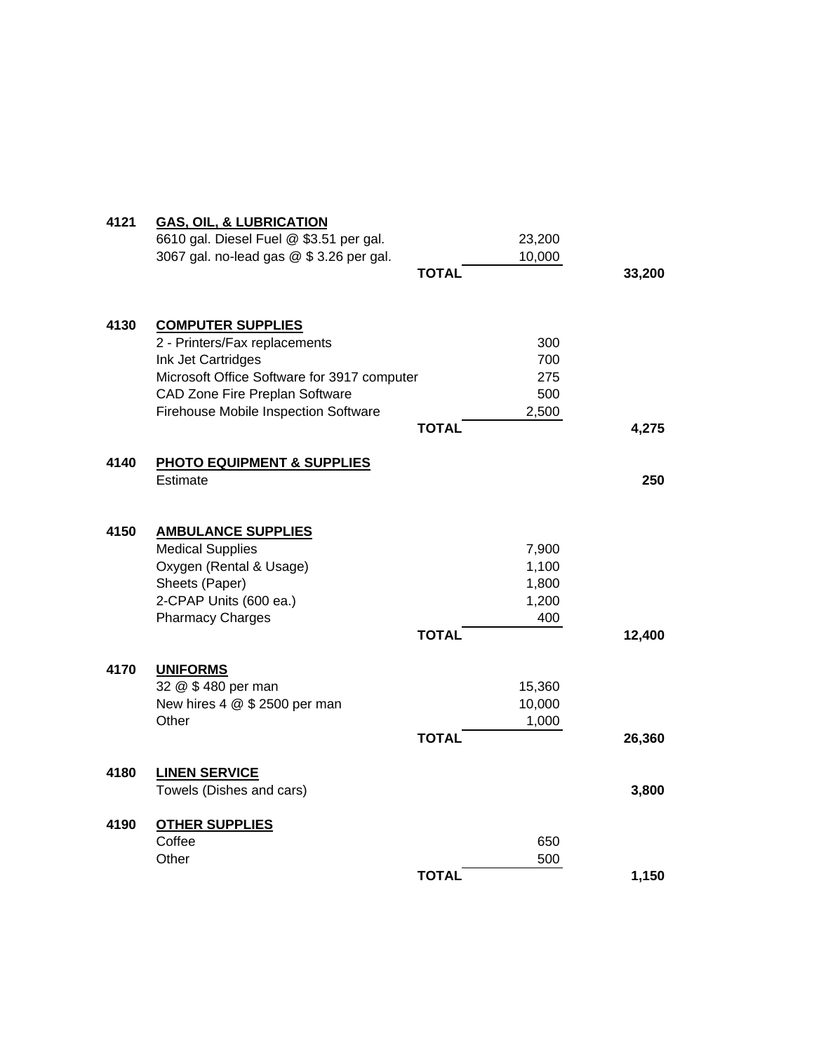| Code | Item | | Amount | Total |
|---|---|---|---|---|
| **4121** | **GAS, OIL, & LUBRICATION** | | | |
| | 6610 gal. Diesel Fuel @ $3.51 per gal. | | 23,200 | |
| | 3067 gal. no-lead gas @ $ 3.26 per gal. | | 10,000 | |
| | | **TOTAL** | | **33,200** |
| **4130** | **COMPUTER SUPPLIES** | | | |
| | 2 - Printers/Fax replacements | | 300 | |
| | Ink Jet Cartridges | | 700 | |
| | Microsoft Office Software for 3917 computer | | 275 | |
| | CAD Zone Fire Preplan Software | | 500 | |
| | Firehouse Mobile Inspection Software | | 2,500 | |
| | | **TOTAL** | | **4,275** |
| **4140** | **PHOTO EQUIPMENT & SUPPLIES** | | | |
| | Estimate | | | **250** |
| **4150** | **AMBULANCE SUPPLIES** | | | |
| | Medical Supplies | | 7,900 | |
| | Oxygen (Rental & Usage) | | 1,100 | |
| | Sheets (Paper) | | 1,800 | |
| | 2-CPAP Units (600 ea.) | | 1,200 | |
| | Pharmacy Charges | | 400 | |
| | | **TOTAL** | | **12,400** |
| **4170** | **UNIFORMS** | | | |
| | 32 @ $ 480 per man | | 15,360 | |
| | New hires 4 @ $ 2500 per man | | 10,000 | |
| | Other | | 1,000 | |
| | | **TOTAL** | | **26,360** |
| **4180** | **LINEN SERVICE** | | | |
| | Towels (Dishes and cars) | | | **3,800** |
| **4190** | **OTHER SUPPLIES** | | | |
| | Coffee | | 650 | |
| | Other | | 500 | |
| | | **TOTAL** | | **1,150** |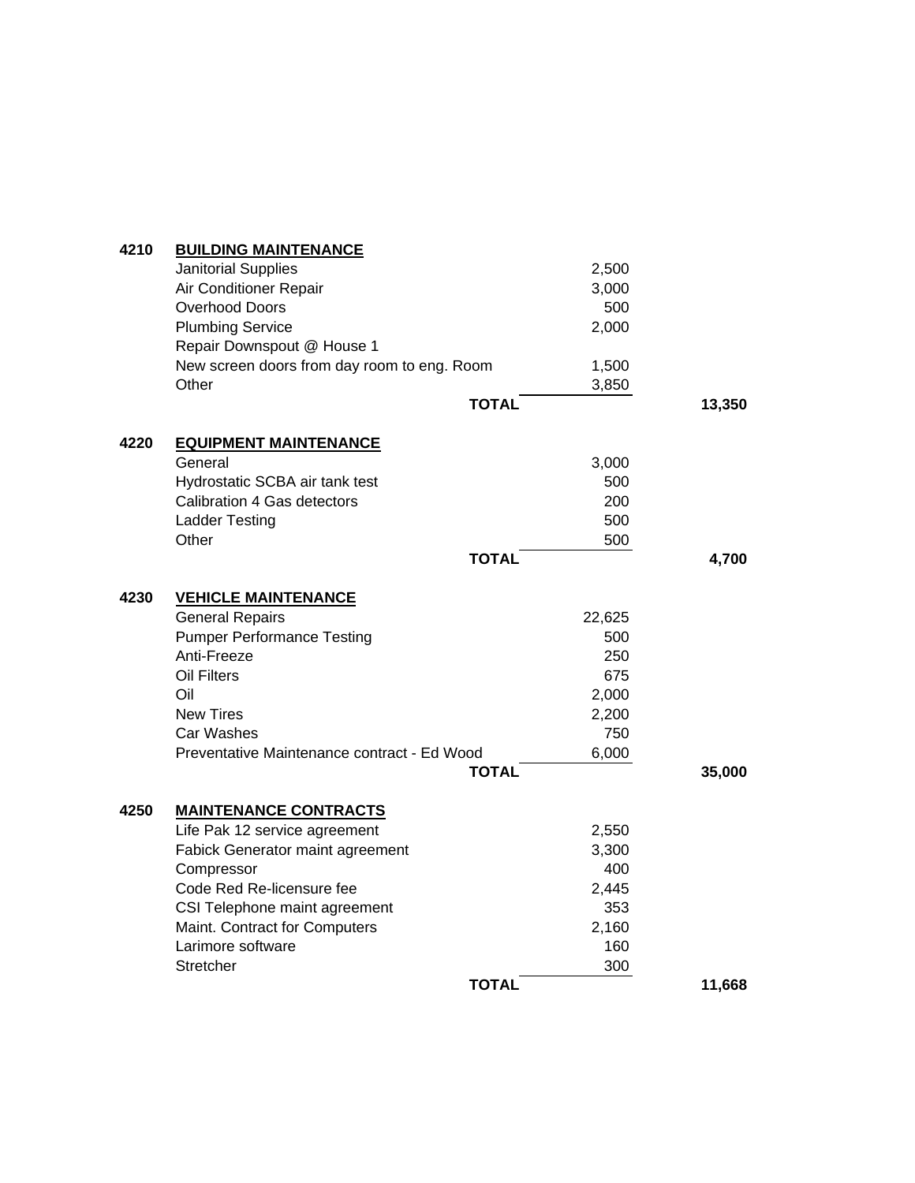| Code | Item | Amount | Total |
|---|---|---|---|
| 4210 | **BUILDING MAINTENANCE** | | |
| | Janitorial Supplies | 2,500 | |
| | Air Conditioner Repair | 3,000 | |
| | Overhood Doors | 500 | |
| | Plumbing Service | 2,000 | |
| | Repair Downspout @ House 1 | | |
| | New screen doors from day room to eng. Room | 1,500 | |
| | Other | 3,850 | |
| | **TOTAL** | | **13,350** |
| 4220 | **EQUIPMENT MAINTENANCE** | | |
| | General | 3,000 | |
| | Hydrostatic SCBA air tank test | 500 | |
| | Calibration 4 Gas detectors | 200 | |
| | Ladder Testing | 500 | |
| | Other | 500 | |
| | **TOTAL** | | **4,700** |
| 4230 | **VEHICLE MAINTENANCE** | | |
| | General Repairs | 22,625 | |
| | Pumper Performance Testing | 500 | |
| | Anti-Freeze | 250 | |
| | Oil Filters | 675 | |
| | Oil | 2,000 | |
| | New Tires | 2,200 | |
| | Car Washes | 750 | |
| | Preventative Maintenance contract - Ed Wood | 6,000 | |
| | **TOTAL** | | **35,000** |
| 4250 | **MAINTENANCE CONTRACTS** | | |
| | Life Pak 12 service agreement | 2,550 | |
| | Fabick Generator maint agreement | 3,300 | |
| | Compressor | 400 | |
| | Code Red Re-licensure fee | 2,445 | |
| | CSI Telephone maint agreement | 353 | |
| | Maint. Contract for Computers | 2,160 | |
| | Larimore software | 160 | |
| | Stretcher | 300 | |
| | **TOTAL** | | **11,668** |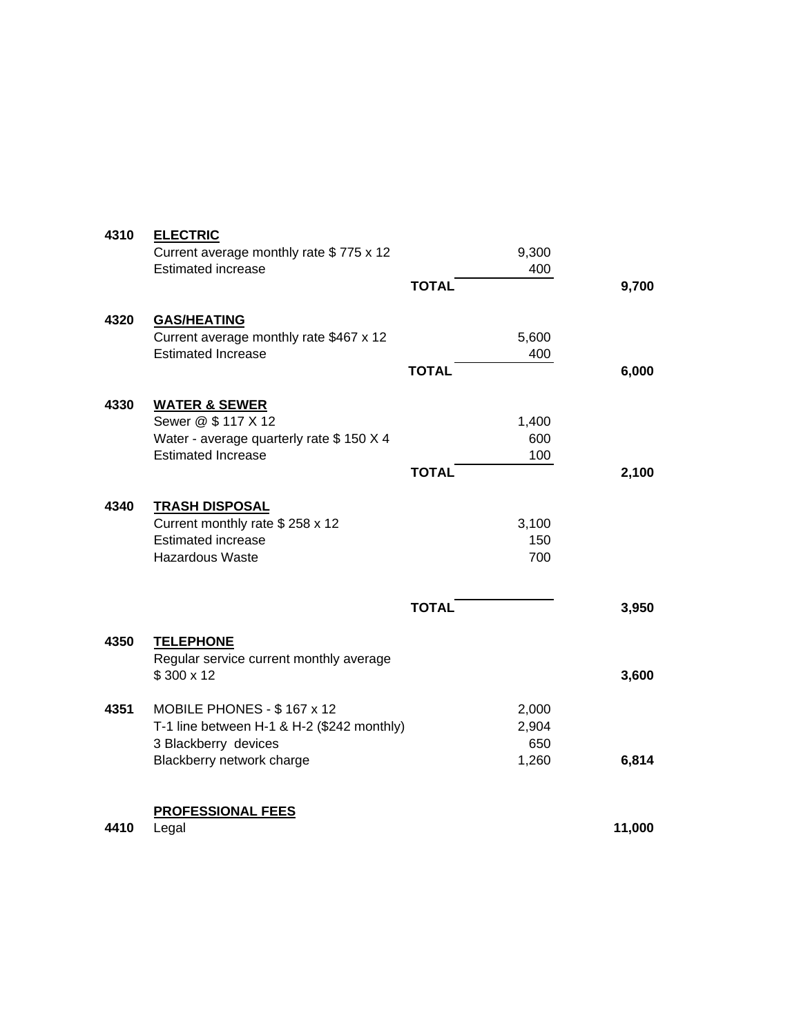| Code | Description | | Amount | Total |
|---|---|---|---|---|
| 4310 | **ELECTRIC** | | | |
| | Current average monthly rate $ 775 x 12 | | 9,300 | |
| | Estimated increase | | 400 | |
| | | **TOTAL** | | **9,700** |
| 4320 | **GAS/HEATING** | | | |
| | Current average monthly rate $467 x 12 | | 5,600 | |
| | Estimated Increase | | 400 | |
| | | **TOTAL** | | **6,000** |
| 4330 | **WATER & SEWER** | | | |
| | Sewer @ $ 117 X 12 | | 1,400 | |
| | Water - average quarterly rate $ 150 X 4 | | 600 | |
| | Estimated Increase | | 100 | |
| | | **TOTAL** | | **2,100** |
| 4340 | **TRASH DISPOSAL** | | | |
| | Current monthly rate $ 258 x 12 | | 3,100 | |
| | Estimated increase | | 150 | |
| | Hazardous Waste | | 700 | |
| | | **TOTAL** | | **3,950** |
| 4350 | **TELEPHONE** | | | |
| | Regular service current monthly average $ 300 x 12 | | | **3,600** |
| 4351 | MOBILE PHONES - $ 167 x 12 | | 2,000 | |
| | T-1 line between H-1 & H-2 ($242 monthly) | | 2,904 | |
| | 3 Blackberry devices | | 650 | |
| | Blackberry network charge | | 1,260 | **6,814** |
| | **PROFESSIONAL FEES** | | | |
| 4410 | Legal | | | **11,000** |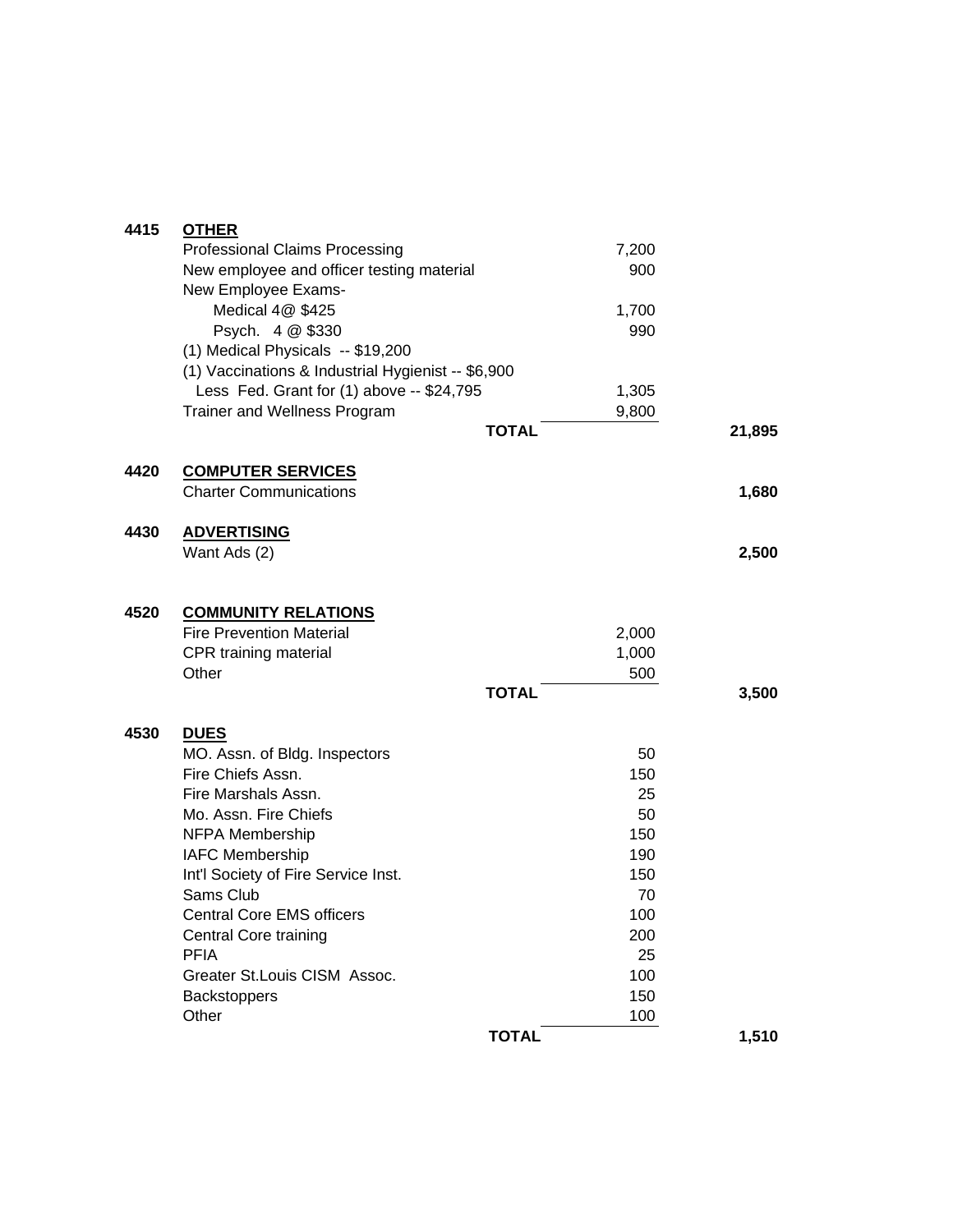| Code | Item | Amount | Total |
|---|---|---|---|
| **4415** | **OTHER** | | |
| | Professional Claims Processing | 7,200 | |
| | New employee and officer testing material | 900 | |
| | New Employee Exams- | | |
| | Medical 4@ $425 | 1,700 | |
| | Psych. 4 @ $330 | 990 | |
| | (1) Medical Physicals -- $19,200 | | |
| | (1) Vaccinations & Industrial Hygienist -- $6,900 | | |
| | Less Fed. Grant for (1) above -- $24,795 | 1,305 | |
| | Trainer and Wellness Program | 9,800 | |
| | **TOTAL** | | **21,895** |
| **4420** | **COMPUTER SERVICES** | | |
| | Charter Communications | | **1,680** |
| **4430** | **ADVERTISING** | | |
| | Want Ads (2) | | **2,500** |
| **4520** | **COMMUNITY RELATIONS** | | |
| | Fire Prevention Material | 2,000 | |
| | CPR training material | 1,000 | |
| | Other | 500 | |
| | **TOTAL** | | **3,500** |
| **4530** | **DUES** | | |
| | MO. Assn. of Bldg. Inspectors | 50 | |
| | Fire Chiefs Assn. | 150 | |
| | Fire Marshals Assn. | 25 | |
| | Mo. Assn. Fire Chiefs | 50 | |
| | NFPA Membership | 150 | |
| | IAFC Membership | 190 | |
| | Int'l Society of Fire Service Inst. | 150 | |
| | Sams Club | 70 | |
| | Central Core EMS officers | 100 | |
| | Central Core training | 200 | |
| | PFIA | 25 | |
| | Greater St.Louis CISM Assoc. | 100 | |
| | Backstoppers | 150 | |
| | Other | 100 | |
| | **TOTAL** | | **1,510** |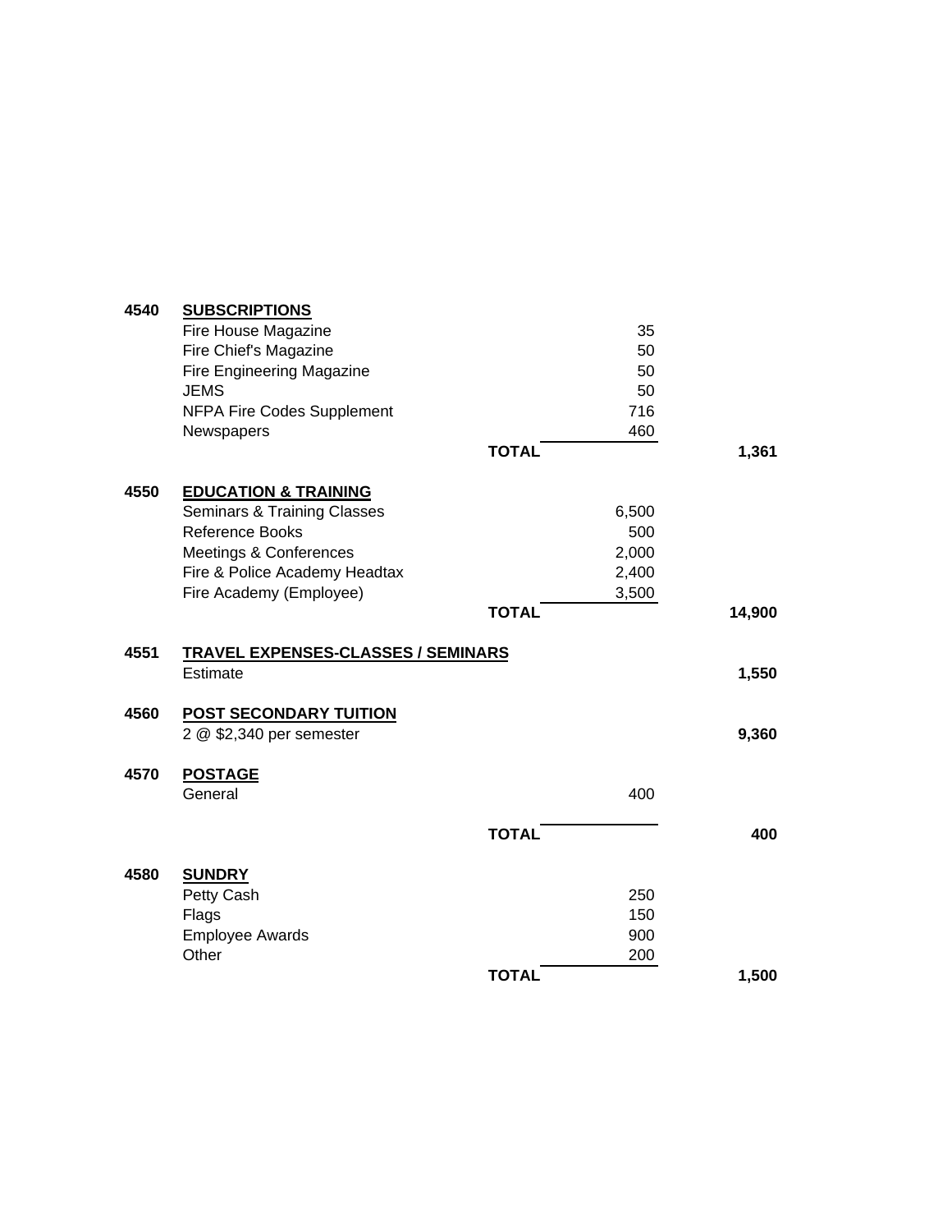| Code | Description | | Amount | Total |
|---|---|---|---|---|
| **4540** | **SUBSCRIPTIONS** | | | |
| | Fire House Magazine | | 35 | |
| | Fire Chief's Magazine | | 50 | |
| | Fire Engineering Magazine | | 50 | |
| | JEMS | | 50 | |
| | NFPA Fire Codes Supplement | | 716 | |
| | Newspapers | | 460 | |
| | | **TOTAL** | | **1,361** |
| **4550** | **EDUCATION & TRAINING** | | | |
| | Seminars & Training Classes | | 6,500 | |
| | Reference Books | | 500 | |
| | Meetings & Conferences | | 2,000 | |
| | Fire & Police Academy Headtax | | 2,400 | |
| | Fire Academy (Employee) | | 3,500 | |
| | | **TOTAL** | | **14,900** |
| **4551** | **TRAVEL EXPENSES-CLASSES / SEMINARS** | | | |
| | Estimate | | | **1,550** |
| **4560** | **POST SECONDARY TUITION** | | | |
| | 2 @ $2,340 per semester | | | **9,360** |
| **4570** | **POSTAGE** | | | |
| | General | | 400 | |
| | | **TOTAL** | | **400** |
| **4580** | **SUNDRY** | | | |
| | Petty Cash | | 250 | |
| | Flags | | 150 | |
| | Employee Awards | | 900 | |
| | Other | | 200 | |
| | | **TOTAL** | | **1,500** |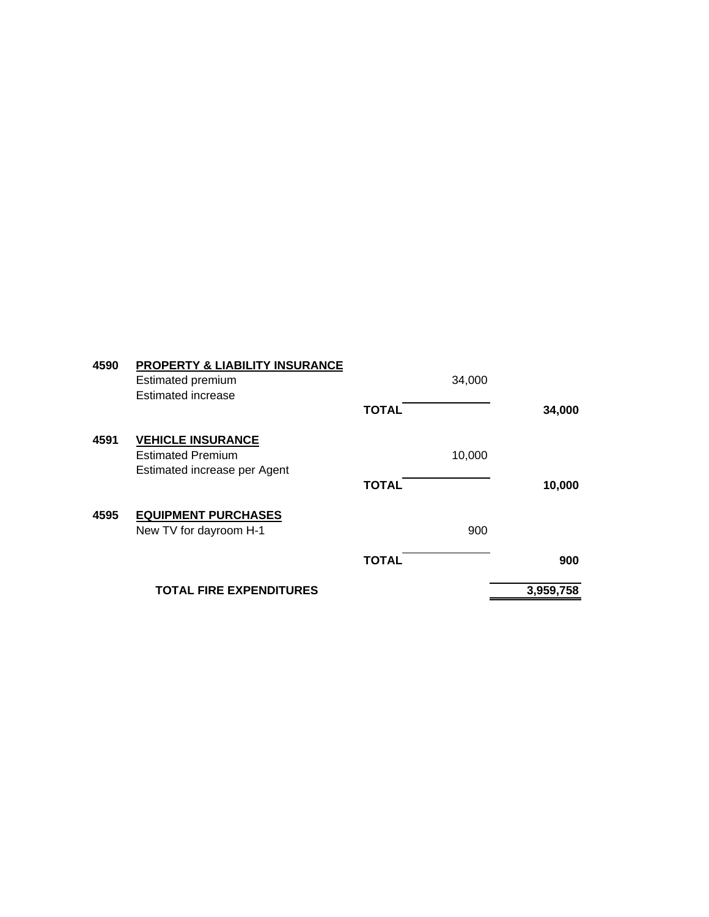| Account | Description | Amount | Total |
|---|---|---|---|
| 4590 | **PROPERTY & LIABILITY INSURANCE** | | |
| | Estimated premium | 34,000 | |
| | Estimated increase | | |
| | **TOTAL** | | **34,000** |
| 4591 | **VEHICLE INSURANCE** | | |
| | Estimated Premium | 10,000 | |
| | Estimated increase per Agent | | |
| | **TOTAL** | | **10,000** |
| 4595 | **EQUIPMENT PURCHASES** | | |
| | New TV for dayroom H-1 | 900 | |
| | **TOTAL** | | **900** |
| | **TOTAL FIRE EXPENDITURES** | | **3,959,758** |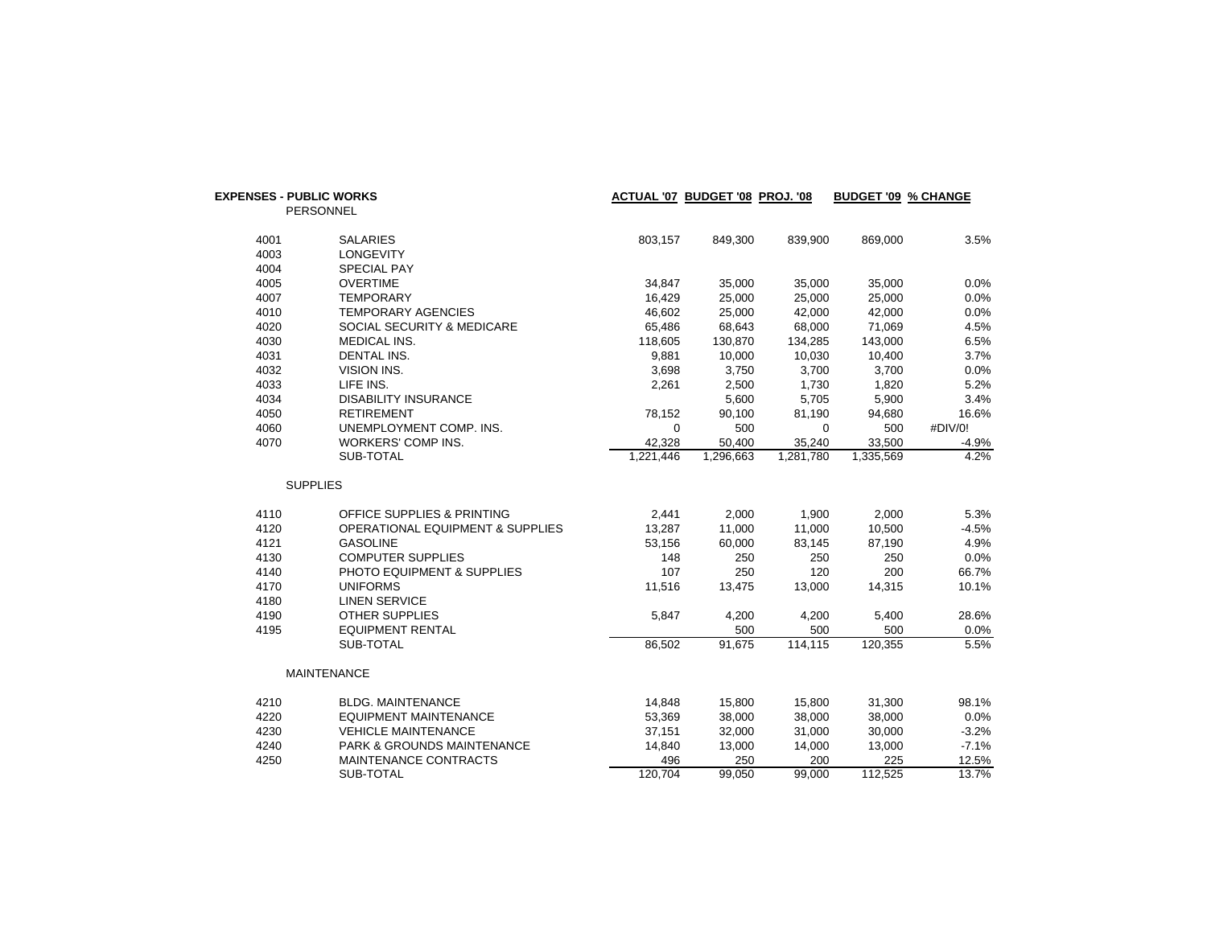| EXPENSES - PUBLIC WORKS | | ACTUAL '07 | BUDGET '08 | PROJ. '08 | BUDGET '09 | % CHANGE |
|---|---|---|---|---|---|---|
| PERSONNEL | | | | | | |
| 4001 | SALARIES | 803,157 | 849,300 | 839,900 | 869,000 | 3.5% |
| 4003 | LONGEVITY | | | | | |
| 4004 | SPECIAL PAY | | | | | |
| 4005 | OVERTIME | 34,847 | 35,000 | 35,000 | 35,000 | 0.0% |
| 4007 | TEMPORARY | 16,429 | 25,000 | 25,000 | 25,000 | 0.0% |
| 4010 | TEMPORARY AGENCIES | 46,602 | 25,000 | 42,000 | 42,000 | 0.0% |
| 4020 | SOCIAL SECURITY & MEDICARE | 65,486 | 68,643 | 68,000 | 71,069 | 4.5% |
| 4030 | MEDICAL INS. | 118,605 | 130,870 | 134,285 | 143,000 | 6.5% |
| 4031 | DENTAL INS. | 9,881 | 10,000 | 10,030 | 10,400 | 3.7% |
| 4032 | VISION INS. | 3,698 | 3,750 | 3,700 | 3,700 | 0.0% |
| 4033 | LIFE INS. | 2,261 | 2,500 | 1,730 | 1,820 | 5.2% |
| 4034 | DISABILITY INSURANCE | | 5,600 | 5,705 | 5,900 | 3.4% |
| 4050 | RETIREMENT | 78,152 | 90,100 | 81,190 | 94,680 | 16.6% |
| 4060 | UNEMPLOYMENT COMP. INS. | 0 | 500 | 0 | 500 | #DIV/0! |
| 4070 | WORKERS' COMP INS. | 42,328 | 50,400 | 35,240 | 33,500 | -4.9% |
| | SUB-TOTAL | 1,221,446 | 1,296,663 | 1,281,780 | 1,335,569 | 4.2% |
| SUPPLIES | | | | | | |
| 4110 | OFFICE SUPPLIES & PRINTING | 2,441 | 2,000 | 1,900 | 2,000 | 5.3% |
| 4120 | OPERATIONAL EQUIPMENT & SUPPLIES | 13,287 | 11,000 | 11,000 | 10,500 | -4.5% |
| 4121 | GASOLINE | 53,156 | 60,000 | 83,145 | 87,190 | 4.9% |
| 4130 | COMPUTER SUPPLIES | 148 | 250 | 250 | 250 | 0.0% |
| 4140 | PHOTO EQUIPMENT & SUPPLIES | 107 | 250 | 120 | 200 | 66.7% |
| 4170 | UNIFORMS | 11,516 | 13,475 | 13,000 | 14,315 | 10.1% |
| 4180 | LINEN SERVICE | | | | | |
| 4190 | OTHER SUPPLIES | 5,847 | 4,200 | 4,200 | 5,400 | 28.6% |
| 4195 | EQUIPMENT RENTAL | | 500 | 500 | 500 | 0.0% |
| | SUB-TOTAL | 86,502 | 91,675 | 114,115 | 120,355 | 5.5% |
| MAINTENANCE | | | | | | |
| 4210 | BLDG. MAINTENANCE | 14,848 | 15,800 | 15,800 | 31,300 | 98.1% |
| 4220 | EQUIPMENT MAINTENANCE | 53,369 | 38,000 | 38,000 | 38,000 | 0.0% |
| 4230 | VEHICLE MAINTENANCE | 37,151 | 32,000 | 31,000 | 30,000 | -3.2% |
| 4240 | PARK & GROUNDS MAINTENANCE | 14,840 | 13,000 | 14,000 | 13,000 | -7.1% |
| 4250 | MAINTENANCE CONTRACTS | 496 | 250 | 200 | 225 | 12.5% |
| | SUB-TOTAL | 120,704 | 99,050 | 99,000 | 112,525 | 13.7% |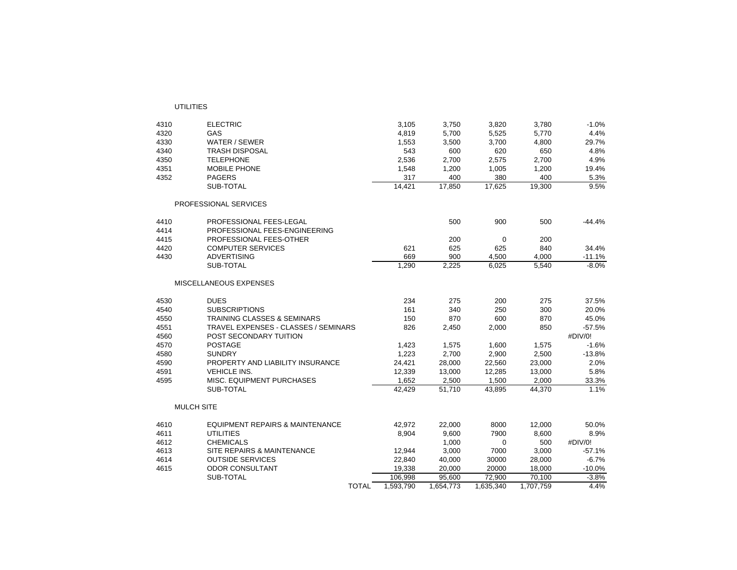| | | | | | | |
|---|---|---|---|---|---|---|
| | **UTILITIES** | | | | | |
| 4310 | ELECTRIC | 3,105 | 3,750 | 3,820 | 3,780 | -1.0% |
| 4320 | GAS | 4,819 | 5,700 | 5,525 | 5,770 | 4.4% |
| 4330 | WATER / SEWER | 1,553 | 3,500 | 3,700 | 4,800 | 29.7% |
| 4340 | TRASH DISPOSAL | 543 | 600 | 620 | 650 | 4.8% |
| 4350 | TELEPHONE | 2,536 | 2,700 | 2,575 | 2,700 | 4.9% |
| 4351 | MOBILE PHONE | 1,548 | 1,200 | 1,005 | 1,200 | 19.4% |
| 4352 | PAGERS | 317 | 400 | 380 | 400 | 5.3% |
| | SUB-TOTAL | 14,421 | 17,850 | 17,625 | 19,300 | 9.5% |
| | **PROFESSIONAL SERVICES** | | | | | |
| 4410 | PROFESSIONAL FEES-LEGAL | | 500 | 900 | 500 | -44.4% |
| 4414 | PROFESSIONAL FEES-ENGINEERING | | | | | |
| 4415 | PROFESSIONAL FEES-OTHER | | 200 | 0 | 200 | |
| 4420 | COMPUTER SERVICES | 621 | 625 | 625 | 840 | 34.4% |
| 4430 | ADVERTISING | 669 | 900 | 4,500 | 4,000 | -11.1% |
| | SUB-TOTAL | 1,290 | 2,225 | 6,025 | 5,540 | -8.0% |
| | **MISCELLANEOUS EXPENSES** | | | | | |
| 4530 | DUES | 234 | 275 | 200 | 275 | 37.5% |
| 4540 | SUBSCRIPTIONS | 161 | 340 | 250 | 300 | 20.0% |
| 4550 | TRAINING CLASSES & SEMINARS | 150 | 870 | 600 | 870 | 45.0% |
| 4551 | TRAVEL EXPENSES - CLASSES / SEMINARS | 826 | 2,450 | 2,000 | 850 | -57.5% |
| 4560 | POST SECONDARY TUITION | | | | | #DIV/0! |
| 4570 | POSTAGE | 1,423 | 1,575 | 1,600 | 1,575 | -1.6% |
| 4580 | SUNDRY | 1,223 | 2,700 | 2,900 | 2,500 | -13.8% |
| 4590 | PROPERTY AND LIABILITY INSURANCE | 24,421 | 28,000 | 22,560 | 23,000 | 2.0% |
| 4591 | VEHICLE INS. | 12,339 | 13,000 | 12,285 | 13,000 | 5.8% |
| 4595 | MISC. EQUIPMENT PURCHASES | 1,652 | 2,500 | 1,500 | 2,000 | 33.3% |
| | SUB-TOTAL | 42,429 | 51,710 | 43,895 | 44,370 | 1.1% |
| | **MULCH SITE** | | | | | |
| 4610 | EQUIPMENT REPAIRS & MAINTENANCE | 42,972 | 22,000 | 8000 | 12,000 | 50.0% |
| 4611 | UTILITIES | 8,904 | 9,600 | 7900 | 8,600 | 8.9% |
| 4612 | CHEMICALS | | 1,000 | 0 | 500 | #DIV/0! |
| 4613 | SITE REPAIRS & MAINTENANCE | 12,944 | 3,000 | 7000 | 3,000 | -57.1% |
| 4614 | OUTSIDE SERVICES | 22,840 | 40,000 | 30000 | 28,000 | -6.7% |
| 4615 | ODOR CONSULTANT | 19,338 | 20,000 | 20000 | 18,000 | -10.0% |
| | SUB-TOTAL | 106,998 | 95,600 | 72,900 | 70,100 | -3.8% |
| | TOTAL | 1,593,790 | 1,654,773 | 1,635,340 | 1,707,759 | 4.4% |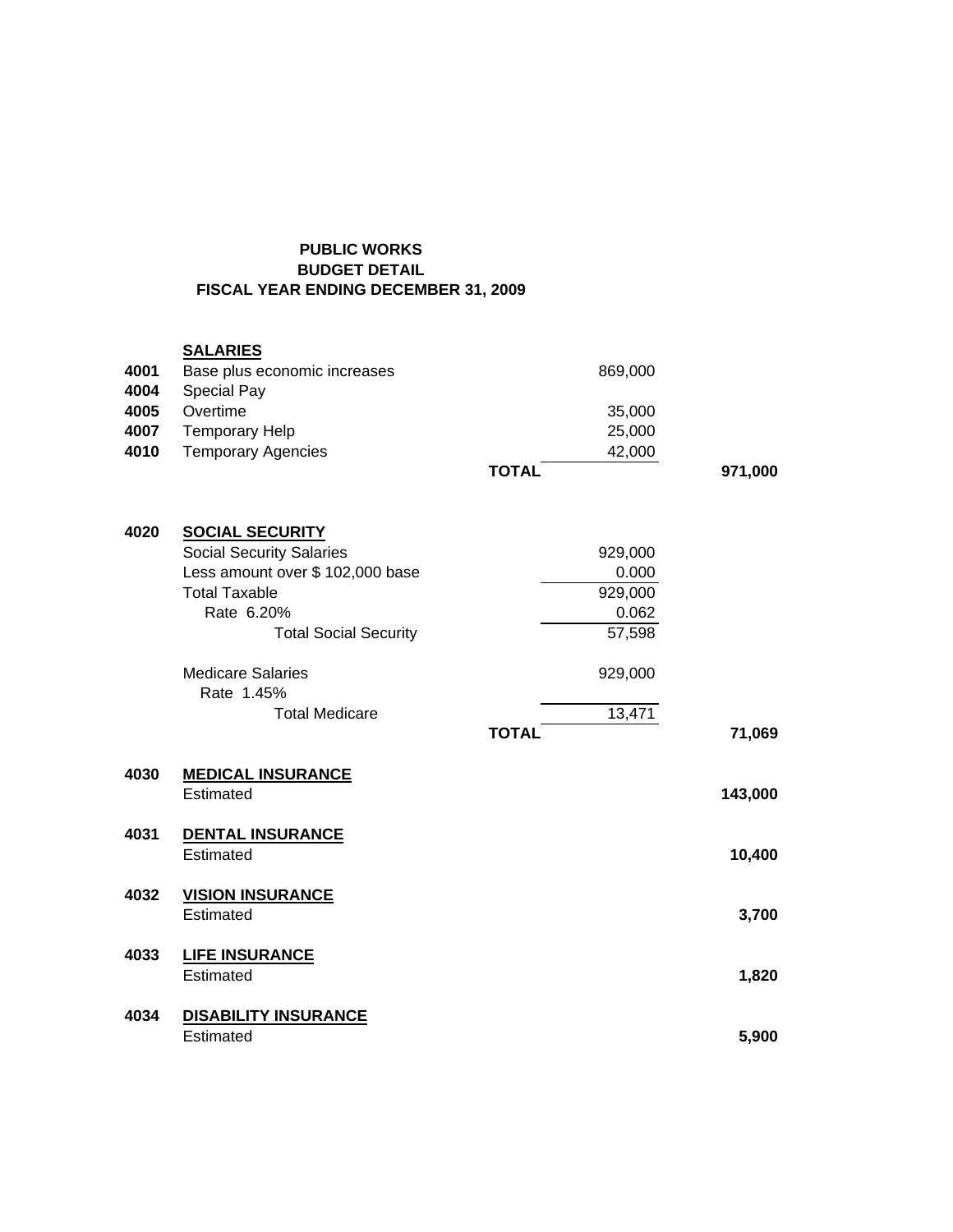**PUBLIC WORKS**
**BUDGET DETAIL**
**FISCAL YEAR ENDING DECEMBER 31, 2009**

| Code | Description | | Amount | Total |
|---|---|---|---|---|
| | **SALARIES** | | | |
| **4001** | Base plus economic increases | | 869,000 | |
| **4004** | Special Pay | | | |
| **4005** | Overtime | | 35,000 | |
| **4007** | Temporary Help | | 25,000 | |
| **4010** | Temporary Agencies | | 42,000 | |
| | | **TOTAL** | | **971,000** |
| | | | | |
| **4020** | **SOCIAL SECURITY** | | | |
| | Social Security Salaries | | 929,000 | |
| | Less amount over $ 102,000 base | | 0.000 | |
| | Total Taxable | | 929,000 | |
| | Rate 6.20% | | 0.062 | |
| | Total Social Security | | 57,598 | |
| | | | | |
| | Medicare Salaries | | 929,000 | |
| | Rate 1.45% | | | |
| | Total Medicare | | 13,471 | |
| | | **TOTAL** | | **71,069** |
| | | | | |
| **4030** | **MEDICAL INSURANCE** | | | |
| | Estimated | | | **143,000** |
| | | | | |
| **4031** | **DENTAL INSURANCE** | | | |
| | Estimated | | | **10,400** |
| | | | | |
| **4032** | **VISION INSURANCE** | | | |
| | Estimated | | | **3,700** |
| | | | | |
| **4033** | **LIFE INSURANCE** | | | |
| | Estimated | | | **1,820** |
| | | | | |
| **4034** | **DISABILITY INSURANCE** | | | |
| | Estimated | | | **5,900** |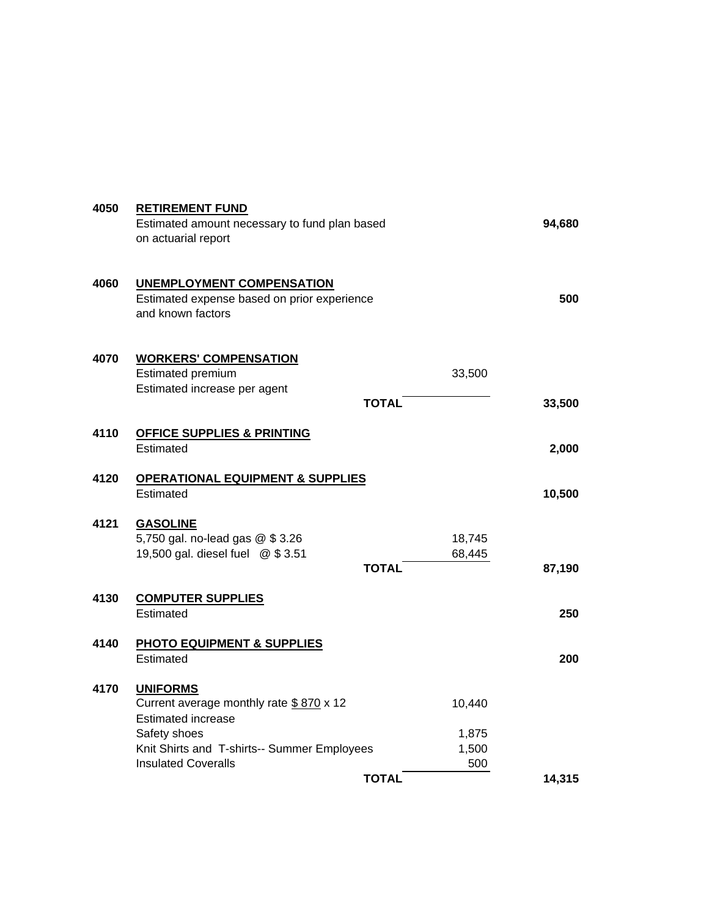| | | | |
|---|---|---|---|
| **4050** | **RETIREMENT FUND** | | |
| | Estimated amount necessary to fund plan based on actuarial report | | **94,680** |
| **4060** | **UNEMPLOYMENT COMPENSATION** | | |
| | Estimated expense based on prior experience and known factors | | **500** |
| **4070** | **WORKERS' COMPENSATION** | | |
| | Estimated premium | 33,500 | |
| | Estimated increase per agent | | |
| | **TOTAL** | | **33,500** |
| **4110** | **OFFICE SUPPLIES & PRINTING** | | |
| | Estimated | | **2,000** |
| **4120** | **OPERATIONAL EQUIPMENT & SUPPLIES** | | |
| | Estimated | | **10,500** |
| **4121** | **GASOLINE** | | |
| | 5,750 gal. no-lead gas @ $ 3.26 | 18,745 | |
| | 19,500 gal. diesel fuel @ $ 3.51 | 68,445 | |
| | **TOTAL** | | **87,190** |
| **4130** | **COMPUTER SUPPLIES** | | |
| | Estimated | | **250** |
| **4140** | **PHOTO EQUIPMENT & SUPPLIES** | | |
| | Estimated | | **200** |
| **4170** | **UNIFORMS** | | |
| | Current average monthly rate $ 870 x 12 | 10,440 | |
| | Estimated increase | | |
| | Safety shoes | 1,875 | |
| | Knit Shirts and T-shirts-- Summer Employees | 1,500 | |
| | Insulated Coveralls | 500 | |
| | **TOTAL** | | **14,315** |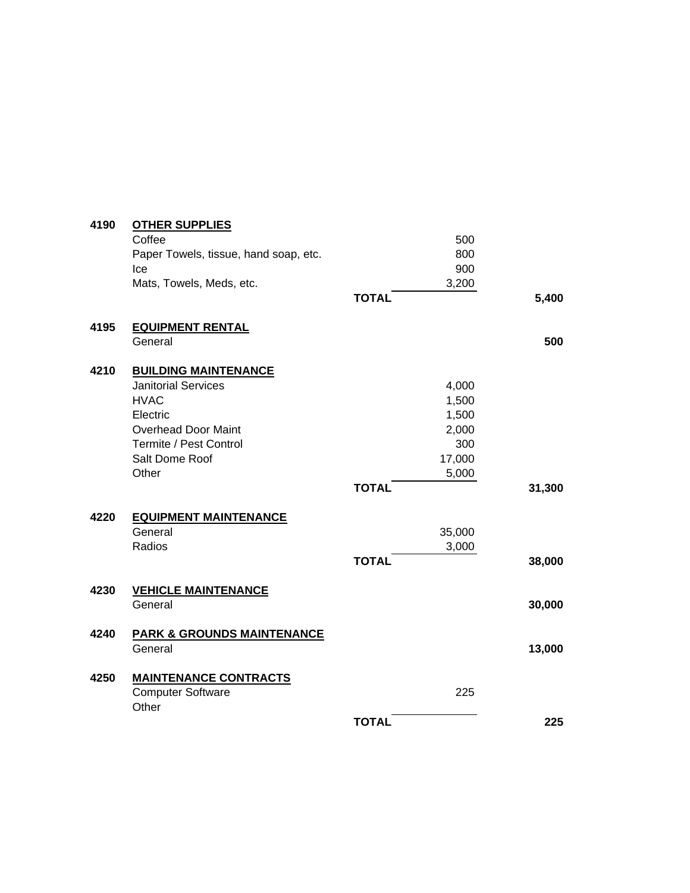| Account | Description | | Amount | Total |
|---|---|---|---|---|
| **4190** | **OTHER SUPPLIES** | | | |
| | Coffee | | 500 | |
| | Paper Towels, tissue, hand soap, etc. | | 800 | |
| | Ice | | 900 | |
| | Mats, Towels, Meds, etc. | | 3,200 | |
| | | **TOTAL** | | **5,400** |
| **4195** | **EQUIPMENT RENTAL** | | | |
| | General | | | **500** |
| **4210** | **BUILDING MAINTENANCE** | | | |
| | Janitorial Services | | 4,000 | |
| | HVAC | | 1,500 | |
| | Electric | | 1,500 | |
| | Overhead Door Maint | | 2,000 | |
| | Termite / Pest Control | | 300 | |
| | Salt Dome Roof | | 17,000 | |
| | Other | | 5,000 | |
| | | **TOTAL** | | **31,300** |
| **4220** | **EQUIPMENT MAINTENANCE** | | | |
| | General | | 35,000 | |
| | Radios | | 3,000 | |
| | | **TOTAL** | | **38,000** |
| **4230** | **VEHICLE MAINTENANCE** | | | |
| | General | | | **30,000** |
| **4240** | **PARK & GROUNDS MAINTENANCE** | | | |
| | General | | | **13,000** |
| **4250** | **MAINTENANCE CONTRACTS** | | | |
| | Computer Software | | 225 | |
| | Other | | | |
| | | **TOTAL** | | **225** |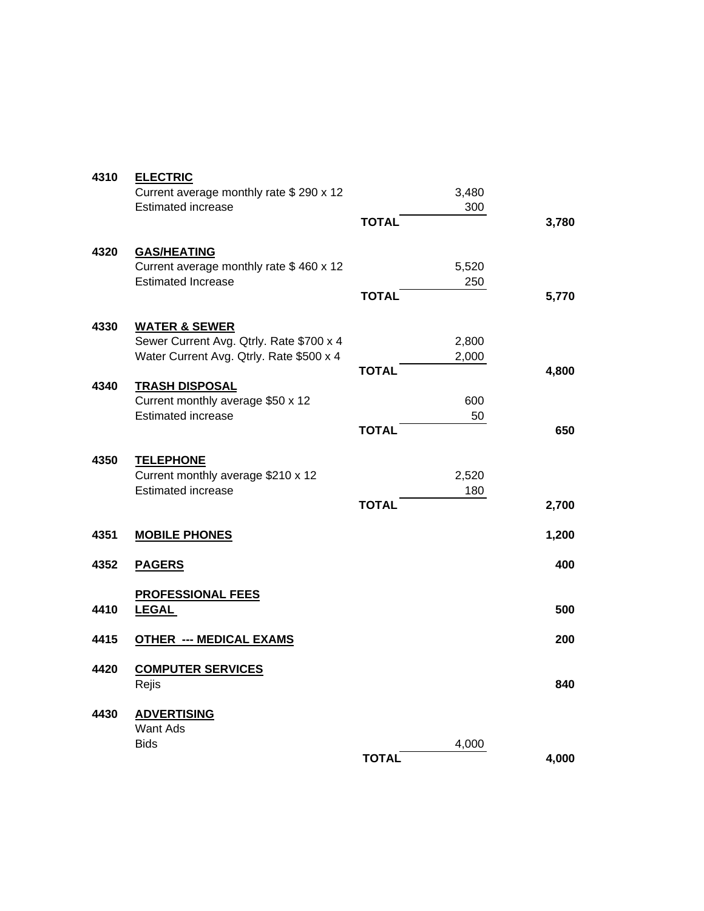| Code | Description | | Amount | Total |
|---|---|---|---|---|
| 4310 | **ELECTRIC** | | | |
| | Current average monthly rate $ 290 x 12 | | 3,480 | |
| | Estimated increase | | 300 | |
| | | **TOTAL** | | **3,780** |
| 4320 | **GAS/HEATING** | | | |
| | Current average monthly rate $ 460 x 12 | | 5,520 | |
| | Estimated Increase | | 250 | |
| | | **TOTAL** | | **5,770** |
| 4330 | **WATER & SEWER** | | | |
| | Sewer Current Avg. Qtrly. Rate $700 x 4 | | 2,800 | |
| | Water Current Avg. Qtrly. Rate $500 x 4 | | 2,000 | |
| | | **TOTAL** | | **4,800** |
| 4340 | **TRASH DISPOSAL** | | | |
| | Current monthly average $50 x 12 | | 600 | |
| | Estimated increase | | 50 | |
| | | **TOTAL** | | **650** |
| 4350 | **TELEPHONE** | | | |
| | Current monthly average $210 x 12 | | 2,520 | |
| | Estimated increase | | 180 | |
| | | **TOTAL** | | **2,700** |
| 4351 | **MOBILE PHONES** | | | **1,200** |
| 4352 | **PAGERS** | | | **400** |
| | **PROFESSIONAL FEES** | | | |
| 4410 | **LEGAL** | | | **500** |
| 4415 | **OTHER --- MEDICAL EXAMS** | | | **200** |
| 4420 | **COMPUTER SERVICES** | | | |
| | Rejis | | | **840** |
| 4430 | **ADVERTISING** | | | |
| | Want Ads | | | |
| | Bids | | 4,000 | |
| | | **TOTAL** | | **4,000** |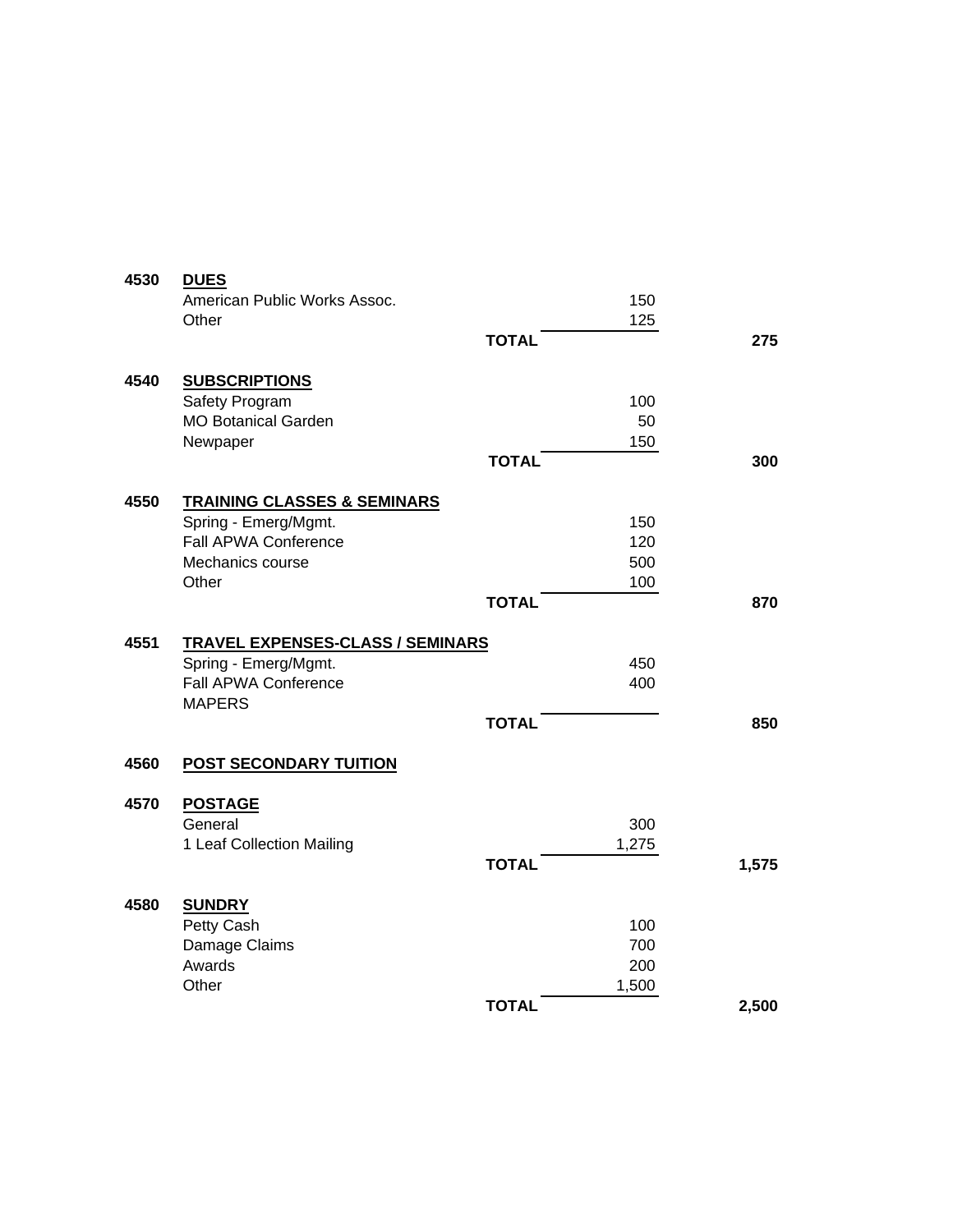| Code | Item | | Amount | Total |
|---|---|---|---|---|
| **4530** | **DUES** | | | |
| | American Public Works Assoc. | | 150 | |
| | Other | | 125 | |
| | | **TOTAL** | | **275** |
| **4540** | **SUBSCRIPTIONS** | | | |
| | Safety Program | | 100 | |
| | MO Botanical Garden | | 50 | |
| | Newpaper | | 150 | |
| | | **TOTAL** | | **300** |
| **4550** | **TRAINING CLASSES & SEMINARS** | | | |
| | Spring - Emerg/Mgmt. | | 150 | |
| | Fall APWA Conference | | 120 | |
| | Mechanics course | | 500 | |
| | Other | | 100 | |
| | | **TOTAL** | | **870** |
| **4551** | **TRAVEL EXPENSES-CLASS / SEMINARS** | | | |
| | Spring - Emerg/Mgmt. | | 450 | |
| | Fall APWA Conference | | 400 | |
| | MAPERS | | | |
| | | **TOTAL** | | **850** |
| **4560** | **POST SECONDARY TUITION** | | | |
| **4570** | **POSTAGE** | | | |
| | General | | 300 | |
| | 1 Leaf Collection Mailing | | 1,275 | |
| | | **TOTAL** | | **1,575** |
| **4580** | **SUNDRY** | | | |
| | Petty Cash | | 100 | |
| | Damage Claims | | 700 | |
| | Awards | | 200 | |
| | Other | | 1,500 | |
| | | **TOTAL** | | **2,500** |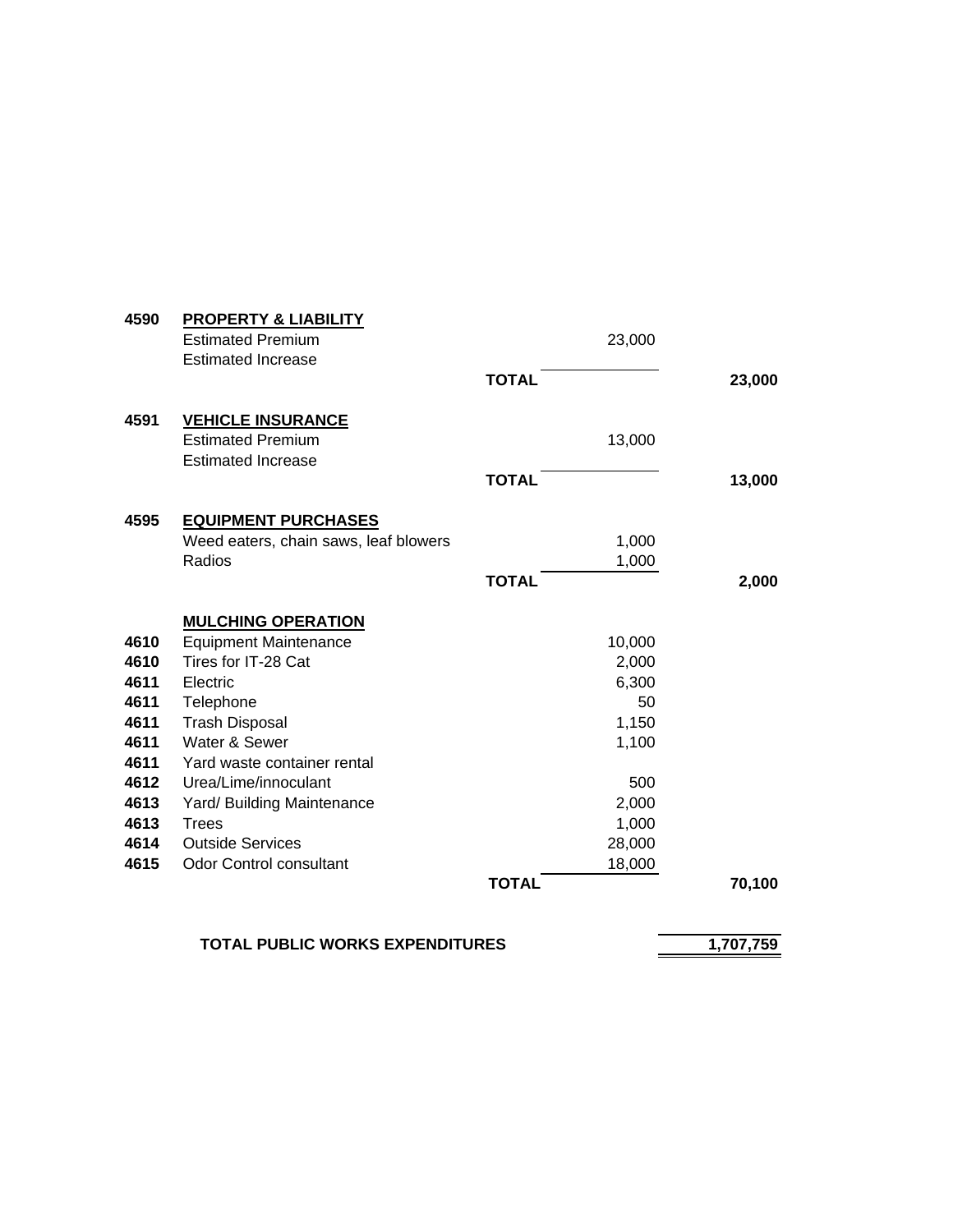| Code | Description | | Amount | Total |
|---|---|---|---|---|
| 4590 | **PROPERTY & LIABILITY** | | | |
| | Estimated Premium | | 23,000 | |
| | Estimated Increase | | | |
| | | **TOTAL** | | **23,000** |
| 4591 | **VEHICLE INSURANCE** | | | |
| | Estimated Premium | | 13,000 | |
| | Estimated Increase | | | |
| | | **TOTAL** | | **13,000** |
| 4595 | **EQUIPMENT PURCHASES** | | | |
| | Weed eaters, chain saws, leaf blowers | | 1,000 | |
| | Radios | | 1,000 | |
| | | **TOTAL** | | **2,000** |
| | **MULCHING OPERATION** | | | |
| 4610 | Equipment Maintenance | | 10,000 | |
| 4610 | Tires for IT-28 Cat | | 2,000 | |
| 4611 | Electric | | 6,300 | |
| 4611 | Telephone | | 50 | |
| 4611 | Trash Disposal | | 1,150 | |
| 4611 | Water & Sewer | | 1,100 | |
| 4611 | Yard waste container rental | | | |
| 4612 | Urea/Lime/innoculant | | 500 | |
| 4613 | Yard/ Building Maintenance | | 2,000 | |
| 4613 | Trees | | 1,000 | |
| 4614 | Outside Services | | 28,000 | |
| 4615 | Odor Control consultant | | 18,000 | |
| | | **TOTAL** | | **70,100** |
| | **TOTAL PUBLIC WORKS EXPENDITURES** | | | **1,707,759** |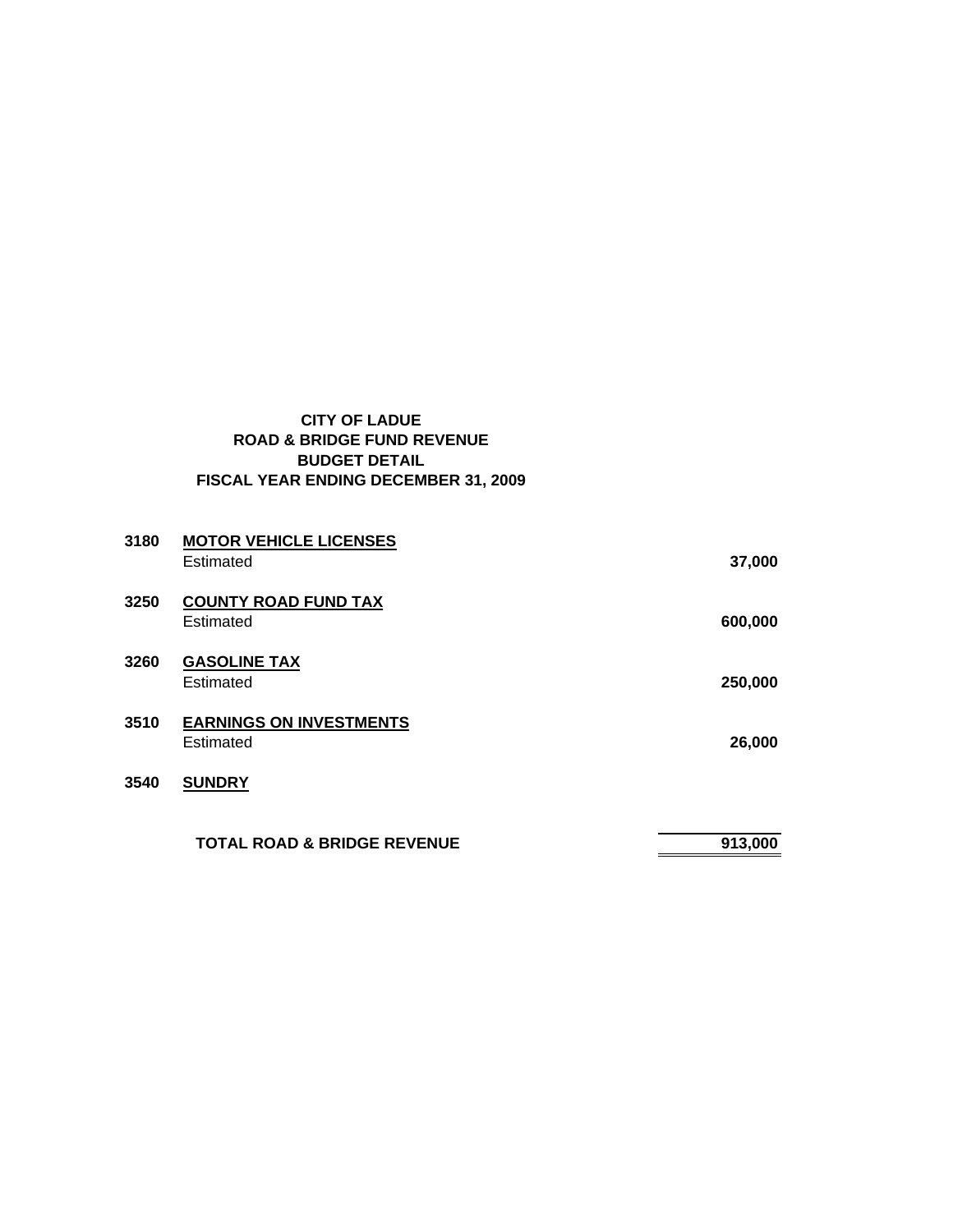**CITY OF LADUE**
**ROAD & BRIDGE FUND REVENUE**
**BUDGET DETAIL**
**FISCAL YEAR ENDING DECEMBER 31, 2009**

| | | |
|---|---|---|
| **3180** | **MOTOR VEHICLE LICENSES** | |
| | Estimated | **37,000** |
| **3250** | **COUNTY ROAD FUND TAX** | |
| | Estimated | **600,000** |
| **3260** | **GASOLINE TAX** | |
| | Estimated | **250,000** |
| **3510** | **EARNINGS ON INVESTMENTS** | |
| | Estimated | **26,000** |
| **3540** | **SUNDRY** | |
| | **TOTAL ROAD & BRIDGE REVENUE** | **913,000** |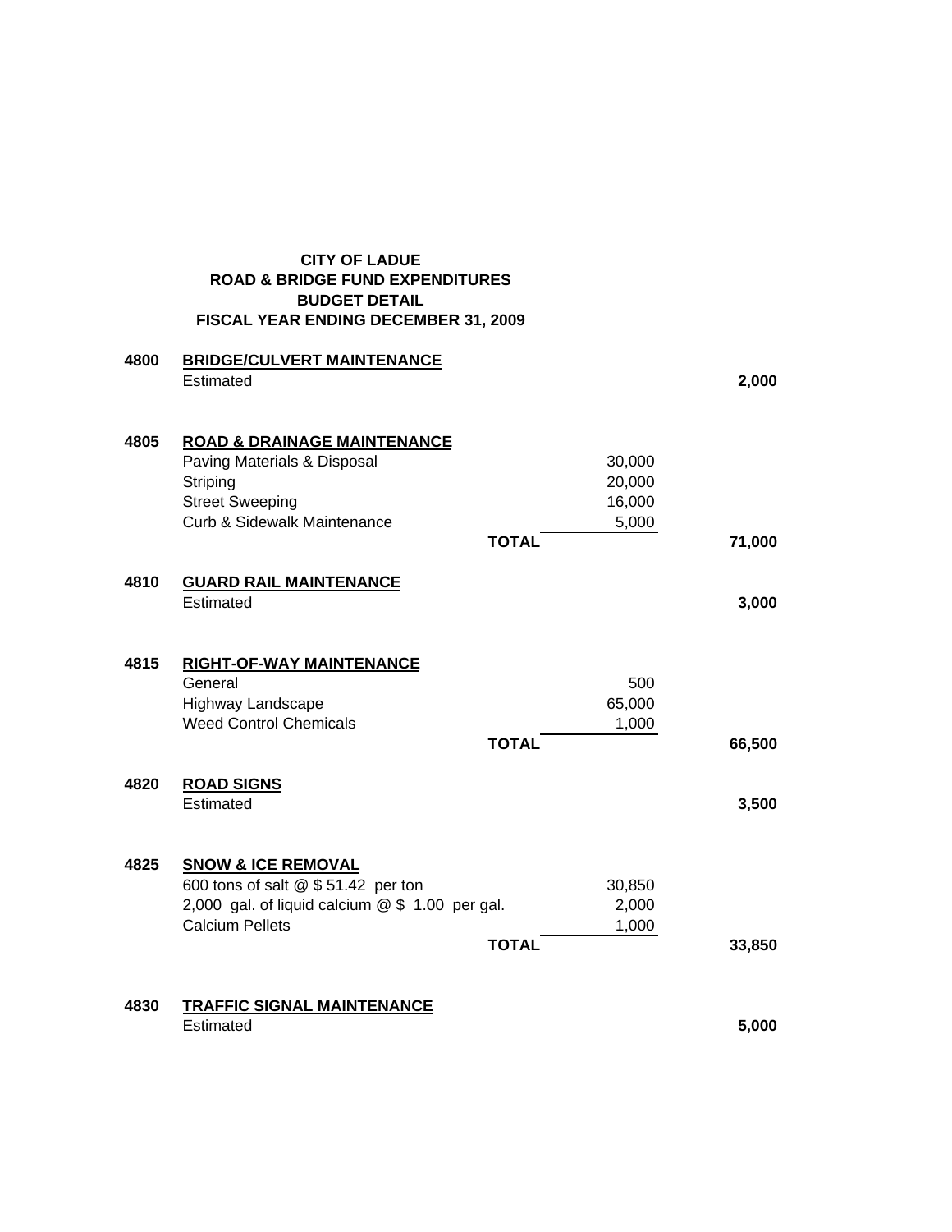**CITY OF LADUE**
**ROAD & BRIDGE FUND EXPENDITURES**
**BUDGET DETAIL**
**FISCAL YEAR ENDING DECEMBER 31, 2009**

| Code | Description | Detail | Total |
|---|---|---|---|
| **4800** | **BRIDGE/CULVERT MAINTENANCE** | | |
| | Estimated | | **2,000** |
| **4805** | **ROAD & DRAINAGE MAINTENANCE** | | |
| | Paving Materials & Disposal | 30,000 | |
| | Striping | 20,000 | |
| | Street Sweeping | 16,000 | |
| | Curb & Sidewalk Maintenance | 5,000 | |
| | **TOTAL** | | **71,000** |
| **4810** | **GUARD RAIL MAINTENANCE** | | |
| | Estimated | | **3,000** |
| **4815** | **RIGHT-OF-WAY MAINTENANCE** | | |
| | General | 500 | |
| | Highway Landscape | 65,000 | |
| | Weed Control Chemicals | 1,000 | |
| | **TOTAL** | | **66,500** |
| **4820** | **ROAD SIGNS** | | |
| | Estimated | | **3,500** |
| **4825** | **SNOW & ICE REMOVAL** | | |
| | 600 tons of salt @ $ 51.42 per ton | 30,850 | |
| | 2,000 gal. of liquid calcium @ $ 1.00 per gal. | 2,000 | |
| | Calcium Pellets | 1,000 | |
| | **TOTAL** | | **33,850** |
| **4830** | **TRAFFIC SIGNAL MAINTENANCE** | | |
| | Estimated | | **5,000** |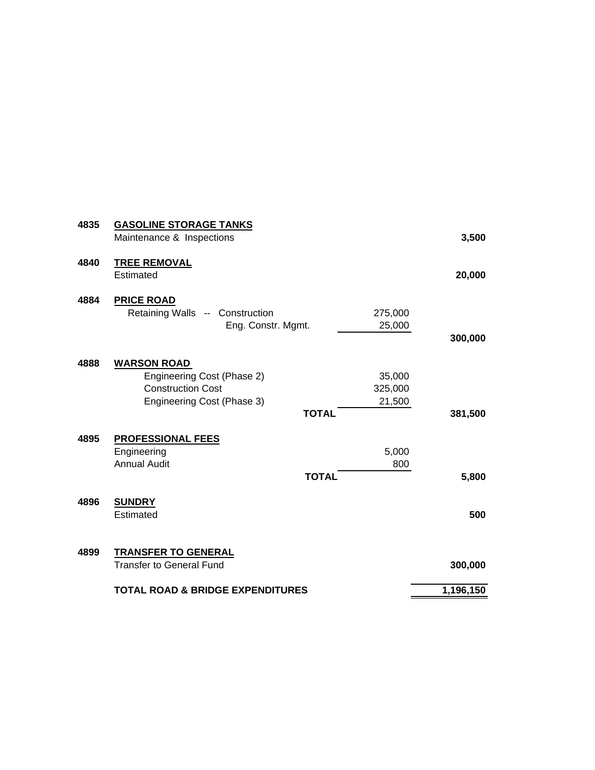| | | | |
|---|---|---|---|
| **4835** | **GASOLINE STORAGE TANKS** | | |
| | Maintenance & Inspections | | **3,500** |
| **4840** | **TREE REMOVAL** | | |
| | Estimated | | **20,000** |
| **4884** | **PRICE ROAD** | | |
| | Retaining Walls -- Construction | 275,000 | |
| | Eng. Constr. Mgmt. | 25,000 | |
| | | | **300,000** |
| **4888** | **WARSON ROAD** | | |
| | Engineering Cost (Phase 2) | 35,000 | |
| | Construction Cost | 325,000 | |
| | Engineering Cost (Phase 3) | 21,500 | |
| | **TOTAL** | | **381,500** |
| **4895** | **PROFESSIONAL FEES** | | |
| | Engineering | 5,000 | |
| | Annual Audit | 800 | |
| | **TOTAL** | | **5,800** |
| **4896** | **SUNDRY** | | |
| | Estimated | | **500** |
| **4899** | **TRANSFER TO GENERAL** | | |
| | Transfer to General Fund | | **300,000** |
| | **TOTAL ROAD & BRIDGE EXPENDITURES** | | **1,196,150** |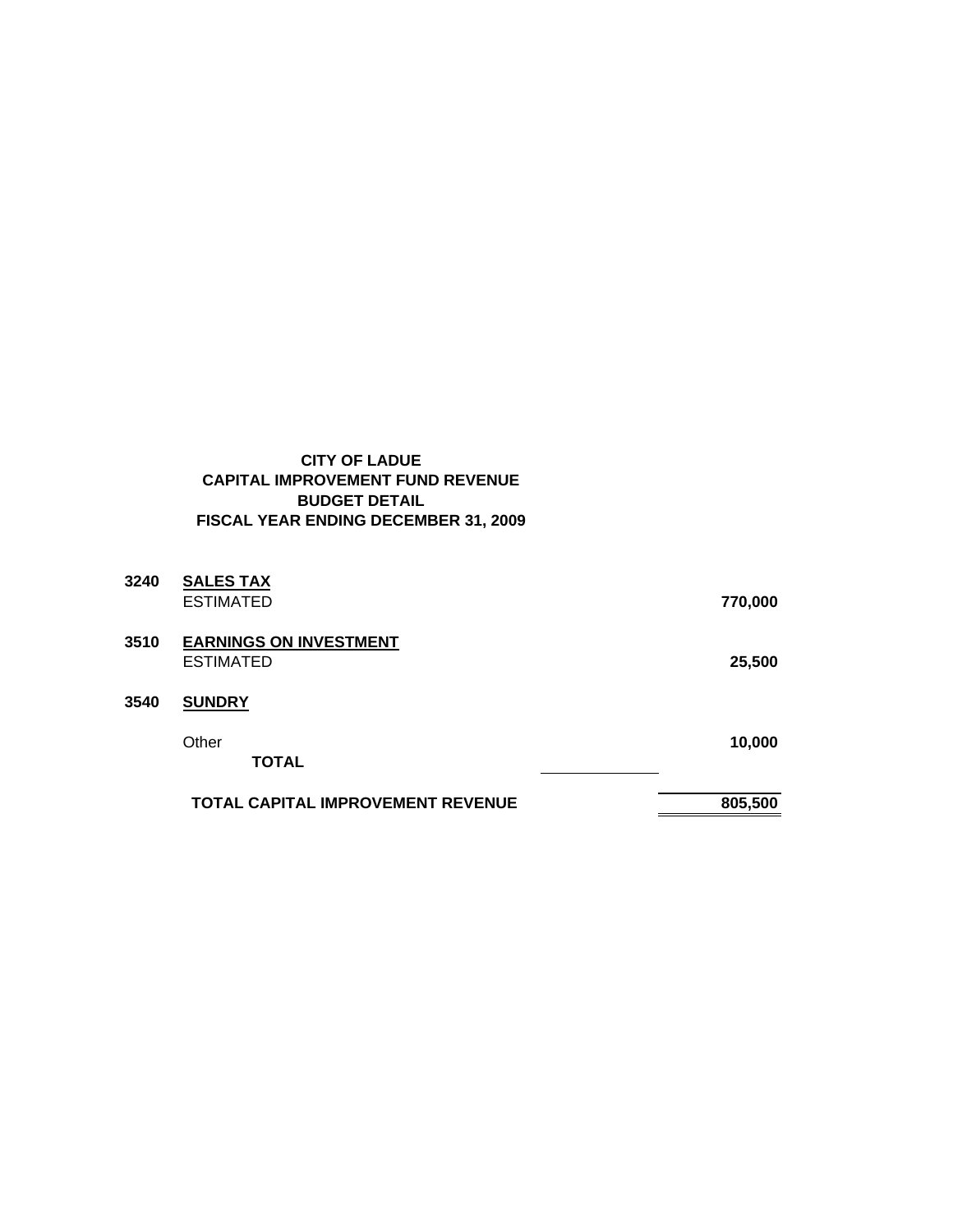**CITY OF LADUE**
**CAPITAL IMPROVEMENT FUND REVENUE**
**BUDGET DETAIL**
**FISCAL YEAR ENDING DECEMBER 31, 2009**

| Code | Description | | Amount |
|---|---|---|---|
| **3240** | **SALES TAX** | | |
| | ESTIMATED | | **770,000** |
| **3510** | **EARNINGS ON INVESTMENT** | | |
| | ESTIMATED | | **25,500** |
| **3540** | **SUNDRY** | | |
| | Other | | **10,000** |
| | **TOTAL** | | |
| | **TOTAL CAPITAL IMPROVEMENT REVENUE** | | **805,500** |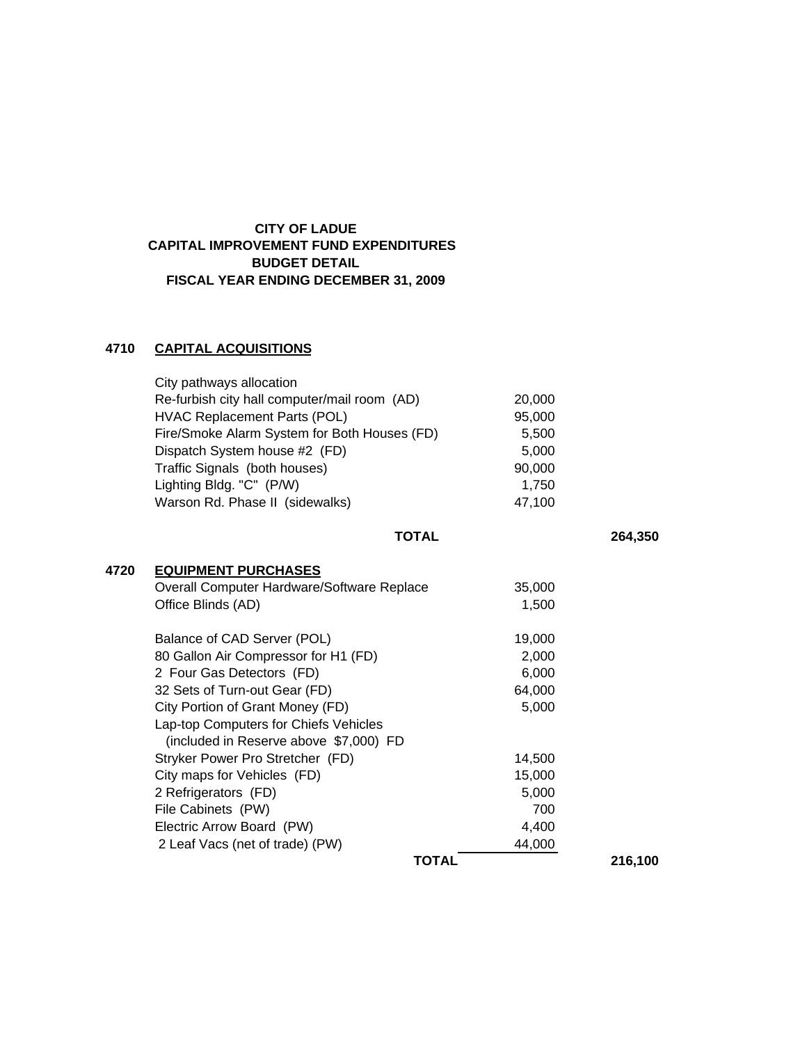# CITY OF LADUE
## CAPITAL IMPROVEMENT FUND EXPENDITURES
## BUDGET DETAIL
## FISCAL YEAR ENDING DECEMBER 31, 2009

### 4710 CAPITAL ACQUISITIONS

| Item | Amount | Total |
|---|---|---|
| City pathways allocation | | |
| Re-furbish city hall computer/mail room (AD) | 20,000 | |
| HVAC Replacement Parts (POL) | 95,000 | |
| Fire/Smoke Alarm System for Both Houses (FD) | 5,500 | |
| Dispatch System house #2 (FD) | 5,000 | |
| Traffic Signals (both houses) | 90,000 | |
| Lighting Bldg. "C" (P/W) | 1,750 | |
| Warson Rd. Phase II (sidewalks) | 47,100 | |
| **TOTAL** | | **264,350** |

### 4720 EQUIPMENT PURCHASES

| Item | Amount | Total |
|---|---|---|
| Overall Computer Hardware/Software Replace | 35,000 | |
| Office Blinds (AD) | 1,500 | |
| Balance of CAD Server (POL) | 19,000 | |
| 80 Gallon Air Compressor for H1 (FD) | 2,000 | |
| 2 Four Gas Detectors (FD) | 6,000 | |
| 32 Sets of Turn-out Gear (FD) | 64,000 | |
| City Portion of Grant Money (FD) | 5,000 | |
| Lap-top Computers for Chiefs Vehicles (included in Reserve above $7,000) FD | | |
| Stryker Power Pro Stretcher (FD) | 14,500 | |
| City maps for Vehicles (FD) | 15,000 | |
| 2 Refrigerators (FD) | 5,000 | |
| File Cabinets (PW) | 700 | |
| Electric Arrow Board (PW) | 4,400 | |
| 2 Leaf Vacs (net of trade) (PW) | 44,000 | |
| **TOTAL** | | **216,100** |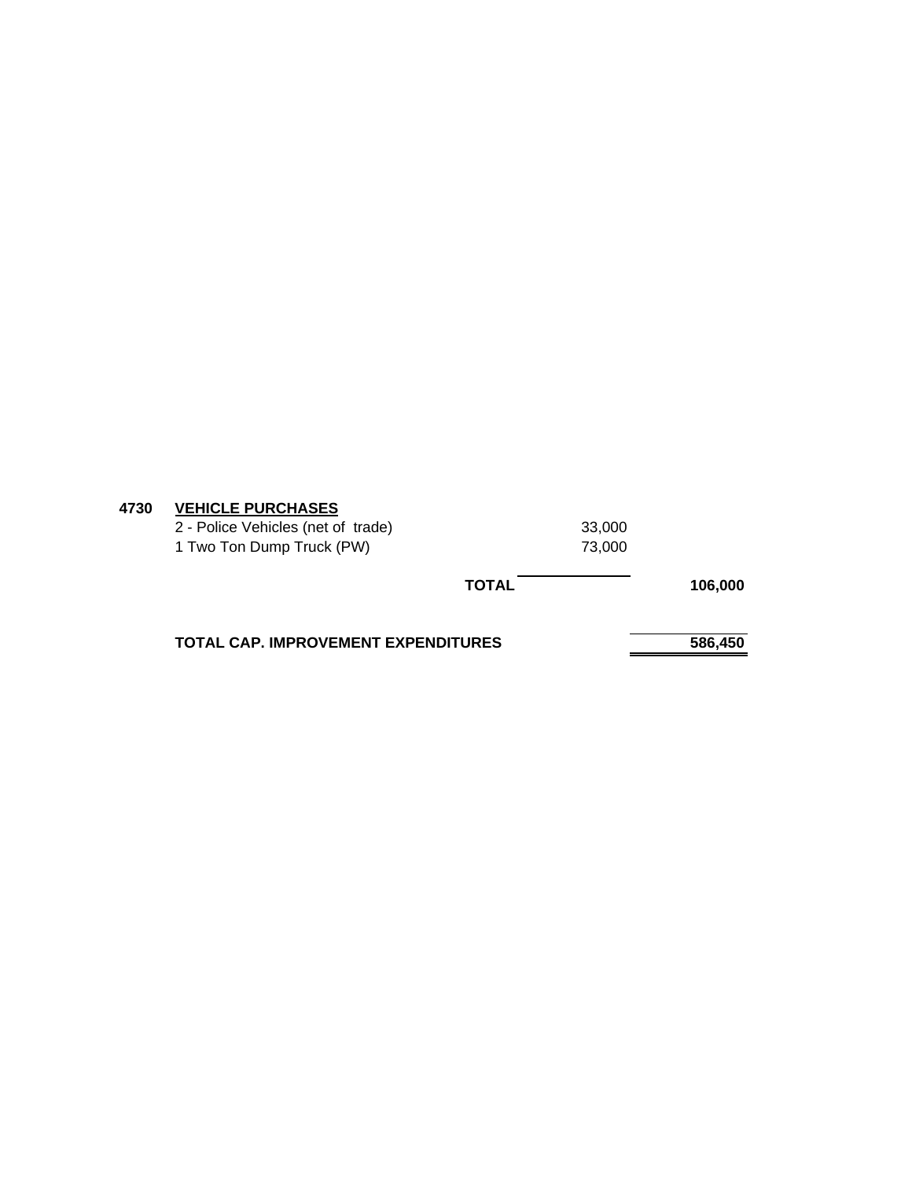| | | | |
|---|---|---|---|
| **4730** | **<u>VEHICLE PURCHASES</u>** | | |
| | 2 - Police Vehicles (net of trade) | 33,000 | |
| | 1 Two Ton Dump Truck (PW) | 73,000 | |
| | **TOTAL** | | **106,000** |
| | **TOTAL CAP. IMPROVEMENT EXPENDITURES** | | **586,450** |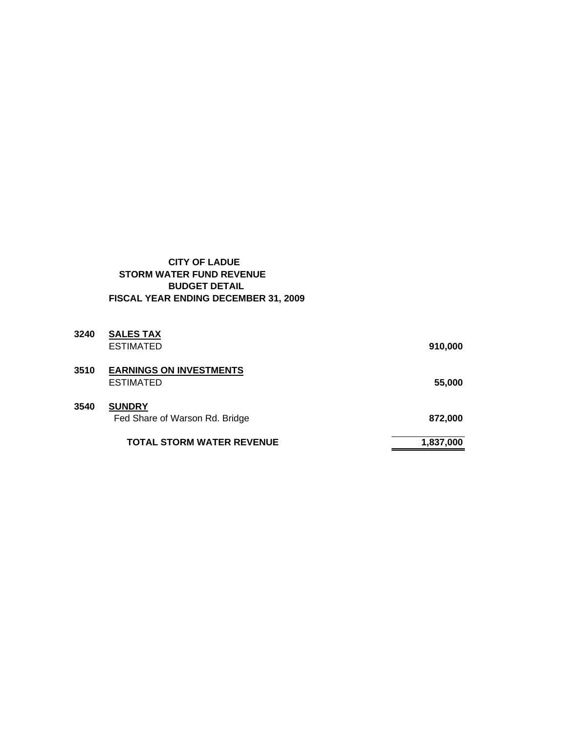**CITY OF LADUE**
**STORM WATER FUND REVENUE**
**BUDGET DETAIL**
**FISCAL YEAR ENDING DECEMBER 31, 2009**

| | | |
|---|---|---|
| **3240** | **SALES TAX** | |
| | ESTIMATED | **910,000** |
| **3510** | **EARNINGS ON INVESTMENTS** | |
| | ESTIMATED | **55,000** |
| **3540** | **SUNDRY** | |
| | Fed Share of Warson Rd. Bridge | **872,000** |
| | **TOTAL STORM WATER REVENUE** | **1,837,000** |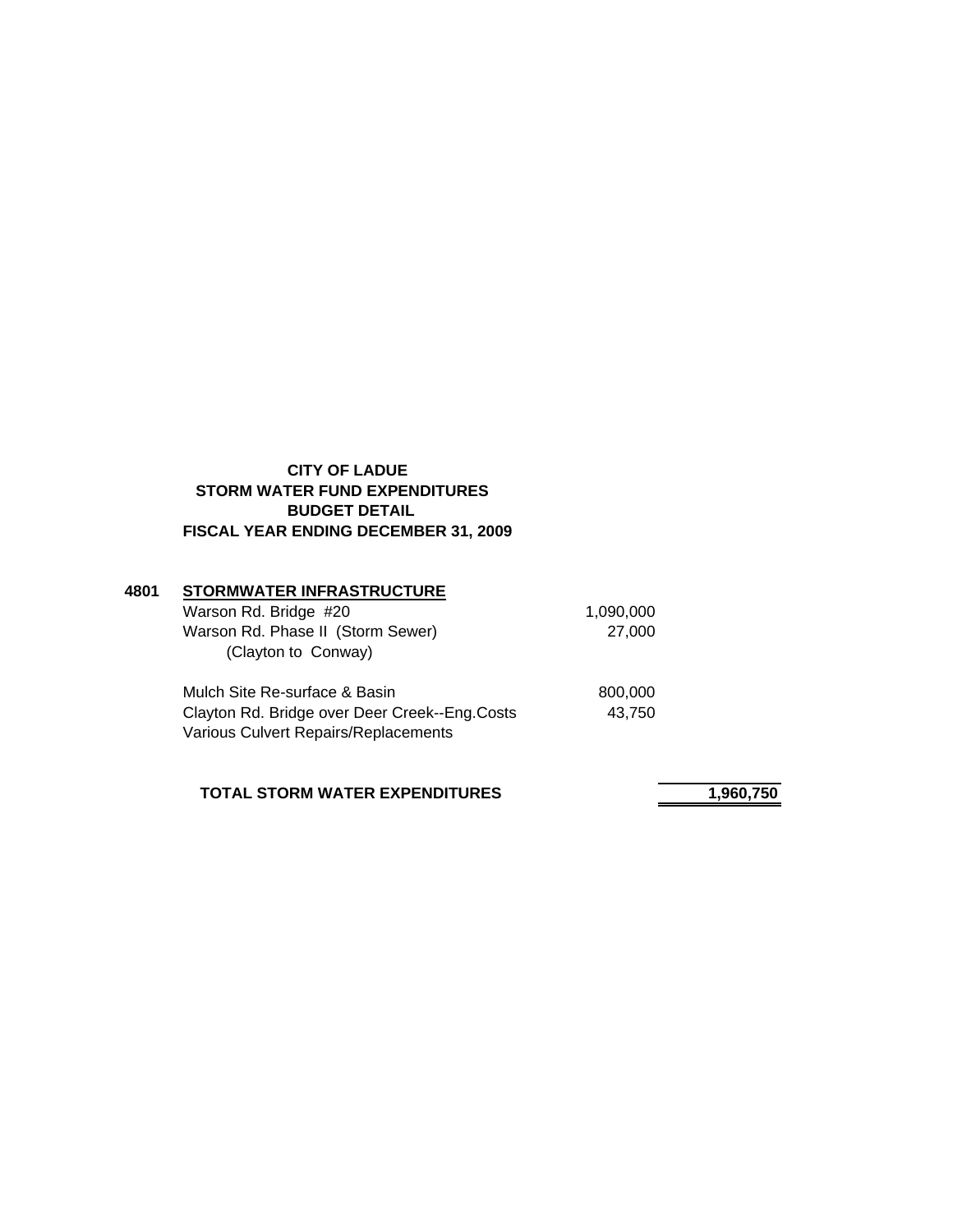**CITY OF LADUE**
**STORM WATER FUND EXPENDITURES**
**BUDGET DETAIL**
**FISCAL YEAR ENDING DECEMBER 31, 2009**

| | | | |
|---|---|---|---|
| **4801** | **STORMWATER INFRASTRUCTURE** | | |
| | Warson Rd. Bridge #20 | 1,090,000 | |
| | Warson Rd. Phase II (Storm Sewer) (Clayton to Conway) | 27,000 | |
| | Mulch Site Re-surface & Basin | 800,000 | |
| | Clayton Rd. Bridge over Deer Creek--Eng.Costs | 43,750 | |
| | Various Culvert Repairs/Replacements | | |
| | **TOTAL STORM WATER EXPENDITURES** | | **1,960,750** |